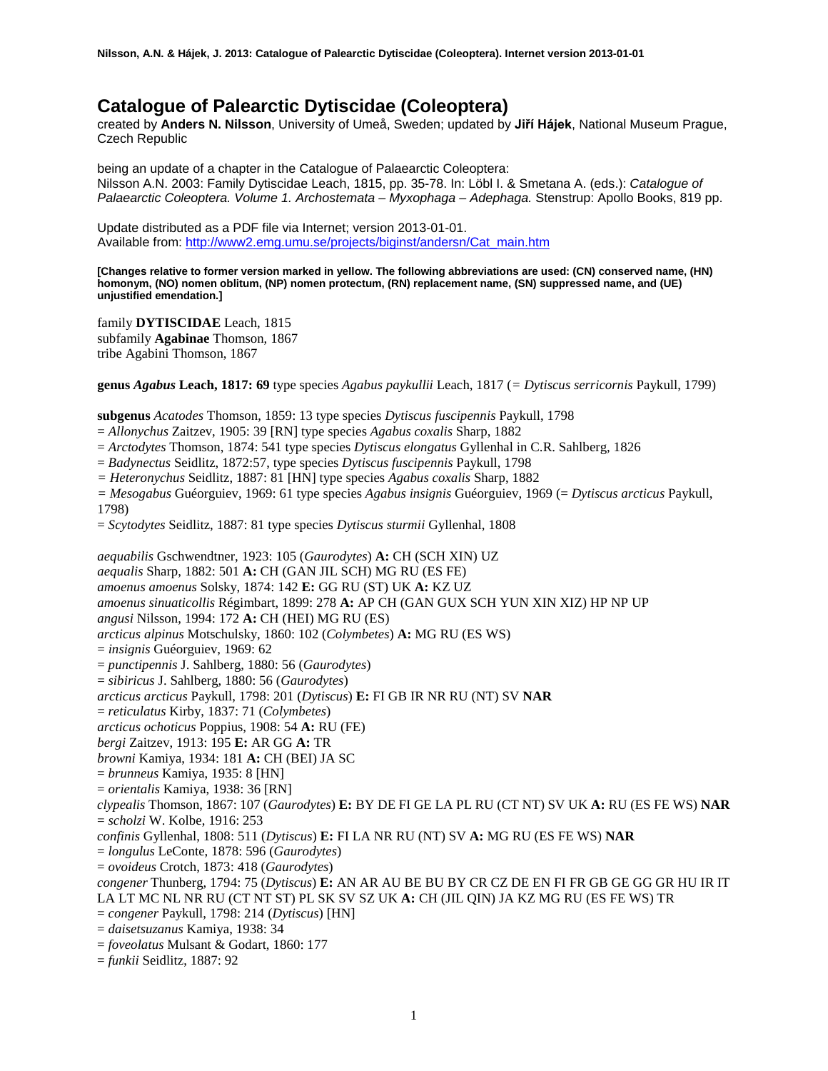# Catalogue of Palearctic Dytiscidae (Coleoptera)

created by **Anders N. Nilsson**, University of Umeå, Sweden; updated by **Jiří Hájek**, National Museum Prague, Czech Republic

being an update of a chapter in the Catalogue of Palaearctic Coleoptera:
Nilsson A.N. 2003: Family Dytiscidae Leach, 1815, pp. 35-78. In: Löbl I. & Smetana A. (eds.): *Catalogue of Palaearctic Coleoptera. Volume 1. Archostemata – Myxophaga – Adephaga.* Stenstrup: Apollo Books, 819 pp.

Update distributed as a PDF file via Internet; version 2013-01-01.
Available from: http://www2.emg.umu.se/projects/biginst/andersn/Cat_main.htm

**[Changes relative to former version marked in yellow. The following abbreviations are used: (CN) conserved name, (HN) homonym, (NO) nomen oblitum, (NP) nomen protectum, (RN) replacement name, (SN) suppressed name, and (UE) unjustified emendation.]**

family **DYTISCIDAE** Leach, 1815
subfamily **Agabinae** Thomson, 1867
tribe Agabini Thomson, 1867

**genus *Agabus* Leach, 1817: 69** type species *Agabus paykullii* Leach, 1817 (= *Dytiscus serricornis* Paykull, 1799)

**subgenus** *Acatodes* Thomson, 1859: 13 type species *Dytiscus fuscipennis* Paykull, 1798
= *Allonychus* Zaitzev, 1905: 39 [RN] type species *Agabus coxalis* Sharp, 1882
= *Arctodytes* Thomson, 1874: 541 type species *Dytiscus elongatus* Gyllenhal in C.R. Sahlberg, 1826
= *Badynectus* Seidlitz, 1872:57, type species *Dytiscus fuscipennis* Paykull, 1798
= *Heteronychus* Seidlitz, 1887: 81 [HN] type species *Agabus coxalis* Sharp, 1882
= *Mesogabus* Guéorguiev, 1969: 61 type species *Agabus insignis* Guéorguiev, 1969 (= *Dytiscus arcticus* Paykull, 1798)
= *Scytodytes* Seidlitz, 1887: 81 type species *Dytiscus sturmii* Gyllenhal, 1808

*aequabilis* Gschwendtner, 1923: 105 (*Gaurodytes*) **A:** CH (SCH XIN) UZ
*aequalis* Sharp, 1882: 501 **A:** CH (GAN JIL SCH) MG RU (ES FE)
*amoenus amoenus* Solsky, 1874: 142 **E:** GG RU (ST) UK **A:** KZ UZ
*amoenus sinuaticollis* Régimbart, 1899: 278 **A:** AP CH (GAN GUX SCH YUN XIN XIZ) HP NP UP
*angusi* Nilsson, 1994: 172 **A:** CH (HEI) MG RU (ES)
*arcticus alpinus* Motschulsky, 1860: 102 (*Colymbetes*) **A:** MG RU (ES WS)
= *insignis* Guéorguiev, 1969: 62
= *punctipennis* J. Sahlberg, 1880: 56 (*Gaurodytes*)
= *sibiricus* J. Sahlberg, 1880: 56 (*Gaurodytes*)
*arcticus arcticus* Paykull, 1798: 201 (*Dytiscus*) **E:** FI GB IR NR RU (NT) SV **NAR**
= *reticulatus* Kirby, 1837: 71 (*Colymbetes*)
*arcticus ochoticus* Poppius, 1908: 54 **A:** RU (FE)
*bergi* Zaitzev, 1913: 195 **E:** AR GG **A:** TR
*browni* Kamiya, 1934: 181 **A:** CH (BEI) JA SC
= *brunneus* Kamiya, 1935: 8 [HN]
= *orientalis* Kamiya, 1938: 36 [RN]
*clypealis* Thomson, 1867: 107 (*Gaurodytes*) **E:** BY DE FI GE LA PL RU (CT NT) SV UK **A:** RU (ES FE WS) **NAR**
= *scholzi* W. Kolbe, 1916: 253
*confinis* Gyllenhal, 1808: 511 (*Dytiscus*) **E:** FI LA NR RU (NT) SV **A:** MG RU (ES FE WS) **NAR**
= *longulus* LeConte, 1878: 596 (*Gaurodytes*)
= *ovoideus* Crotch, 1873: 418 (*Gaurodytes*)
*congener* Thunberg, 1794: 75 (*Dytiscus*) **E:** AN AR AU BE BU BY CR CZ DE EN FI FR GB GE GG GR HU IR IT LA LT MC NL NR RU (CT NT ST) PL SK SV SZ UK **A:** CH (JIL QIN) JA KZ MG RU (ES FE WS) TR
= *congener* Paykull, 1798: 214 (*Dytiscus*) [HN]
= *daisetsuzanus* Kamiya, 1938: 34
= *foveolatus* Mulsant & Godart, 1860: 177
= *funkii* Seidlitz, 1887: 92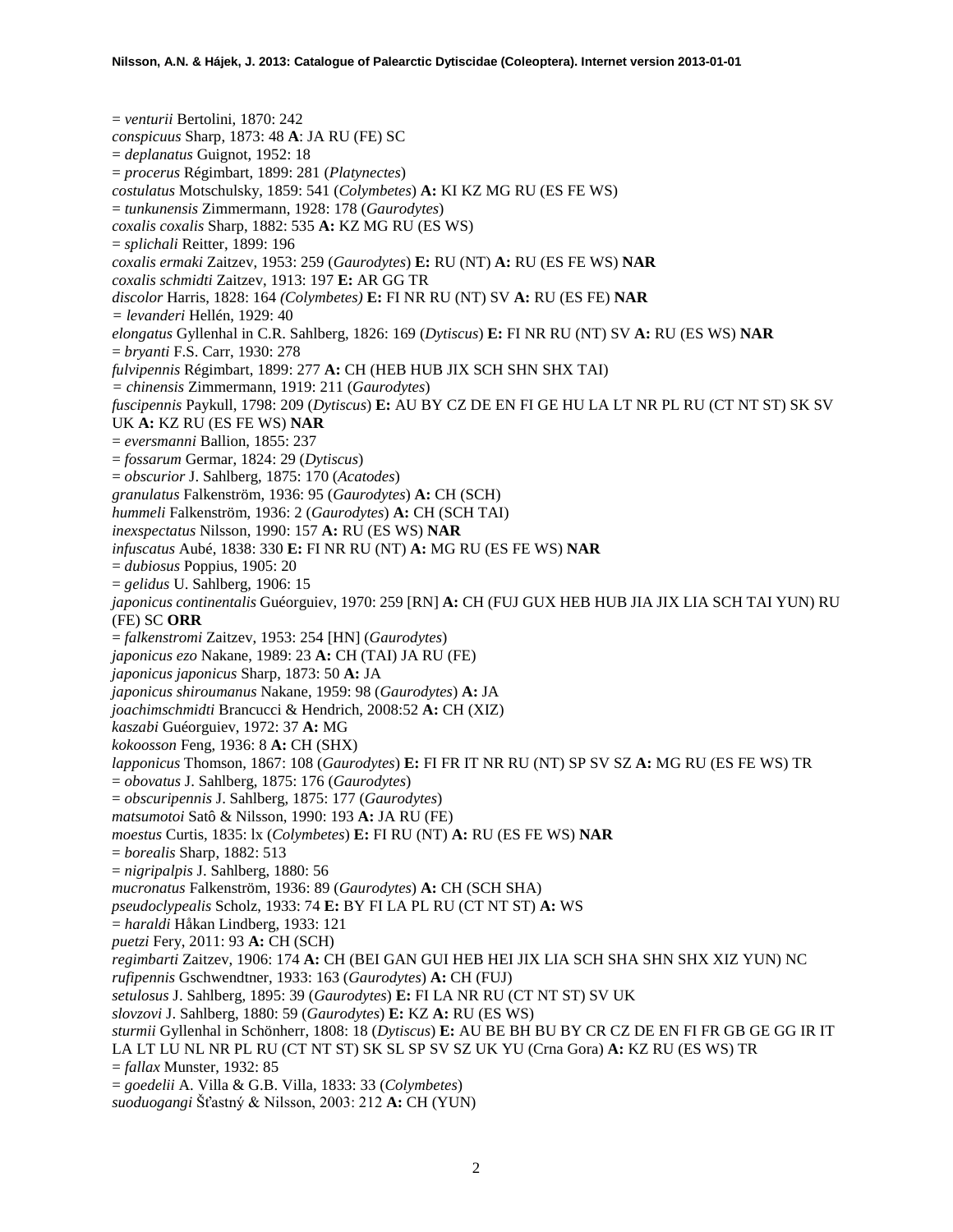= *venturii* Bertolini, 1870: 242
*conspicuus* Sharp, 1873: 48 **A**: JA RU (FE) SC
= *deplanatus* Guignot, 1952: 18
= *procerus* Régimbart, 1899: 281 (*Platynectes*)
*costulatus* Motschulsky, 1859: 541 (*Colymbetes*) **A:** KI KZ MG RU (ES FE WS)
= *tunkunensis* Zimmermann, 1928: 178 (*Gaurodytes*)
*coxalis coxalis* Sharp, 1882: 535 **A:** KZ MG RU (ES WS)
= *splichali* Reitter, 1899: 196
*coxalis ermaki* Zaitzev, 1953: 259 (*Gaurodytes*) **E:** RU (NT) **A:** RU (ES FE WS) **NAR**
*coxalis schmidti* Zaitzev, 1913: 197 **E:** AR GG TR
*discolor* Harris, 1828: 164 *(Colymbetes)* **E:** FI NR RU (NT) SV **A:** RU (ES FE) **NAR**
*= levanderi* Hellén, 1929: 40
*elongatus* Gyllenhal in C.R. Sahlberg, 1826: 169 (*Dytiscus*) **E:** FI NR RU (NT) SV **A:** RU (ES WS) **NAR**
= *bryanti* F.S. Carr, 1930: 278
*fulvipennis* Régimbart, 1899: 277 **A:** CH (HEB HUB JIX SCH SHN SHX TAI)
*= chinensis* Zimmermann, 1919: 211 (*Gaurodytes*)
*fuscipennis* Paykull, 1798: 209 (*Dytiscus*) **E:** AU BY CZ DE EN FI GE HU LA LT NR PL RU (CT NT ST) SK SV UK **A:** KZ RU (ES FE WS) **NAR**
= *eversmanni* Ballion, 1855: 237
= *fossarum* Germar, 1824: 29 (*Dytiscus*)
= *obscurior* J. Sahlberg, 1875: 170 (*Acatodes*)
*granulatus* Falkenström, 1936: 95 (*Gaurodytes*) **A:** CH (SCH)
*hummeli* Falkenström, 1936: 2 (*Gaurodytes*) **A:** CH (SCH TAI)
*inexspectatus* Nilsson, 1990: 157 **A:** RU (ES WS) **NAR**
*infuscatus* Aubé, 1838: 330 **E:** FI NR RU (NT) **A:** MG RU (ES FE WS) **NAR**
= *dubiosus* Poppius, 1905: 20
= *gelidus* U. Sahlberg, 1906: 15
*japonicus continentalis* Guéorguiev, 1970: 259 [RN] **A:** CH (FUJ GUX HEB HUB JIA JIX LIA SCH TAI YUN) RU (FE) SC **ORR**
= *falkenstromi* Zaitzev, 1953: 254 [HN] (*Gaurodytes*)
*japonicus ezo* Nakane, 1989: 23 **A:** CH (TAI) JA RU (FE)
*japonicus japonicus* Sharp, 1873: 50 **A:** JA
*japonicus shiroumanus* Nakane, 1959: 98 (*Gaurodytes*) **A:** JA
*joachimschmidti* Brancucci & Hendrich, 2008:52 **A:** CH (XIZ)
*kaszabi* Guéorguiev, 1972: 37 **A:** MG
*kokoosson* Feng, 1936: 8 **A:** CH (SHX)
*lapponicus* Thomson, 1867: 108 (*Gaurodytes*) **E:** FI FR IT NR RU (NT) SP SV SZ **A:** MG RU (ES FE WS) TR
= *obovatus* J. Sahlberg, 1875: 176 (*Gaurodytes*)
= *obscuripennis* J. Sahlberg, 1875: 177 (*Gaurodytes*)
*matsumotoi* Satô & Nilsson, 1990: 193 **A:** JA RU (FE)
*moestus* Curtis, 1835: lx (*Colymbetes*) **E:** FI RU (NT) **A:** RU (ES FE WS) **NAR**
= *borealis* Sharp, 1882: 513
= *nigripalpis* J. Sahlberg, 1880: 56
*mucronatus* Falkenström, 1936: 89 (*Gaurodytes*) **A:** CH (SCH SHA)
*pseudoclypealis* Scholz, 1933: 74 **E:** BY FI LA PL RU (CT NT ST) **A:** WS
= *haraldi* Håkan Lindberg, 1933: 121
*puetzi* Fery, 2011: 93 **A:** CH (SCH)
*regimbarti* Zaitzev, 1906: 174 **A:** CH (BEI GAN GUI HEB HEI JIX LIA SCH SHA SHN SHX XIZ YUN) NC
*rufipennis* Gschwendtner, 1933: 163 (*Gaurodytes*) **A:** CH (FUJ)
*setulosus* J. Sahlberg, 1895: 39 (*Gaurodytes*) **E:** FI LA NR RU (CT NT ST) SV UK
*slovzovi* J. Sahlberg, 1880: 59 (*Gaurodytes*) **E:** KZ **A:** RU (ES WS)
*sturmii* Gyllenhal in Schönherr, 1808: 18 (*Dytiscus*) **E:** AU BE BH BU BY CR CZ DE EN FI FR GB GE GG IR IT LA LT LU NL NR PL RU (CT NT ST) SK SL SP SV SZ UK YU (Crna Gora) **A:** KZ RU (ES WS) TR
= *fallax* Munster, 1932: 85
= *goedelii* A. Villa & G.B. Villa, 1833: 33 (*Colymbetes*)
*suoduogangi* Šťastný & Nilsson, 2003: 212 **A:** CH (YUN)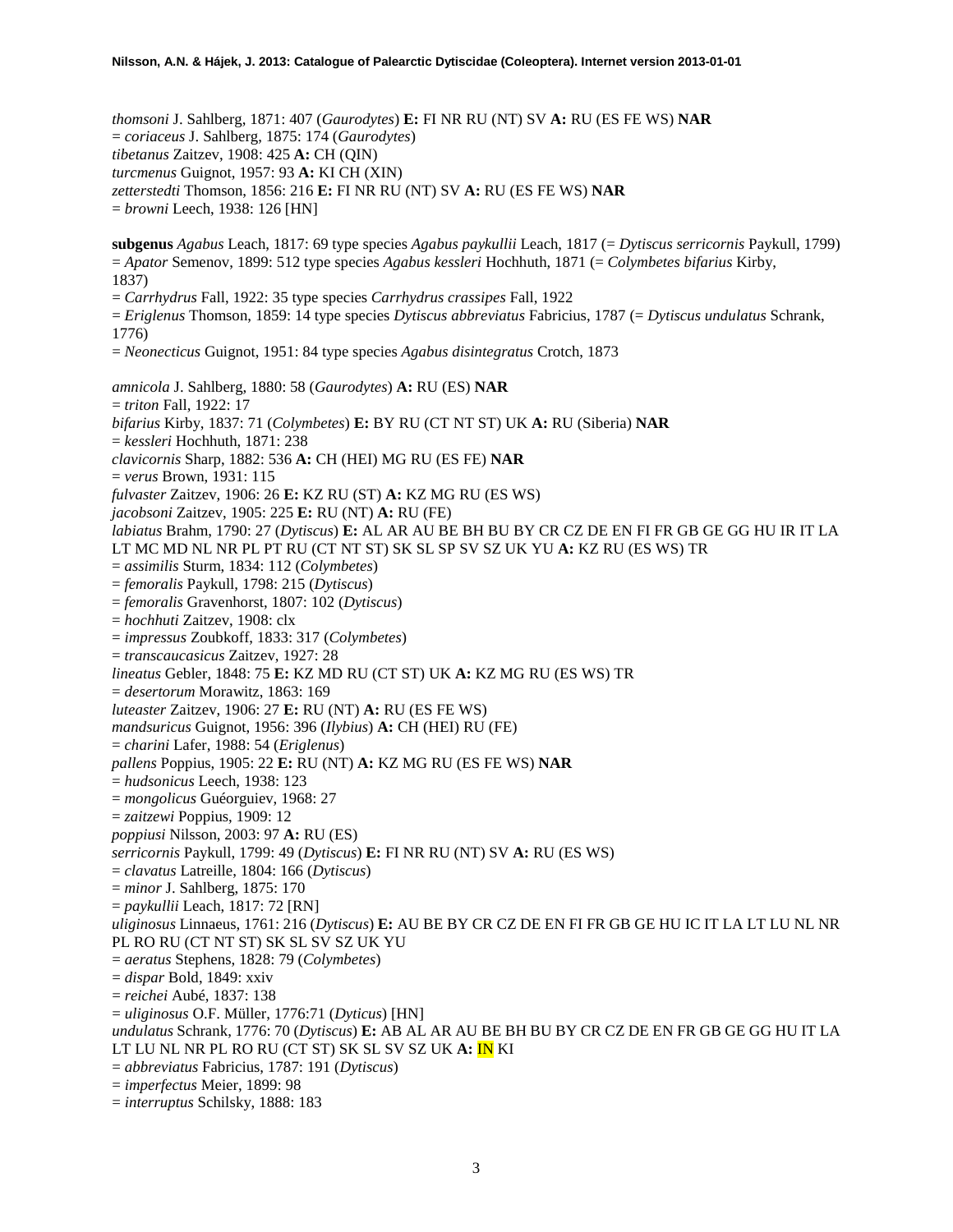*thomsoni* J. Sahlberg, 1871: 407 (*Gaurodytes*) **E:** FI NR RU (NT) SV **A:** RU (ES FE WS) **NAR**
= *coriaceus* J. Sahlberg, 1875: 174 (*Gaurodytes*)
*tibetanus* Zaitzev, 1908: 425 **A:** CH (QIN)
*turcmenus* Guignot, 1957: 93 **A:** KI CH (XIN)
*zetterstedti* Thomson, 1856: 216 **E:** FI NR RU (NT) SV **A:** RU (ES FE WS) **NAR**
= *browni* Leech, 1938: 126 [HN]

**subgenus** *Agabus* Leach, 1817: 69 type species *Agabus paykullii* Leach, 1817 (= *Dytiscus serricornis* Paykull, 1799)
= *Apator* Semenov, 1899: 512 type species *Agabus kessleri* Hochhuth, 1871 (= *Colymbetes bifarius* Kirby, 1837)
= *Carrhydrus* Fall, 1922: 35 type species *Carrhydrus crassipes* Fall, 1922
= *Eriglenus* Thomson, 1859: 14 type species *Dytiscus abbreviatus* Fabricius, 1787 (= *Dytiscus undulatus* Schrank, 1776)
= *Neonecticus* Guignot, 1951: 84 type species *Agabus disintegratus* Crotch, 1873

*amnicola* J. Sahlberg, 1880: 58 (*Gaurodytes*) **A:** RU (ES) **NAR**
= *triton* Fall, 1922: 17
*bifarius* Kirby, 1837: 71 (*Colymbetes*) **E:** BY RU (CT NT ST) UK **A:** RU (Siberia) **NAR**
= *kessleri* Hochhuth, 1871: 238
*clavicornis* Sharp, 1882: 536 **A:** CH (HEI) MG RU (ES FE) **NAR**
= *verus* Brown, 1931: 115
*fulvaster* Zaitzev, 1906: 26 **E:** KZ RU (ST) **A:** KZ MG RU (ES WS)
*jacobsoni* Zaitzev, 1905: 225 **E:** RU (NT) **A:** RU (FE)
*labiatus* Brahm, 1790: 27 (*Dytiscus*) **E:** AL AR AU BE BH BU BY CR CZ DE EN FI FR GB GE GG HU IR IT LA LT MC MD NL NR PL PT RU (CT NT ST) SK SL SP SV SZ UK YU **A:** KZ RU (ES WS) TR
= *assimilis* Sturm, 1834: 112 (*Colymbetes*)
= *femoralis* Paykull, 1798: 215 (*Dytiscus*)
= *femoralis* Gravenhorst, 1807: 102 (*Dytiscus*)
= *hochhuti* Zaitzev, 1908: clx
= *impressus* Zoubkoff, 1833: 317 (*Colymbetes*)
= *transcaucasicus* Zaitzev, 1927: 28
*lineatus* Gebler, 1848: 75 **E:** KZ MD RU (CT ST) UK **A:** KZ MG RU (ES WS) TR
= *desertorum* Morawitz, 1863: 169
*luteaster* Zaitzev, 1906: 27 **E:** RU (NT) **A:** RU (ES FE WS)
*mandsuricus* Guignot, 1956: 396 (*Ilybius*) **A:** CH (HEI) RU (FE)
= *charini* Lafer, 1988: 54 (*Eriglenus*)
*pallens* Poppius, 1905: 22 **E:** RU (NT) **A:** KZ MG RU (ES FE WS) **NAR**
= *hudsonicus* Leech, 1938: 123
= *mongolicus* Guéorguiev, 1968: 27
= *zaitzewi* Poppius, 1909: 12
*poppiusi* Nilsson, 2003: 97 **A:** RU (ES)
*serricornis* Paykull, 1799: 49 (*Dytiscus*) **E:** FI NR RU (NT) SV **A:** RU (ES WS)
= *clavatus* Latreille, 1804: 166 (*Dytiscus*)
= *minor* J. Sahlberg, 1875: 170
= *paykullii* Leach, 1817: 72 [RN]
*uliginosus* Linnaeus, 1761: 216 (*Dytiscus*) **E:** AU BE BY CR CZ DE EN FI FR GB GE HU IC IT LA LT LU NL NR PL RO RU (CT NT ST) SK SL SV SZ UK YU
= *aeratus* Stephens, 1828: 79 (*Colymbetes*)
= *dispar* Bold, 1849: xxiv
= *reichei* Aubé, 1837: 138
= *uliginosus* O.F. Müller, 1776:71 (*Dyticus*) [HN]
*undulatus* Schrank, 1776: 70 (*Dytiscus*) **E:** AB AL AR AU BE BH BU BY CR CZ DE EN FR GB GE GG HU IT LA LT LU NL NR PL RO RU (CT ST) SK SL SV SZ UK **A:** IN KI
= *abbreviatus* Fabricius, 1787: 191 (*Dytiscus*)
= *imperfectus* Meier, 1899: 98
= *interruptus* Schilsky, 1888: 183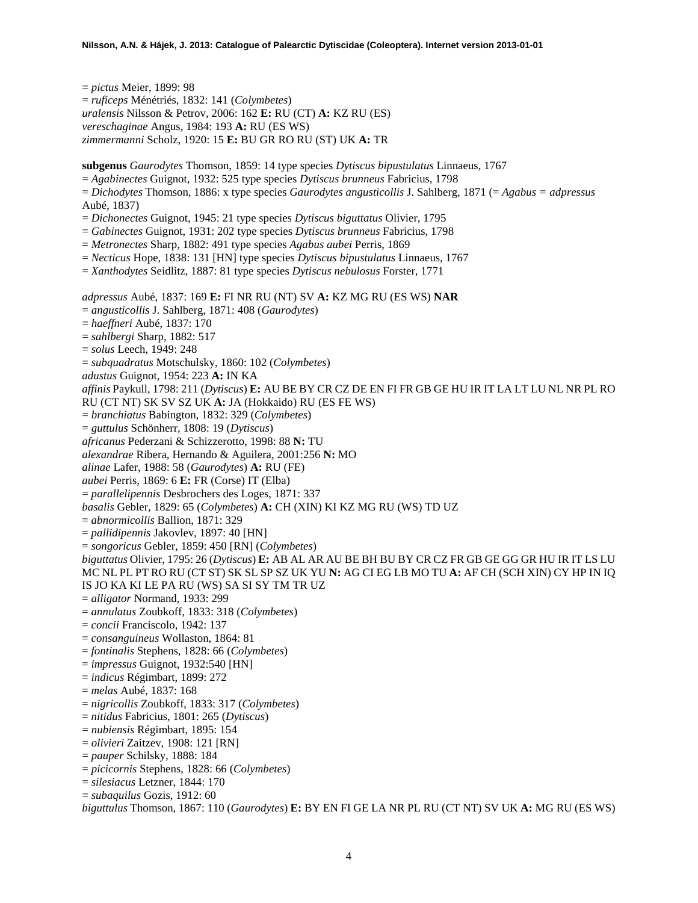= *pictus* Meier, 1899: 98
= *ruficeps* Ménétriés, 1832: 141 (*Colymbetes*)
*uralensis* Nilsson & Petrov, 2006: 162 **E:** RU (CT) **A:** KZ RU (ES)
*vereschaginae* Angus, 1984: 193 **A:** RU (ES WS)
*zimmermanni* Scholz, 1920: 15 **E:** BU GR RO RU (ST) UK **A:** TR

**subgenus** *Gaurodytes* Thomson, 1859: 14 type species *Dytiscus bipustulatus* Linnaeus, 1767
= *Agabinectes* Guignot, 1932: 525 type species *Dytiscus brunneus* Fabricius, 1798
= *Dichodytes* Thomson, 1886: x type species *Gaurodytes angusticollis* J. Sahlberg, 1871 (= *Agabus = adpressus* Aubé, 1837)
= *Dichonectes* Guignot, 1945: 21 type species *Dytiscus biguttatus* Olivier, 1795
= *Gabinectes* Guignot, 1931: 202 type species *Dytiscus brunneus* Fabricius, 1798
= *Metronectes* Sharp, 1882: 491 type species *Agabus aubei* Perris, 1869
= *Necticus* Hope, 1838: 131 [HN] type species *Dytiscus bipustulatus* Linnaeus, 1767
= *Xanthodytes* Seidlitz, 1887: 81 type species *Dytiscus nebulosus* Forster, 1771

*adpressus* Aubé, 1837: 169 **E:** FI NR RU (NT) SV **A:** KZ MG RU (ES WS) **NAR**
= *angusticollis* J. Sahlberg, 1871: 408 (*Gaurodytes*)
= *haeffneri* Aubé, 1837: 170
= *sahlbergi* Sharp, 1882: 517
= *solus* Leech, 1949: 248
= *subquadratus* Motschulsky, 1860: 102 (*Colymbetes*)
*adustus* Guignot, 1954: 223 **A:** IN KA
*affinis* Paykull, 1798: 211 (*Dytiscus*) **E:** AU BE BY CR CZ DE EN FI FR GB GE HU IR IT LA LT LU NL NR PL RO RU (CT NT) SK SV SZ UK **A:** JA (Hokkaido) RU (ES FE WS)
= *branchiatus* Babington, 1832: 329 (*Colymbetes*)
= *guttulus* Schönherr, 1808: 19 (*Dytiscus*)
*africanus* Pederzani & Schizzerotto, 1998: 88 **N:** TU
*alexandrae* Ribera, Hernando & Aguilera, 2001:256 **N:** MO
*alinae* Lafer, 1988: 58 (*Gaurodytes*) **A:** RU (FE)
*aubei* Perris, 1869: 6 **E:** FR (Corse) IT (Elba)
= *parallelipennis* Desbrochers des Loges, 1871: 337
*basalis* Gebler, 1829: 65 (*Colymbetes*) **A:** CH (XIN) KI KZ MG RU (WS) TD UZ
= *abnormicollis* Ballion, 1871: 329
= *pallidipennis* Jakovlev, 1897: 40 [HN]
= *songoricus* Gebler, 1859: 450 [RN] (*Colymbetes*)
*biguttatus* Olivier, 1795: 26 (*Dytiscus*) **E:** AB AL AR AU BE BH BU BY CR CZ FR GB GE GG GR HU IR IT LS LU MC NL PL PT RO RU (CT ST) SK SL SP SZ UK YU **N:** AG CI EG LB MO TU **A:** AF CH (SCH XIN) CY HP IN IQ IS JO KA KI LE PA RU (WS) SA SI SY TM TR UZ
= *alligator* Normand, 1933: 299
= *annulatus* Zoubkoff, 1833: 318 (*Colymbetes*)
= *concii* Franciscolo, 1942: 137
= *consanguineus* Wollaston, 1864: 81
= *fontinalis* Stephens, 1828: 66 (*Colymbetes*)
= *impressus* Guignot, 1932:540 [HN]
= *indicus* Régimbart, 1899: 272
= *melas* Aubé, 1837: 168
= *nigricollis* Zoubkoff, 1833: 317 (*Colymbetes*)
= *nitidus* Fabricius, 1801: 265 (*Dytiscus*)
= *nubiensis* Régimbart, 1895: 154
= *olivieri* Zaitzev, 1908: 121 [RN]
= *pauper* Schilsky, 1888: 184
= *picicornis* Stephens, 1828: 66 (*Colymbetes*)
= *silesiacus* Letzner, 1844: 170
= *subaquilus* Gozis, 1912: 60
*biguttulus* Thomson, 1867: 110 (*Gaurodytes*) **E:** BY EN FI GE LA NR PL RU (CT NT) SV UK **A:** MG RU (ES WS)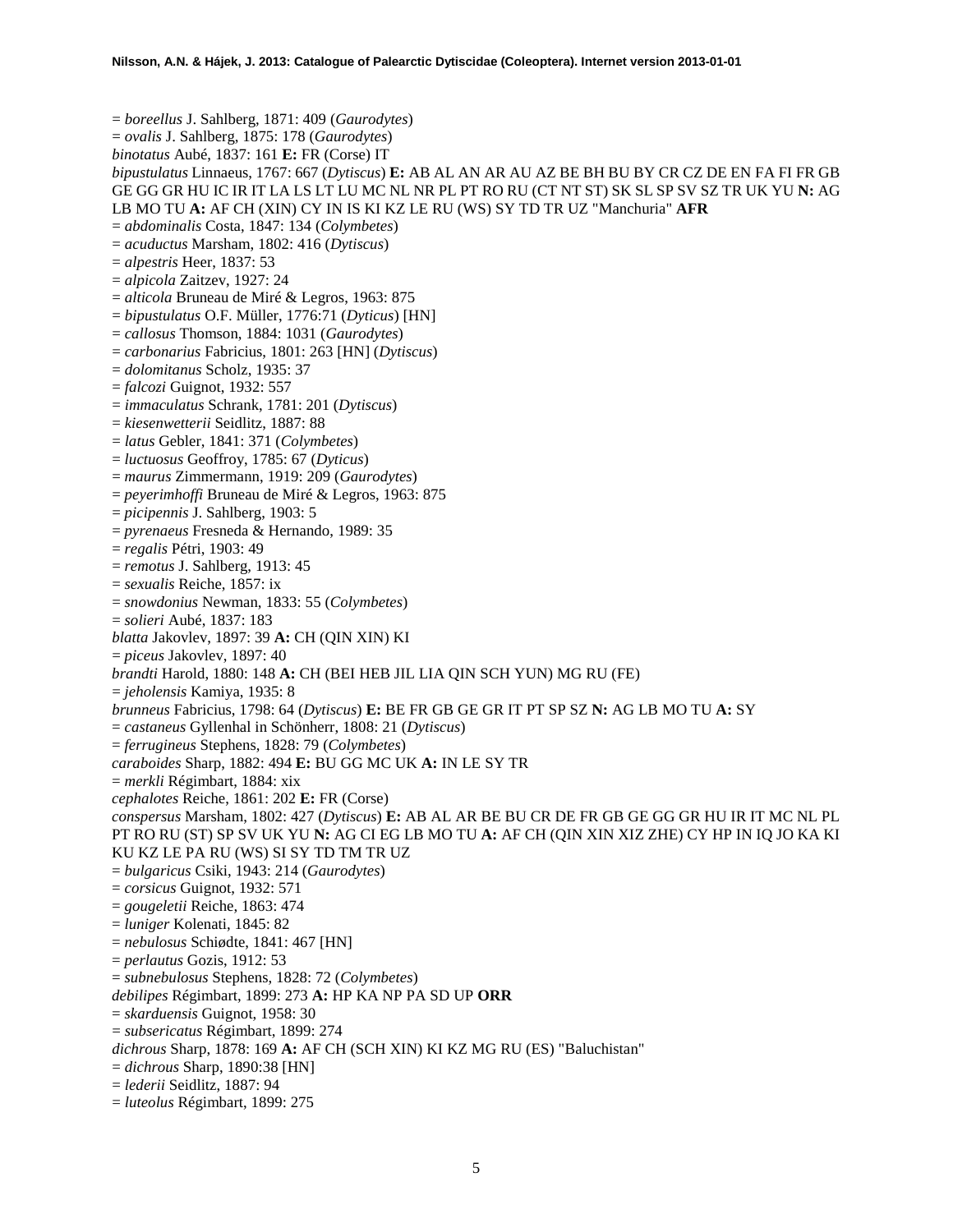= *boreellus* J. Sahlberg, 1871: 409 (*Gaurodytes*)
= *ovalis* J. Sahlberg, 1875: 178 (*Gaurodytes*)
*binotatus* Aubé, 1837: 161 **E:** FR (Corse) IT
*bipustulatus* Linnaeus, 1767: 667 (*Dytiscus*) **E:** AB AL AN AR AU AZ BE BH BU BY CR CZ DE EN FA FI FR GB GE GG GR HU IC IR IT LA LS LT LU MC NL NR PL PT RO RU (CT NT ST) SK SL SP SV SZ TR UK YU **N:** AG LB MO TU **A:** AF CH (XIN) CY IN IS KI KZ LE RU (WS) SY TD TR UZ "Manchuria" **AFR**
= *abdominalis* Costa, 1847: 134 (*Colymbetes*)
= *acuductus* Marsham, 1802: 416 (*Dytiscus*)
= *alpestris* Heer, 1837: 53
= *alpicola* Zaitzev, 1927: 24
= *alticola* Bruneau de Miré & Legros, 1963: 875
= *bipustulatus* O.F. Müller, 1776:71 (*Dyticus*) [HN]
= *callosus* Thomson, 1884: 1031 (*Gaurodytes*)
= *carbonarius* Fabricius, 1801: 263 [HN] (*Dytiscus*)
= *dolomitanus* Scholz, 1935: 37
= *falcozi* Guignot, 1932: 557
= *immaculatus* Schrank, 1781: 201 (*Dytiscus*)
= *kiesenwetterii* Seidlitz, 1887: 88
= *latus* Gebler, 1841: 371 (*Colymbetes*)
= *luctuosus* Geoffroy, 1785: 67 (*Dyticus*)
= *maurus* Zimmermann, 1919: 209 (*Gaurodytes*)
= *peyerimhoffi* Bruneau de Miré & Legros, 1963: 875
= *picipennis* J. Sahlberg, 1903: 5
= *pyrenaeus* Fresneda & Hernando, 1989: 35
= *regalis* Pétri, 1903: 49
= *remotus* J. Sahlberg, 1913: 45
= *sexualis* Reiche, 1857: ix
= *snowdonius* Newman, 1833: 55 (*Colymbetes*)
= *solieri* Aubé, 1837: 183
*blatta* Jakovlev, 1897: 39 **A:** CH (QIN XIN) KI
= *piceus* Jakovlev, 1897: 40
*brandti* Harold, 1880: 148 **A:** CH (BEI HEB JIL LIA QIN SCH YUN) MG RU (FE)
= *jeholensis* Kamiya, 1935: 8
*brunneus* Fabricius, 1798: 64 (*Dytiscus*) **E:** BE FR GB GE GR IT PT SP SZ **N:** AG LB MO TU **A:** SY
= *castaneus* Gyllenhal in Schönherr, 1808: 21 (*Dytiscus*)
= *ferrugineus* Stephens, 1828: 79 (*Colymbetes*)
*caraboides* Sharp, 1882: 494 **E:** BU GG MC UK **A:** IN LE SY TR
= *merkli* Régimbart, 1884: xix
*cephalotes* Reiche, 1861: 202 **E:** FR (Corse)
*conspersus* Marsham, 1802: 427 (*Dytiscus*) **E:** AB AL AR BE BU CR DE FR GB GE GG GR HU IR IT MC NL PL PT RO RU (ST) SP SV UK YU **N:** AG CI EG LB MO TU **A:** AF CH (QIN XIN XIZ ZHE) CY HP IN IQ JO KA KI KU KZ LE PA RU (WS) SI SY TD TM TR UZ
= *bulgaricus* Csiki, 1943: 214 (*Gaurodytes*)
= *corsicus* Guignot, 1932: 571
= *gougeletii* Reiche, 1863: 474
= *luniger* Kolenati, 1845: 82
= *nebulosus* Schiødte, 1841: 467 [HN]
= *perlautus* Gozis, 1912: 53
= *subnebulosus* Stephens, 1828: 72 (*Colymbetes*)
*debilipes* Régimbart, 1899: 273 **A:** HP KA NP PA SD UP **ORR**
= *skarduensis* Guignot, 1958: 30
= *subsericatus* Régimbart, 1899: 274
*dichrous* Sharp, 1878: 169 **A:** AF CH (SCH XIN) KI KZ MG RU (ES) "Baluchistan"
= *dichrous* Sharp, 1890:38 [HN]
= *lederii* Seidlitz, 1887: 94
= *luteolus* Régimbart, 1899: 275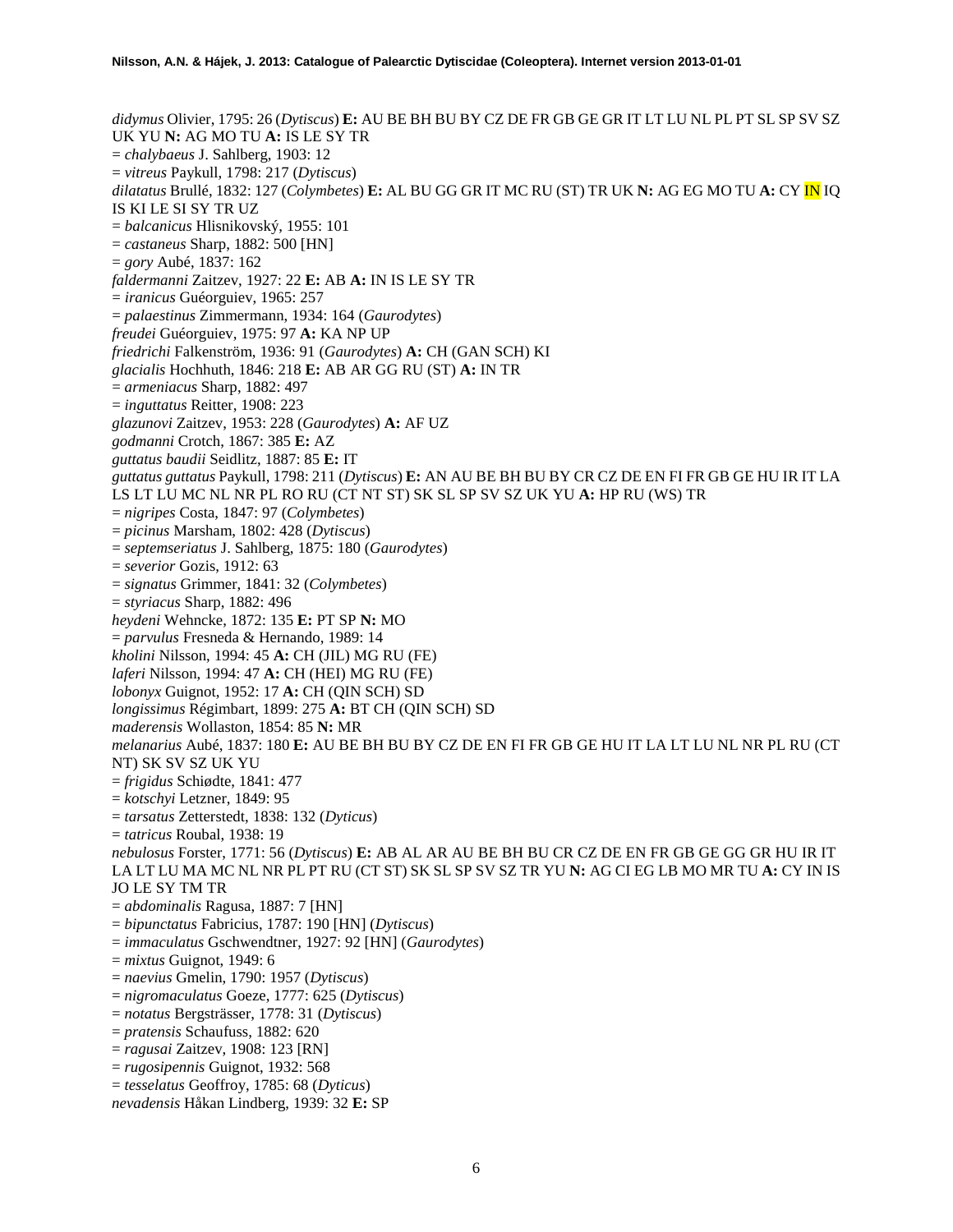*didymus* Olivier, 1795: 26 (*Dytiscus*) **E:** AU BE BH BU BY CZ DE FR GB GE GR IT LT LU NL PL PT SL SP SV SZ UK YU **N:** AG MO TU **A:** IS LE SY TR
= *chalybaeus* J. Sahlberg, 1903: 12
= *vitreus* Paykull, 1798: 217 (*Dytiscus*)
*dilatatus* Brullé, 1832: 127 (*Colymbetes*) **E:** AL BU GG GR IT MC RU (ST) TR UK **N:** AG EG MO TU **A:** CY IN IQ IS KI LE SI SY TR UZ
= *balcanicus* Hlisnikovský, 1955: 101
= *castaneus* Sharp, 1882: 500 [HN]
= *gory* Aubé, 1837: 162
*faldermanni* Zaitzev, 1927: 22 **E:** AB **A:** IN IS LE SY TR
= *iranicus* Guéorguiev, 1965: 257
= *palaestinus* Zimmermann, 1934: 164 (*Gaurodytes*)
*freudei* Guéorguiev, 1975: 97 **A:** KA NP UP
*friedrichi* Falkenström, 1936: 91 (*Gaurodytes*) **A:** CH (GAN SCH) KI
*glacialis* Hochhuth, 1846: 218 **E:** AB AR GG RU (ST) **A:** IN TR
= *armeniacus* Sharp, 1882: 497
= *inguttatus* Reitter, 1908: 223
*glazunovi* Zaitzev, 1953: 228 (*Gaurodytes*) **A:** AF UZ
*godmanni* Crotch, 1867: 385 **E:** AZ
*guttatus baudii* Seidlitz, 1887: 85 **E:** IT
*guttatus guttatus* Paykull, 1798: 211 (*Dytiscus*) **E:** AN AU BE BH BU BY CR CZ DE EN FI FR GB GE HU IR IT LA LS LT LU MC NL NR PL RO RU (CT NT ST) SK SL SP SV SZ UK YU **A:** HP RU (WS) TR
= *nigripes* Costa, 1847: 97 (*Colymbetes*)
= *picinus* Marsham, 1802: 428 (*Dytiscus*)
= *septemseriatus* J. Sahlberg, 1875: 180 (*Gaurodytes*)
= *severior* Gozis, 1912: 63
= *signatus* Grimmer, 1841: 32 (*Colymbetes*)
= *styriacus* Sharp, 1882: 496
*heydeni* Wehncke, 1872: 135 **E:** PT SP **N:** MO
= *parvulus* Fresneda & Hernando, 1989: 14
*kholini* Nilsson, 1994: 45 **A:** CH (JIL) MG RU (FE)
*laferi* Nilsson, 1994: 47 **A:** CH (HEI) MG RU (FE)
*lobonyx* Guignot, 1952: 17 **A:** CH (QIN SCH) SD
*longissimus* Régimbart, 1899: 275 **A:** BT CH (QIN SCH) SD
*maderensis* Wollaston, 1854: 85 **N:** MR
*melanarius* Aubé, 1837: 180 **E:** AU BE BH BU BY CZ DE EN FI FR GB GE HU IT LA LT LU NL NR PL RU (CT NT) SK SV SZ UK YU
= *frigidus* Schiødte, 1841: 477
= *kotschyi* Letzner, 1849: 95
= *tarsatus* Zetterstedt, 1838: 132 (*Dyticus*)
= *tatricus* Roubal, 1938: 19
*nebulosus* Forster, 1771: 56 (*Dytiscus*) **E:** AB AL AR AU BE BH BU CR CZ DE EN FR GB GE GG GR HU IR IT LA LT LU MA MC NL NR PL PT RU (CT ST) SK SL SP SV SZ TR YU **N:** AG CI EG LB MO MR TU **A:** CY IN IS JO LE SY TM TR
= *abdominalis* Ragusa, 1887: 7 [HN]
= *bipunctatus* Fabricius, 1787: 190 [HN] (*Dytiscus*)
= *immaculatus* Gschwendtner, 1927: 92 [HN] (*Gaurodytes*)
= *mixtus* Guignot, 1949: 6
= *naevius* Gmelin, 1790: 1957 (*Dytiscus*)
= *nigromaculatus* Goeze, 1777: 625 (*Dytiscus*)
= *notatus* Bergsträsser, 1778: 31 (*Dytiscus*)
= *pratensis* Schaufuss, 1882: 620
= *ragusai* Zaitzev, 1908: 123 [RN]
= *rugosipennis* Guignot, 1932: 568
= *tesselatus* Geoffroy, 1785: 68 (*Dyticus*)
*nevadensis* Håkan Lindberg, 1939: 32 **E:** SP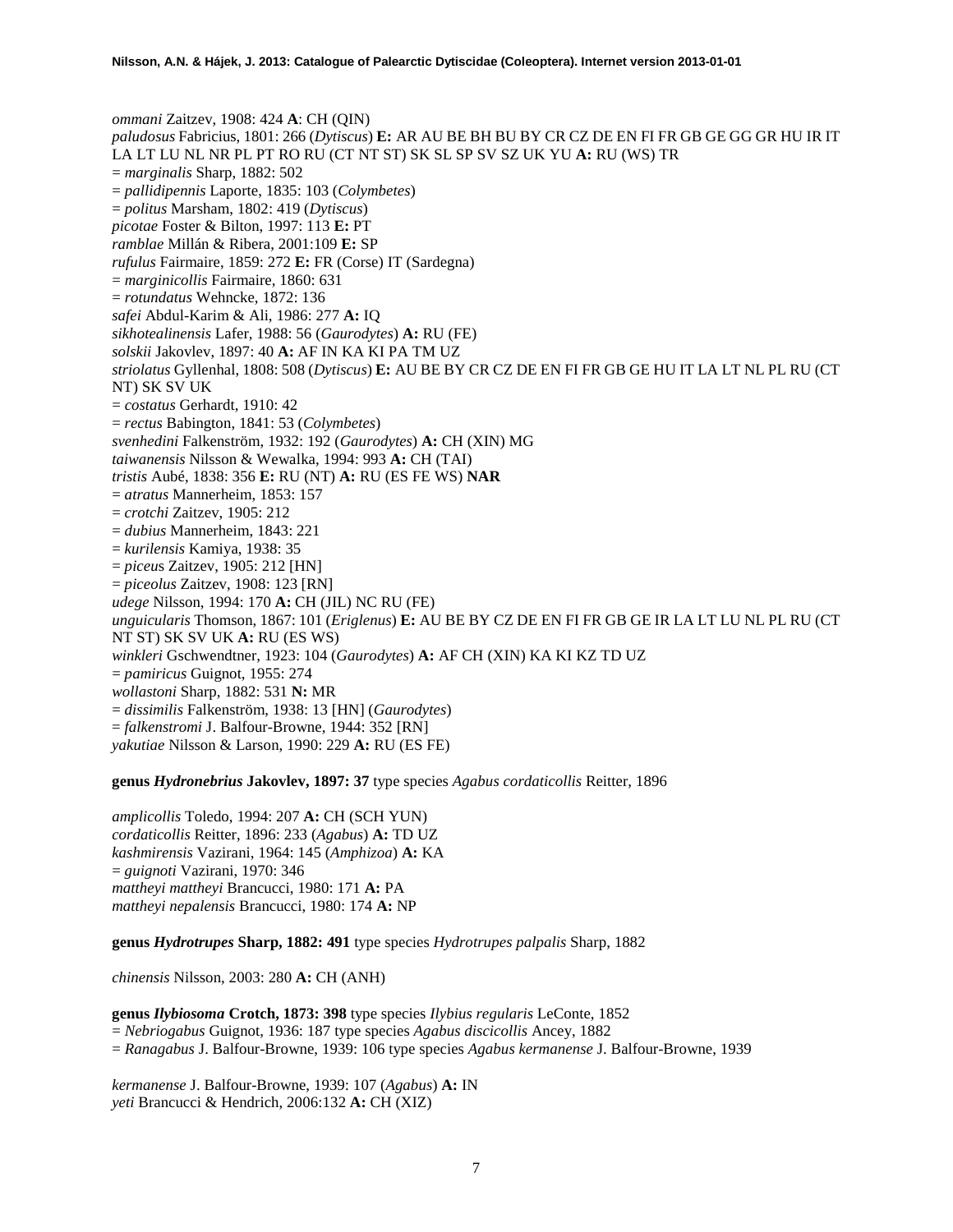*ommani* Zaitzev, 1908: 424 **A**: CH (QIN)
*paludosus* Fabricius, 1801: 266 (*Dytiscus*) **E:** AR AU BE BH BU BY CR CZ DE EN FI FR GB GE GG GR HU IR IT LA LT LU NL NR PL PT RO RU (CT NT ST) SK SL SP SV SZ UK YU **A:** RU (WS) TR
= *marginalis* Sharp, 1882: 502
= *pallidipennis* Laporte, 1835: 103 (*Colymbetes*)
= *politus* Marsham, 1802: 419 (*Dytiscus*)
*picotae* Foster & Bilton, 1997: 113 **E:** PT
*ramblae* Millán & Ribera, 2001:109 **E:** SP
*rufulus* Fairmaire, 1859: 272 **E:** FR (Corse) IT (Sardegna)
= *marginicollis* Fairmaire, 1860: 631
= *rotundatus* Wehncke, 1872: 136
*safei* Abdul-Karim & Ali, 1986: 277 **A:** IQ
*sikhotealinensis* Lafer, 1988: 56 (*Gaurodytes*) **A:** RU (FE)
*solskii* Jakovlev, 1897: 40 **A:** AF IN KA KI PA TM UZ
*striolatus* Gyllenhal, 1808: 508 (*Dytiscus*) **E:** AU BE BY CR CZ DE EN FI FR GB GE HU IT LA LT NL PL RU (CT NT) SK SV UK
= *costatus* Gerhardt, 1910: 42
= *rectus* Babington, 1841: 53 (*Colymbetes*)
*svenhedini* Falkenström, 1932: 192 (*Gaurodytes*) **A:** CH (XIN) MG
*taiwanensis* Nilsson & Wewalka, 1994: 993 **A:** CH (TAI)
*tristis* Aubé, 1838: 356 **E:** RU (NT) **A:** RU (ES FE WS) **NAR**
= *atratus* Mannerheim, 1853: 157
= *crotchi* Zaitzev, 1905: 212
= *dubius* Mannerheim, 1843: 221
= *kurilensis* Kamiya, 1938: 35
= *piceus* Zaitzev, 1905: 212 [HN]
= *piceolus* Zaitzev, 1908: 123 [RN]
*udege* Nilsson, 1994: 170 **A:** CH (JIL) NC RU (FE)
*unguicularis* Thomson, 1867: 101 (*Eriglenus*) **E:** AU BE BY CZ DE EN FI FR GB GE IR LA LT LU NL PL RU (CT NT ST) SK SV UK **A:** RU (ES WS)
*winkleri* Gschwendtner, 1923: 104 (*Gaurodytes*) **A:** AF CH (XIN) KA KI KZ TD UZ
= *pamiricus* Guignot, 1955: 274
*wollastoni* Sharp, 1882: 531 **N:** MR
= *dissimilis* Falkenström, 1938: 13 [HN] (*Gaurodytes*)
= *falkenstromi* J. Balfour-Browne, 1944: 352 [RN]
*yakutiae* Nilsson & Larson, 1990: 229 **A:** RU (ES FE)

**genus *Hydronebrius* Jakovlev, 1897: 37** type species *Agabus cordaticollis* Reitter, 1896

*amplicollis* Toledo, 1994: 207 **A:** CH (SCH YUN)
*cordaticollis* Reitter, 1896: 233 (*Agabus*) **A:** TD UZ
*kashmirensis* Vazirani, 1964: 145 (*Amphizoa*) **A:** KA
= *guignoti* Vazirani, 1970: 346
*mattheyi mattheyi* Brancucci, 1980: 171 **A:** PA
*mattheyi nepalensis* Brancucci, 1980: 174 **A:** NP

**genus *Hydrotrupes* Sharp, 1882: 491** type species *Hydrotrupes palpalis* Sharp, 1882

*chinensis* Nilsson, 2003: 280 **A:** CH (ANH)

**genus *Ilybiosoma* Crotch, 1873: 398** type species *Ilybius regularis* LeConte, 1852
= *Nebriogabus* Guignot, 1936: 187 type species *Agabus discicollis* Ancey, 1882
= *Ranagabus* J. Balfour-Browne, 1939: 106 type species *Agabus kermanense* J. Balfour-Browne, 1939

*kermanense* J. Balfour-Browne, 1939: 107 (*Agabus*) **A:** IN
*yeti* Brancucci & Hendrich, 2006:132 **A:** CH (XIZ)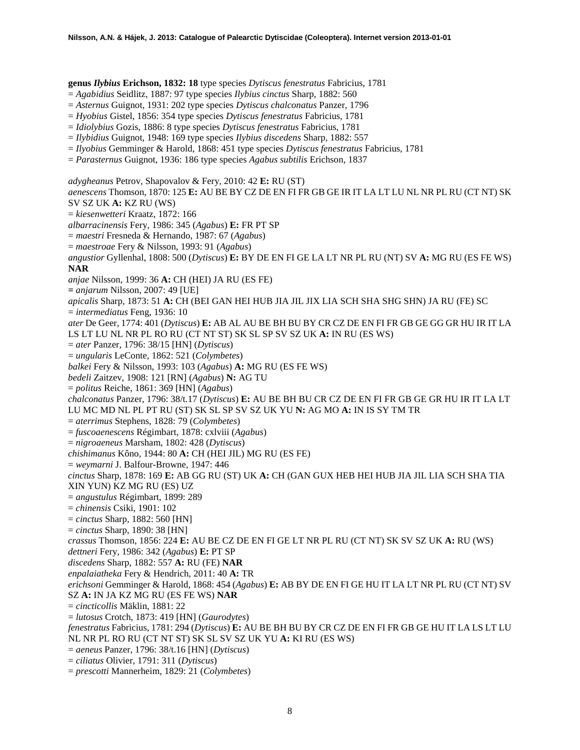**genus *Ilybius* Erichson, 1832: 18** type species *Dytiscus fenestratus* Fabricius, 1781
= *Agabidius* Seidlitz, 1887: 97 type species *Ilybius cinctus* Sharp, 1882: 560
= *Asternus* Guignot, 1931: 202 type species *Dytiscus chalconatus* Panzer, 1796
= *Hyobius* Gistel, 1856: 354 type species *Dytiscus fenestratus* Fabricius, 1781
= *Idiolybius* Gozis, 1886: 8 type species *Dytiscus fenestratus* Fabricius, 1781
= *Ilybidius* Guignot, 1948: 169 type species *Ilybius discedens* Sharp, 1882: 557
= *Ilyobius* Gemminger & Harold, 1868: 451 type species *Dytiscus fenestratus* Fabricius, 1781
= *Parasternus* Guignot, 1936: 186 type species *Agabus subtilis* Erichson, 1837

*adygheanus* Petrov, Shapovalov & Fery, 2010: 42 **E:** RU (ST)
*aenescens* Thomson, 1870: 125 **E:** AU BE BY CZ DE EN FI FR GB GE IR IT LA LT LU NL NR PL RU (CT NT) SK SV SZ UK **A:** KZ RU (WS)
= *kiesenwetteri* Kraatz, 1872: 166
*albarracinensis* Fery, 1986: 345 (*Agabus*) **E:** FR PT SP
= *maestri* Fresneda & Hernando, 1987: 67 (*Agabus*)
= *maestroae* Fery & Nilsson, 1993: 91 (*Agabus*)
*angustior* Gyllenhal, 1808: 500 (*Dytiscus*) **E:** BY DE EN FI GE LA LT NR PL RU (NT) SV **A:** MG RU (ES FE WS) **NAR**
*anjae* Nilsson, 1999: 36 **A:** CH (HEI) JA RU (ES FE)
= *anjarum* Nilsson, 2007: 49 [UE]
*apicalis* Sharp, 1873: 51 **A:** CH (BEI GAN HEI HUB JIA JIL JIX LIA SCH SHA SHG SHN) JA RU (FE) SC
= *intermediatus* Feng, 1936: 10
*ater* De Geer, 1774: 401 (*Dytiscus*) **E:** AB AL AU BE BH BU BY CR CZ DE EN FI FR GB GE GG GR HU IR IT LA LS LT LU NL NR PL RO RU (CT NT ST) SK SL SP SV SZ UK **A:** IN RU (ES WS)
= *ater* Panzer, 1796: 38/15 [HN] (*Dytiscus*)
= *ungularis* LeConte, 1862: 521 (*Colymbetes*)
*balkei* Fery & Nilsson, 1993: 103 (*Agabus*) **A:** MG RU (ES FE WS)
*bedeli* Zaitzev, 1908: 121 [RN] (*Agabus*) **N:** AG TU
= *politus* Reiche, 1861: 369 [HN] (*Agabus*)
*chalconatus* Panzer, 1796: 38/t.17 (*Dytiscus*) **E:** AU BE BH BU CR CZ DE EN FI FR GB GE GR HU IR IT LA LT LU MC MD NL PL PT RU (ST) SK SL SP SV SZ UK YU **N:** AG MO **A:** IN IS SY TM TR
= *aterrimus* Stephens, 1828: 79 (*Colymbetes*)
= *fuscoaenescens* Régimbart, 1878: cxlviii (*Agabus*)
= *nigroaeneus* Marsham, 1802: 428 (*Dytiscus*)
*chishimanus* Kôno, 1944: 80 **A:** CH (HEI JIL) MG RU (ES FE)
= *weymarni* J. Balfour-Browne, 1947: 446
*cinctus* Sharp, 1878: 169 **E:** AB GG RU (ST) UK **A:** CH (GAN GUX HEB HEI HUB JIA JIL LIA SCH SHA TIA XIN YUN) KZ MG RU (ES) UZ
= *angustulus* Régimbart, 1899: 289
= *chinensis* Csiki, 1901: 102
= *cinctus* Sharp, 1882: 560 [HN]
= *cinctus* Sharp, 1890: 38 [HN]
*crassus* Thomson, 1856: 224 **E:** AU BE CZ DE EN FI GE LT NR PL RU (CT NT) SK SV SZ UK **A:** RU (WS)
*dettneri* Fery, 1986: 342 (*Agabus*) **E:** PT SP
*discedens* Sharp, 1882: 557 **A:** RU (FE) **NAR**
*enpalaiatheka* Fery & Hendrich, 2011: 40 **A:** TR
*erichsoni* Gemminger & Harold, 1868: 454 (*Agabus*) **E:** AB BY DE EN FI GE HU IT LA LT NR PL RU (CT NT) SV SZ **A:** IN JA KZ MG RU (ES FE WS) **NAR**
= *cincticollis* Mäklin, 1881: 22
= *lutosus* Crotch, 1873: 419 [HN] (*Gaurodytes*)
*fenestratus* Fabricius, 1781: 294 (*Dytiscus*) **E:** AU BE BH BU BY CR CZ DE EN FI FR GB GE HU IT LA LS LT LU NL NR PL RO RU (CT NT ST) SK SL SV SZ UK YU **A:** KI RU (ES WS)
= *aeneus* Panzer, 1796: 38/t.16 [HN] (*Dytiscus*)
= *ciliatus* Olivier, 1791: 311 (*Dytiscus*)
= *prescotti* Mannerheim, 1829: 21 (*Colymbetes*)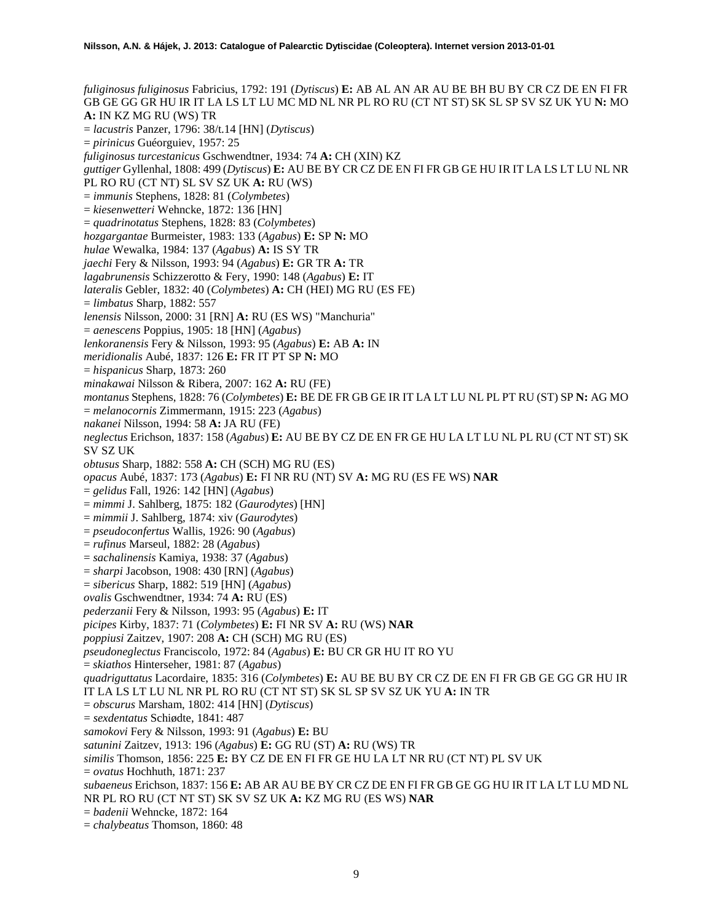*fuliginosus fuliginosus* Fabricius, 1792: 191 (*Dytiscus*) **E:** AB AL AN AR AU BE BH BU BY CR CZ DE EN FI FR GB GE GG GR HU IR IT LA LS LT LU MC MD NL NR PL RO RU (CT NT ST) SK SL SP SV SZ UK YU **N:** MO **A:** IN KZ MG RU (WS) TR
= *lacustris* Panzer, 1796: 38/t.14 [HN] (*Dytiscus*)
= *pirinicus* Guéorguiev, 1957: 25
*fuliginosus turcestanicus* Gschwendtner, 1934: 74 **A:** CH (XIN) KZ
*guttiger* Gyllenhal, 1808: 499 (*Dytiscus*) **E:** AU BE BY CR CZ DE EN FI FR GB GE HU IR IT LA LS LT LU NL NR PL RO RU (CT NT) SL SV SZ UK **A:** RU (WS)
= *immunis* Stephens, 1828: 81 (*Colymbetes*)
= *kiesenwetteri* Wehncke, 1872: 136 [HN]
= *quadrinotatus* Stephens, 1828: 83 (*Colymbetes*)
*hozgargantae* Burmeister, 1983: 133 (*Agabus*) **E:** SP **N:** MO
*hulae* Wewalka, 1984: 137 (*Agabus*) **A:** IS SY TR
*jaechi* Fery & Nilsson, 1993: 94 (*Agabus*) **E:** GR TR **A:** TR
*lagabrunensis* Schizzerotto & Fery, 1990: 148 (*Agabus*) **E:** IT
*lateralis* Gebler, 1832: 40 (*Colymbetes*) **A:** CH (HEI) MG RU (ES FE)
= *limbatus* Sharp, 1882: 557
*lenensis* Nilsson, 2000: 31 [RN] **A:** RU (ES WS) "Manchuria"
= *aenescens* Poppius, 1905: 18 [HN] (*Agabus*)
*lenkoranensis* Fery & Nilsson, 1993: 95 (*Agabus*) **E:** AB **A:** IN
*meridionalis* Aubé, 1837: 126 **E:** FR IT PT SP **N:** MO
= *hispanicus* Sharp, 1873: 260
*minakawai* Nilsson & Ribera, 2007: 162 **A:** RU (FE)
*montanus* Stephens, 1828: 76 (*Colymbetes*) **E:** BE DE FR GB GE IR IT LA LT LU NL PL PT RU (ST) SP **N:** AG MO
= *melanocornis* Zimmermann, 1915: 223 (*Agabus*)
*nakanei* Nilsson, 1994: 58 **A:** JA RU (FE)
*neglectus* Erichson, 1837: 158 (*Agabus*) **E:** AU BE BY CZ DE EN FR GE HU LA LT LU NL PL RU (CT NT ST) SK SV SZ UK
*obtusus* Sharp, 1882: 558 **A:** CH (SCH) MG RU (ES)
*opacus* Aubé, 1837: 173 (*Agabus*) **E:** FI NR RU (NT) SV **A:** MG RU (ES FE WS) **NAR**
= *gelidus* Fall, 1926: 142 [HN] (*Agabus*)
= *mimmi* J. Sahlberg, 1875: 182 (*Gaurodytes*) [HN]
= *mimmii* J. Sahlberg, 1874: xiv (*Gaurodytes*)
= *pseudoconfertus* Wallis, 1926: 90 (*Agabus*)
= *rufinus* Marseul, 1882: 28 (*Agabus*)
= *sachalinensis* Kamiya, 1938: 37 (*Agabus*)
= *sharpi* Jacobson, 1908: 430 [RN] (*Agabus*)
= *sibericus* Sharp, 1882: 519 [HN] (*Agabus*)
*ovalis* Gschwendtner, 1934: 74 **A:** RU (ES)
*pederzanii* Fery & Nilsson, 1993: 95 (*Agabus*) **E:** IT
*picipes* Kirby, 1837: 71 (*Colymbetes*) **E:** FI NR SV **A:** RU (WS) **NAR**
*poppiusi* Zaitzev, 1907: 208 **A:** CH (SCH) MG RU (ES)
*pseudoneglectus* Franciscolo, 1972: 84 (*Agabus*) **E:** BU CR GR HU IT RO YU
= *skiathos* Hinterseher, 1981: 87 (*Agabus*)
*quadriguttatus* Lacordaire, 1835: 316 (*Colymbetes*) **E:** AU BE BU BY CR CZ DE EN FI FR GB GE GG GR HU IR IT LA LS LT LU NL NR PL RO RU (CT NT ST) SK SL SP SV SZ UK YU **A:** IN TR
= *obscurus* Marsham, 1802: 414 [HN] (*Dytiscus*)
= *sexdentatus* Schiødte, 1841: 487
*samokovi* Fery & Nilsson, 1993: 91 (*Agabus*) **E:** BU
*satunini* Zaitzev, 1913: 196 (*Agabus*) **E:** GG RU (ST) **A:** RU (WS) TR
*similis* Thomson, 1856: 225 **E:** BY CZ DE EN FI FR GE HU LA LT NR RU (CT NT) PL SV UK
= *ovatus* Hochhuth, 1871: 237
*subaeneus* Erichson, 1837: 156 **E:** AB AR AU BE BY CR CZ DE EN FI FR GB GE GG HU IR IT LA LT LU MD NL NR PL RO RU (CT NT ST) SK SV SZ UK **A:** KZ MG RU (ES WS) **NAR**
= *badenii* Wehncke, 1872: 164
= *chalybeatus* Thomson, 1860: 48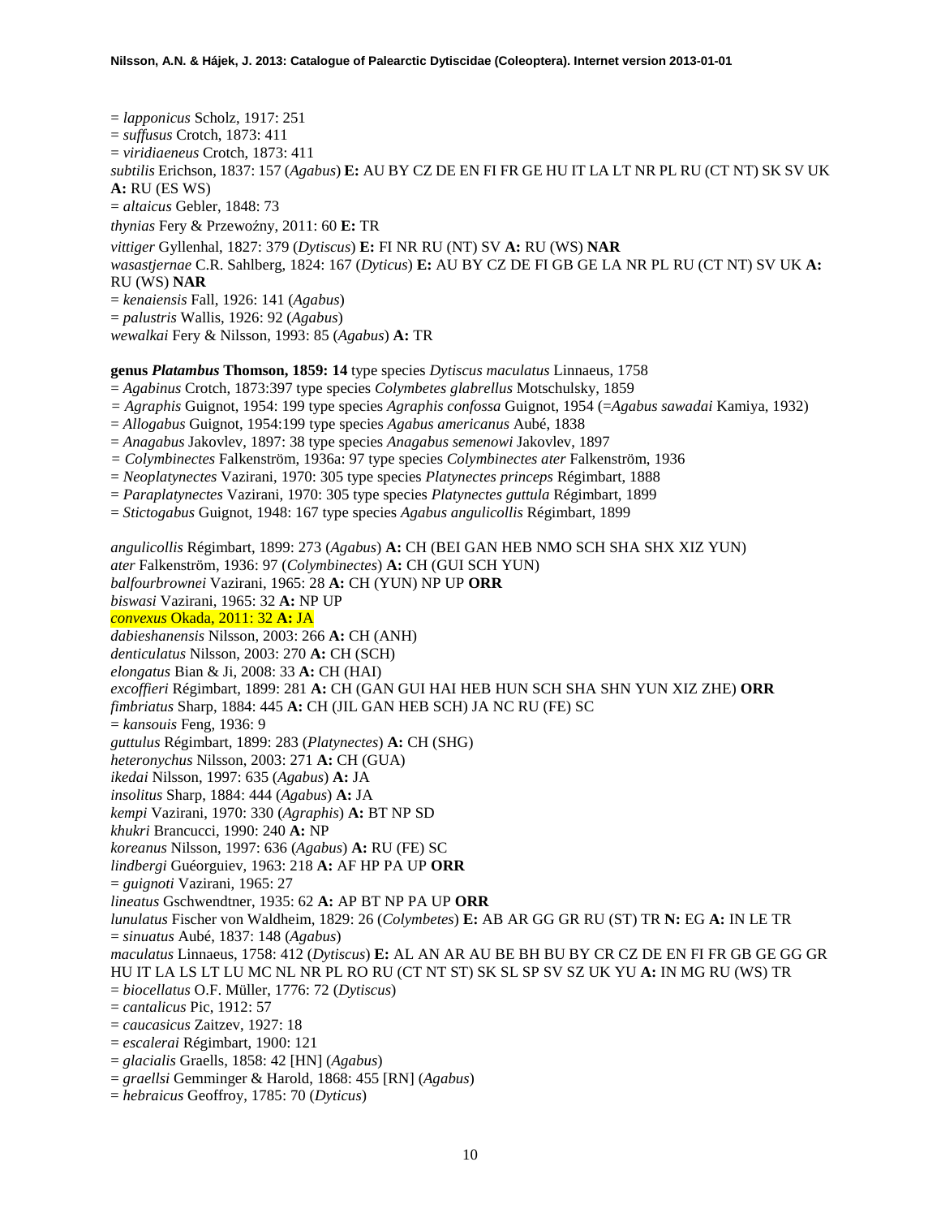= *lapponicus* Scholz, 1917: 251
= *suffusus* Crotch, 1873: 411
= *viridiaeneus* Crotch, 1873: 411
*subtilis* Erichson, 1837: 157 (*Agabus*) **E:** AU BY CZ DE EN FI FR GE HU IT LA LT NR PL RU (CT NT) SK SV UK **A:** RU (ES WS)
= *altaicus* Gebler, 1848: 73
*thynias* Fery & Przewoźny, 2011: 60 **E:** TR
*vittiger* Gyllenhal, 1827: 379 (*Dytiscus*) **E:** FI NR RU (NT) SV **A:** RU (WS) **NAR**
*wasastjernae* C.R. Sahlberg, 1824: 167 (*Dyticus*) **E:** AU BY CZ DE FI GB GE LA NR PL RU (CT NT) SV UK **A:** RU (WS) **NAR**
= *kenaiensis* Fall, 1926: 141 (*Agabus*)
= *palustris* Wallis, 1926: 92 (*Agabus*)
*wewalkai* Fery & Nilsson, 1993: 85 (*Agabus*) **A:** TR

**genus *Platambus* Thomson, 1859: 14** type species *Dytiscus maculatus* Linnaeus, 1758
= *Agabinus* Crotch, 1873:397 type species *Colymbetes glabrellus* Motschulsky, 1859
= *Agraphis* Guignot, 1954: 199 type species *Agraphis confossa* Guignot, 1954 (=*Agabus sawadai* Kamiya, 1932)
= *Allogabus* Guignot, 1954:199 type species *Agabus americanus* Aubé, 1838
= *Anagabus* Jakovlev, 1897: 38 type species *Anagabus semenowi* Jakovlev, 1897
= *Colymbinectes* Falkenström, 1936a: 97 type species *Colymbinectes ater* Falkenström, 1936
= *Neoplatynectes* Vazirani, 1970: 305 type species *Platynectes princeps* Régimbart, 1888
= *Paraplatynectes* Vazirani, 1970: 305 type species *Platynectes guttula* Régimbart, 1899
= *Stictogabus* Guignot, 1948: 167 type species *Agabus angulicollis* Régimbart, 1899

*angulicollis* Régimbart, 1899: 273 (*Agabus*) **A:** CH (BEI GAN HEB NMO SCH SHA SHX XIZ YUN)
*ater* Falkenström, 1936: 97 (*Colymbinectes*) **A:** CH (GUI SCH YUN)
*balfourbrownei* Vazirani, 1965: 28 **A:** CH (YUN) NP UP **ORR**
*biswasi* Vazirani, 1965: 32 **A:** NP UP
*convexus* Okada, 2011: 32 **A:** JA
*dabieshanensis* Nilsson, 2003: 266 **A:** CH (ANH)
*denticulatus* Nilsson, 2003: 270 **A:** CH (SCH)
*elongatus* Bian & Ji, 2008: 33 **A:** CH (HAI)
*excoffieri* Régimbart, 1899: 281 **A:** CH (GAN GUI HAI HEB HUN SCH SHA SHN YUN XIZ ZHE) **ORR**
*fimbriatus* Sharp, 1884: 445 **A:** CH (JIL GAN HEB SCH) JA NC RU (FE) SC
= *kansouis* Feng, 1936: 9
*guttulus* Régimbart, 1899: 283 (*Platynectes*) **A:** CH (SHG)
*heteronychus* Nilsson, 2003: 271 **A:** CH (GUA)
*ikedai* Nilsson, 1997: 635 (*Agabus*) **A:** JA
*insolitus* Sharp, 1884: 444 (*Agabus*) **A:** JA
*kempi* Vazirani, 1970: 330 (*Agraphis*) **A:** BT NP SD
*khukri* Brancucci, 1990: 240 **A:** NP
*koreanus* Nilsson, 1997: 636 (*Agabus*) **A:** RU (FE) SC
*lindbergi* Guéorguiev, 1963: 218 **A:** AF HP PA UP **ORR**
= *guignoti* Vazirani, 1965: 27
*lineatus* Gschwendtner, 1935: 62 **A:** AP BT NP PA UP **ORR**
*lunulatus* Fischer von Waldheim, 1829: 26 (*Colymbetes*) **E:** AB AR GG GR RU (ST) TR **N:** EG **A:** IN LE TR
= *sinuatus* Aubé, 1837: 148 (*Agabus*)
*maculatus* Linnaeus, 1758: 412 (*Dytiscus*) **E:** AL AN AR AU BE BH BU BY CR CZ DE EN FI FR GB GE GG GR HU IT LA LS LT LU MC NL NR PL RO RU (CT NT ST) SK SL SP SV SZ UK YU **A:** IN MG RU (WS) TR
= *biocellatus* O.F. Müller, 1776: 72 (*Dytiscus*)
= *cantalicus* Pic, 1912: 57
= *caucasicus* Zaitzev, 1927: 18
= *escalerai* Régimbart, 1900: 121
= *glacialis* Graells, 1858: 42 [HN] (*Agabus*)
= *graellsi* Gemminger & Harold, 1868: 455 [RN] (*Agabus*)
= *hebraicus* Geoffroy, 1785: 70 (*Dyticus*)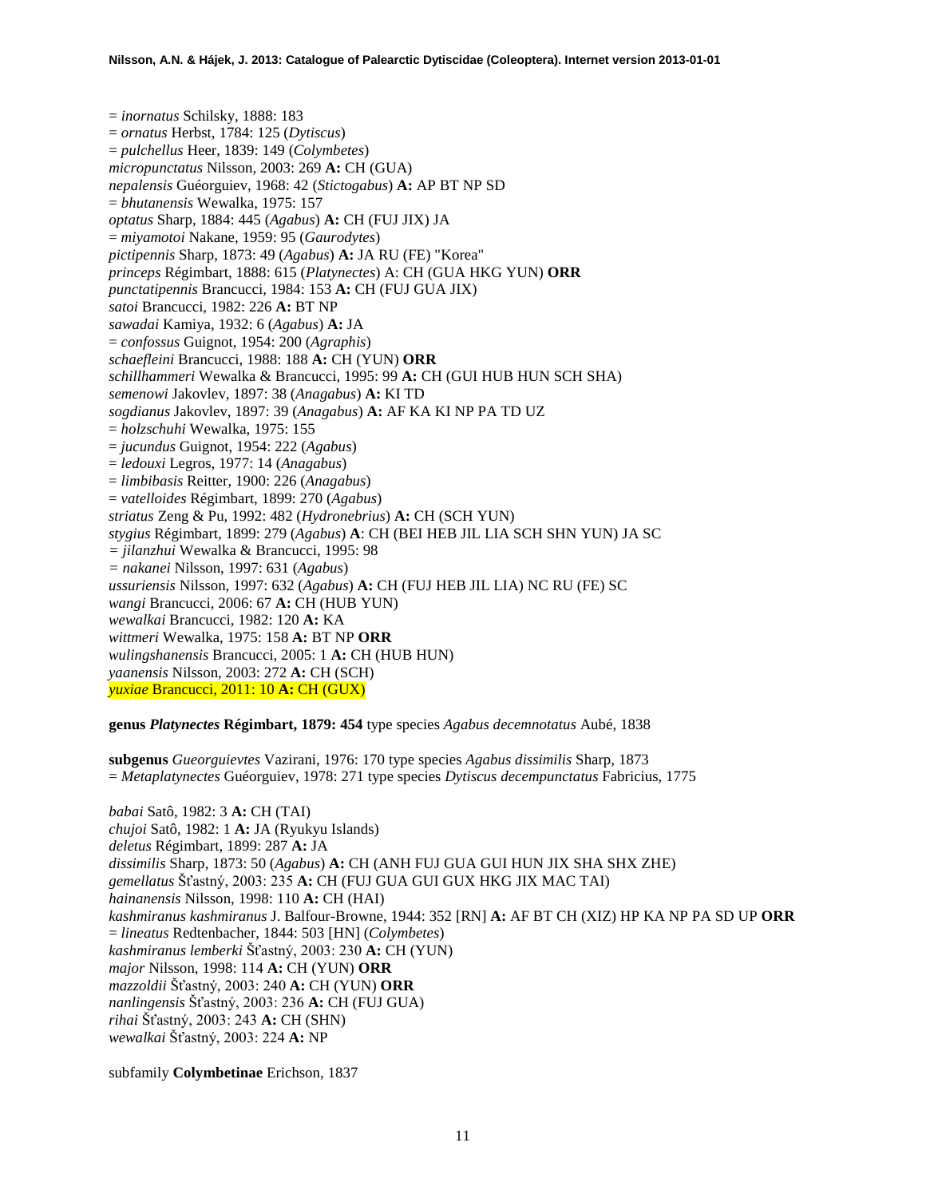= *inornatus* Schilsky, 1888: 183
= *ornatus* Herbst, 1784: 125 (*Dytiscus*)
= *pulchellus* Heer, 1839: 149 (*Colymbetes*)
*micropunctatus* Nilsson, 2003: 269 **A:** CH (GUA)
*nepalensis* Guéorguiev, 1968: 42 (*Stictogabus*) **A:** AP BT NP SD
= *bhutanensis* Wewalka, 1975: 157
*optatus* Sharp, 1884: 445 (*Agabus*) **A:** CH (FUJ JIX) JA
= *miyamotoi* Nakane, 1959: 95 (*Gaurodytes*)
*pictipennis* Sharp, 1873: 49 (*Agabus*) **A:** JA RU (FE) "Korea"
*princeps* Régimbart, 1888: 615 (*Platynectes*) A: CH (GUA HKG YUN) **ORR**
*punctatipennis* Brancucci, 1984: 153 **A:** CH (FUJ GUA JIX)
*satoi* Brancucci, 1982: 226 **A:** BT NP
*sawadai* Kamiya, 1932: 6 (*Agabus*) **A:** JA
= *confossus* Guignot, 1954: 200 (*Agraphis*)
*schaefleini* Brancucci, 1988: 188 **A:** CH (YUN) **ORR**
*schillhammeri* Wewalka & Brancucci, 1995: 99 **A:** CH (GUI HUB HUN SCH SHA)
*semenowi* Jakovlev, 1897: 38 (*Anagabus*) **A:** KI TD
*sogdianus* Jakovlev, 1897: 39 (*Anagabus*) **A:** AF KA KI NP PA TD UZ
= *holzschuhi* Wewalka, 1975: 155
= *jucundus* Guignot, 1954: 222 (*Agabus*)
= *ledouxi* Legros, 1977: 14 (*Anagabus*)
= *limbibasis* Reitter, 1900: 226 (*Anagabus*)
= *vatelloides* Régimbart, 1899: 270 (*Agabus*)
*striatus* Zeng & Pu, 1992: 482 (*Hydronebrius*) **A:** CH (SCH YUN)
*stygius* Régimbart, 1899: 279 (*Agabus*) **A**: CH (BEI HEB JIL LIA SCH SHN YUN) JA SC
= *jilanzhui* Wewalka & Brancucci, 1995: 98
= *nakanei* Nilsson, 1997: 631 (*Agabus*)
*ussuriensis* Nilsson, 1997: 632 (*Agabus*) **A:** CH (FUJ HEB JIL LIA) NC RU (FE) SC
*wangi* Brancucci, 2006: 67 **A:** CH (HUB YUN)
*wewalkai* Brancucci, 1982: 120 **A:** KA
*wittmeri* Wewalka, 1975: 158 **A:** BT NP **ORR**
*wulingshanensis* Brancucci, 2005: 1 **A:** CH (HUB HUN)
*yaanensis* Nilsson, 2003: 272 **A:** CH (SCH)
*yuxiae* Brancucci, 2011: 10 **A:** CH (GUX)

**genus *Platynectes* Régimbart, 1879: 454** type species *Agabus decemnotatus* Aubé, 1838

**subgenus** *Gueorguievtes* Vazirani, 1976: 170 type species *Agabus dissimilis* Sharp, 1873
= *Metaplatynectes* Guéorguiev, 1978: 271 type species *Dytiscus decempunctatus* Fabricius, 1775

*babai* Satô, 1982: 3 **A:** CH (TAI)
*chujoi* Satô, 1982: 1 **A:** JA (Ryukyu Islands)
*deletus* Régimbart, 1899: 287 **A:** JA
*dissimilis* Sharp, 1873: 50 (*Agabus*) **A:** CH (ANH FUJ GUA GUI HUN JIX SHA SHX ZHE)
*gemellatus* Šťastný, 2003: 235 **A:** CH (FUJ GUA GUI GUX HKG JIX MAC TAI)
*hainanensis* Nilsson, 1998: 110 **A:** CH (HAI)
*kashmiranus kashmiranus* J. Balfour-Browne, 1944: 352 [RN] **A:** AF BT CH (XIZ) HP KA NP PA SD UP **ORR**
= *lineatus* Redtenbacher, 1844: 503 [HN] (*Colymbetes*)
*kashmiranus lemberki* Šťastný, 2003: 230 **A:** CH (YUN)
*major* Nilsson, 1998: 114 **A:** CH (YUN) **ORR**
*mazzoldii* Šťastný, 2003: 240 **A:** CH (YUN) **ORR**
*nanlingensis* Šťastný, 2003: 236 **A:** CH (FUJ GUA)
*rihai* Šťastný, 2003: 243 **A:** CH (SHN)
*wewalkai* Šťastný, 2003: 224 **A:** NP

subfamily **Colymbetinae** Erichson, 1837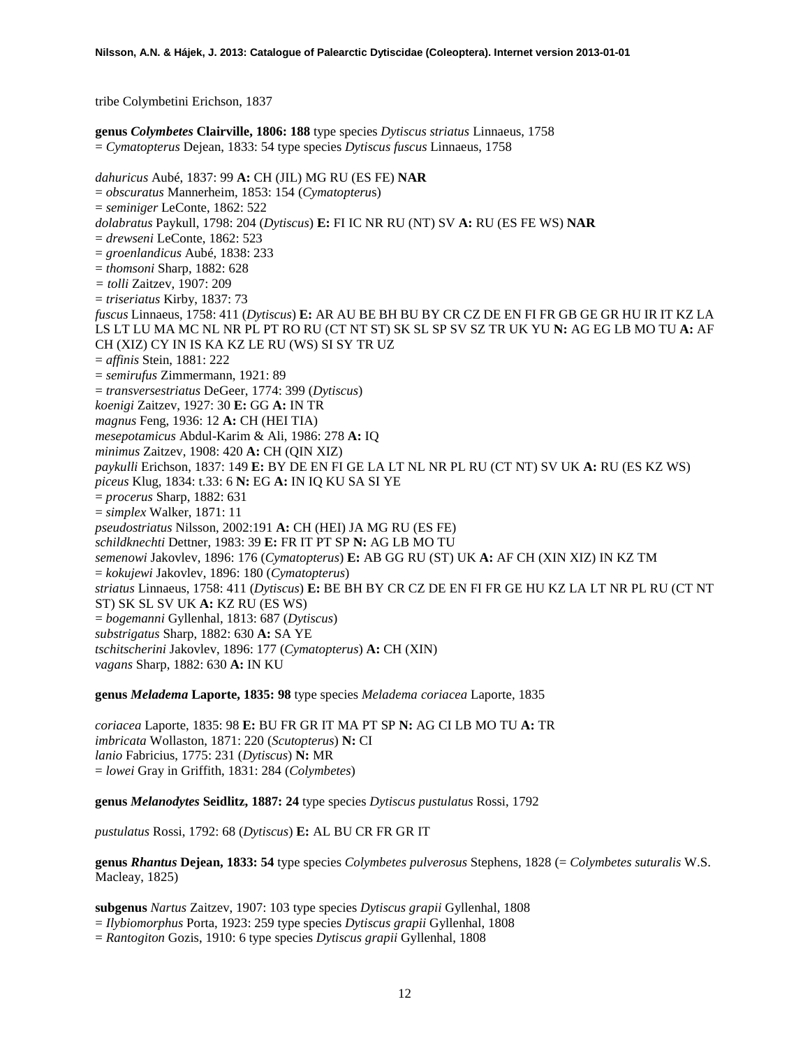tribe Colymbetini Erichson, 1837

**genus *Colymbetes* Clairville, 1806: 188** type species *Dytiscus striatus* Linnaeus, 1758
= *Cymatopterus* Dejean, 1833: 54 type species *Dytiscus fuscus* Linnaeus, 1758

*dahuricus* Aubé, 1837: 99 **A:** CH (JIL) MG RU (ES FE) **NAR**
= *obscuratus* Mannerheim, 1853: 154 (*Cymatopterus*)
= *seminiger* LeConte, 1862: 522
*dolabratus* Paykull, 1798: 204 (*Dytiscus*) **E:** FI IC NR RU (NT) SV **A:** RU (ES FE WS) **NAR**
= *drewseni* LeConte, 1862: 523
= *groenlandicus* Aubé, 1838: 233
= *thomsoni* Sharp, 1882: 628
= *tolli* Zaitzev, 1907: 209
= *triseriatus* Kirby, 1837: 73
*fuscus* Linnaeus, 1758: 411 (*Dytiscus*) **E:** AR AU BE BH BU BY CR CZ DE EN FI FR GB GE GR HU IR IT KZ LA LS LT LU MA MC NL NR PL PT RO RU (CT NT ST) SK SL SP SV SZ TR UK YU **N:** AG EG LB MO TU **A:** AF CH (XIZ) CY IN IS KA KZ LE RU (WS) SI SY TR UZ
= *affinis* Stein, 1881: 222
= *semirufus* Zimmermann, 1921: 89
= *transversestriatus* DeGeer, 1774: 399 (*Dytiscus*)
*koenigi* Zaitzev, 1927: 30 **E:** GG **A:** IN TR
*magnus* Feng, 1936: 12 **A:** CH (HEI TIA)
*mesepotamicus* Abdul-Karim & Ali, 1986: 278 **A:** IQ
*minimus* Zaitzev, 1908: 420 **A:** CH (QIN XIZ)
*paykulli* Erichson, 1837: 149 **E:** BY DE EN FI GE LA LT NL NR PL RU (CT NT) SV UK **A:** RU (ES KZ WS)
*piceus* Klug, 1834: t.33: 6 **N:** EG **A:** IN IQ KU SA SI YE
= *procerus* Sharp, 1882: 631
= *simplex* Walker, 1871: 11
*pseudostriatus* Nilsson, 2002:191 **A:** CH (HEI) JA MG RU (ES FE)
*schildknechti* Dettner, 1983: 39 **E:** FR IT PT SP **N:** AG LB MO TU
*semenowi* Jakovlev, 1896: 176 (*Cymatopterus*) **E:** AB GG RU (ST) UK **A:** AF CH (XIN XIZ) IN KZ TM
= *kokujewi* Jakovlev, 1896: 180 (*Cymatopterus*)
*striatus* Linnaeus, 1758: 411 (*Dytiscus*) **E:** BE BH BY CR CZ DE EN FI FR GE HU KZ LA LT NR PL RU (CT NT ST) SK SL SV UK **A:** KZ RU (ES WS)
= *bogemanni* Gyllenhal, 1813: 687 (*Dytiscus*)
*substrigatus* Sharp, 1882: 630 **A:** SA YE
*tschitscherini* Jakovlev, 1896: 177 (*Cymatopterus*) **A:** CH (XIN)
*vagans* Sharp, 1882: 630 **A:** IN KU

**genus *Meladema* Laporte, 1835: 98** type species *Meladema coriacea* Laporte, 1835

*coriacea* Laporte, 1835: 98 **E:** BU FR GR IT MA PT SP **N:** AG CI LB MO TU **A:** TR
*imbricata* Wollaston, 1871: 220 (*Scutopterus*) **N:** CI
*lanio* Fabricius, 1775: 231 (*Dytiscus*) **N:** MR
= *lowei* Gray in Griffith, 1831: 284 (*Colymbetes*)

**genus *Melanodytes* Seidlitz, 1887: 24** type species *Dytiscus pustulatus* Rossi, 1792

*pustulatus* Rossi, 1792: 68 (*Dytiscus*) **E:** AL BU CR FR GR IT

**genus *Rhantus* Dejean, 1833: 54** type species *Colymbetes pulverosus* Stephens, 1828 (= *Colymbetes suturalis* W.S. Macleay, 1825)

**subgenus** *Nartus* Zaitzev, 1907: 103 type species *Dytiscus grapii* Gyllenhal, 1808
= *Ilybiomorphus* Porta, 1923: 259 type species *Dytiscus grapii* Gyllenhal, 1808
= *Rantogiton* Gozis, 1910: 6 type species *Dytiscus grapii* Gyllenhal, 1808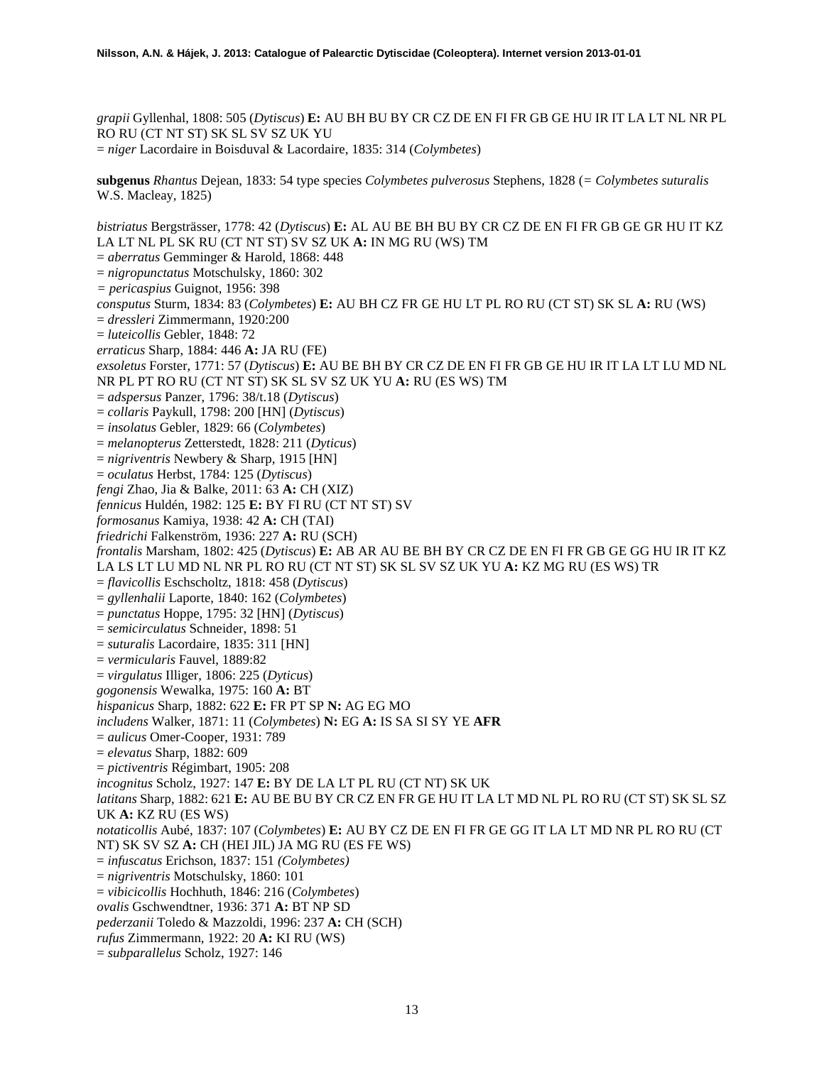*grapii* Gyllenhal, 1808: 505 (*Dytiscus*) **E:** AU BH BU BY CR CZ DE EN FI FR GB GE HU IR IT LA LT NL NR PL RO RU (CT NT ST) SK SL SV SZ UK YU
= *niger* Lacordaire in Boisduval & Lacordaire, 1835: 314 (*Colymbetes*)

**subgenus** *Rhantus* Dejean, 1833: 54 type species *Colymbetes pulverosus* Stephens, 1828 (= *Colymbetes suturalis* W.S. Macleay, 1825)

*bistriatus* Bergsträsser, 1778: 42 (*Dytiscus*) **E:** AL AU BE BH BU BY CR CZ DE EN FI FR GB GE GR HU IT KZ LA LT NL PL SK RU (CT NT ST) SV SZ UK **A:** IN MG RU (WS) TM
= *aberratus* Gemminger & Harold, 1868: 448
= *nigropunctatus* Motschulsky, 1860: 302
= *pericaspius* Guignot, 1956: 398
*consputus* Sturm, 1834: 83 (*Colymbetes*) **E:** AU BH CZ FR GE HU LT PL RO RU (CT ST) SK SL **A:** RU (WS)
= *dressleri* Zimmermann, 1920:200
= *luteicollis* Gebler, 1848: 72
*erraticus* Sharp, 1884: 446 **A:** JA RU (FE)
*exsoletus* Forster, 1771: 57 (*Dytiscus*) **E:** AU BE BH BY CR CZ DE EN FI FR GB GE HU IR IT LA LT LU MD NL NR PL PT RO RU (CT NT ST) SK SL SV SZ UK YU **A:** RU (ES WS) TM
= *adspersus* Panzer, 1796: 38/t.18 (*Dytiscus*)
= *collaris* Paykull, 1798: 200 [HN] (*Dytiscus*)
= *insolatus* Gebler, 1829: 66 (*Colymbetes*)
= *melanopterus* Zetterstedt, 1828: 211 (*Dyticus*)
= *nigriventris* Newbery & Sharp, 1915 [HN]
= *oculatus* Herbst, 1784: 125 (*Dytiscus*)
*fengi* Zhao, Jia & Balke, 2011: 63 **A:** CH (XIZ)
*fennicus* Huldén, 1982: 125 **E:** BY FI RU (CT NT ST) SV
*formosanus* Kamiya, 1938: 42 **A:** CH (TAI)
*friedrichi* Falkenström, 1936: 227 **A:** RU (SCH)
*frontalis* Marsham, 1802: 425 (*Dytiscus*) **E:** AB AR AU BE BH BY CR CZ DE EN FI FR GB GE GG HU IR IT KZ LA LS LT LU MD NL NR PL RO RU (CT NT ST) SK SL SV SZ UK YU **A:** KZ MG RU (ES WS) TR
= *flavicollis* Eschscholtz, 1818: 458 (*Dytiscus*)
= *gyllenhalii* Laporte, 1840: 162 (*Colymbetes*)
= *punctatus* Hoppe, 1795: 32 [HN] (*Dytiscus*)
= *semicirculatus* Schneider, 1898: 51
= *suturalis* Lacordaire, 1835: 311 [HN]
= *vermicularis* Fauvel, 1889:82
= *virgulatus* Illiger, 1806: 225 (*Dyticus*)
*gogonensis* Wewalka, 1975: 160 **A:** BT
*hispanicus* Sharp, 1882: 622 **E:** FR PT SP **N:** AG EG MO
*includens* Walker, 1871: 11 (*Colymbetes*) **N:** EG **A:** IS SA SI SY YE **AFR**
= *aulicus* Omer-Cooper, 1931: 789
= *elevatus* Sharp, 1882: 609
= *pictiventris* Régimbart, 1905: 208
*incognitus* Scholz, 1927: 147 **E:** BY DE LA LT PL RU (CT NT) SK UK
*latitans* Sharp, 1882: 621 **E:** AU BE BU BY CR CZ EN FR GE HU IT LA LT MD NL PL RO RU (CT ST) SK SL SZ UK **A:** KZ RU (ES WS)
*notaticollis* Aubé, 1837: 107 (*Colymbetes*) **E:** AU BY CZ DE EN FI FR GE GG IT LA LT MD NR PL RO RU (CT NT) SK SV SZ **A:** CH (HEI JIL) JA MG RU (ES FE WS)
= *infuscatus* Erichson, 1837: 151 *(Colymbetes)*
= *nigriventris* Motschulsky, 1860: 101
= *vibicicollis* Hochhuth, 1846: 216 (*Colymbetes*)
*ovalis* Gschwendtner, 1936: 371 **A:** BT NP SD
*pederzanii* Toledo & Mazzoldi, 1996: 237 **A:** CH (SCH)
*rufus* Zimmermann, 1922: 20 **A:** KI RU (WS)
= *subparallelus* Scholz, 1927: 146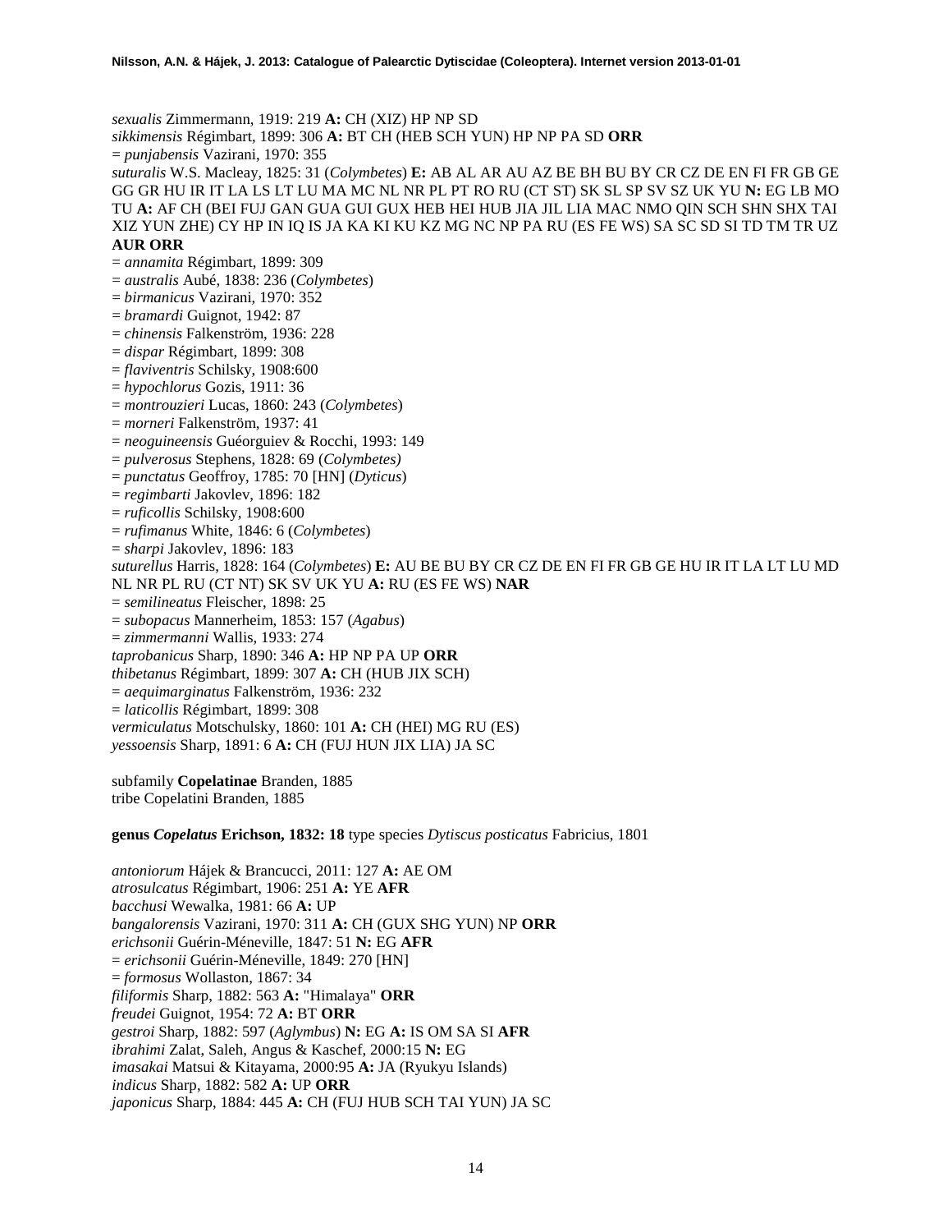*sexualis* Zimmermann, 1919: 219 **A:** CH (XIZ) HP NP SD
*sikkimensis* Régimbart, 1899: 306 **A:** BT CH (HEB SCH YUN) HP NP PA SD **ORR**
= *punjabensis* Vazirani, 1970: 355
*suturalis* W.S. Macleay, 1825: 31 (*Colymbetes*) **E:** AB AL AR AU AZ BE BH BU BY CR CZ DE EN FI FR GB GE GG GR HU IR IT LA LS LT LU MA MC NL NR PL PT RO RU (CT ST) SK SL SP SV SZ UK YU **N:** EG LB MO TU **A:** AF CH (BEI FUJ GAN GUA GUI GUX HEB HEI HUB JIA JIL LIA MAC NMO QIN SCH SHN SHX TAI XIZ YUN ZHE) CY HP IN IQ IS JA KA KI KU KZ MG NC NP PA RU (ES FE WS) SA SC SD SI TD TM TR UZ **AUR ORR**
= *annamita* Régimbart, 1899: 309
= *australis* Aubé, 1838: 236 (*Colymbetes*)
= *birmanicus* Vazirani, 1970: 352
= *bramardi* Guignot, 1942: 87
= *chinensis* Falkenström, 1936: 228
= *dispar* Régimbart, 1899: 308
= *flaviventris* Schilsky, 1908:600
= *hypochlorus* Gozis, 1911: 36
= *montrouzieri* Lucas, 1860: 243 (*Colymbetes*)
= *morneri* Falkenström, 1937: 41
= *neoguineensis* Guéorguiev & Rocchi, 1993: 149
= *pulverosus* Stephens, 1828: 69 (*Colymbetes)*
= *punctatus* Geoffroy, 1785: 70 [HN] (*Dyticus*)
= *regimbarti* Jakovlev, 1896: 182
= *ruficollis* Schilsky, 1908:600
= *rufimanus* White, 1846: 6 (*Colymbetes*)
= *sharpi* Jakovlev, 1896: 183
*suturellus* Harris, 1828: 164 (*Colymbetes*) **E:** AU BE BU BY CR CZ DE EN FI FR GB GE HU IR IT LA LT LU MD NL NR PL RU (CT NT) SK SV UK YU **A:** RU (ES FE WS) **NAR**
= *semilineatus* Fleischer, 1898: 25
= *subopacus* Mannerheim, 1853: 157 (*Agabus*)
= *zimmermanni* Wallis, 1933: 274
*taprobanicus* Sharp, 1890: 346 **A:** HP NP PA UP **ORR**
*thibetanus* Régimbart, 1899: 307 **A:** CH (HUB JIX SCH)
= *aequimarginatus* Falkenström, 1936: 232
= *laticollis* Régimbart, 1899: 308
*vermiculatus* Motschulsky, 1860: 101 **A:** CH (HEI) MG RU (ES)
*yessoensis* Sharp, 1891: 6 **A:** CH (FUJ HUN JIX LIA) JA SC

subfamily **Copelatinae** Branden, 1885
tribe Copelatini Branden, 1885

**genus *Copelatus* Erichson, 1832: 18** type species *Dytiscus posticatus* Fabricius, 1801

*antoniorum* Hájek & Brancucci, 2011: 127 **A:** AE OM
*atrosulcatus* Régimbart, 1906: 251 **A:** YE **AFR**
*bacchusi* Wewalka, 1981: 66 **A:** UP
*bangalorensis* Vazirani, 1970: 311 **A:** CH (GUX SHG YUN) NP **ORR**
*erichsonii* Guérin-Méneville, 1847: 51 **N:** EG **AFR**
= *erichsonii* Guérin-Méneville, 1849: 270 [HN]
= *formosus* Wollaston, 1867: 34
*filiformis* Sharp, 1882: 563 **A:** "Himalaya" **ORR**
*freudei* Guignot, 1954: 72 **A:** BT **ORR**
*gestroi* Sharp, 1882: 597 (*Aglymbus*) **N:** EG **A:** IS OM SA SI **AFR**
*ibrahimi* Zalat, Saleh, Angus & Kaschef, 2000:15 **N:** EG
*imasakai* Matsui & Kitayama, 2000:95 **A:** JA (Ryukyu Islands)
*indicus* Sharp, 1882: 582 **A:** UP **ORR**
*japonicus* Sharp, 1884: 445 **A:** CH (FUJ HUB SCH TAI YUN) JA SC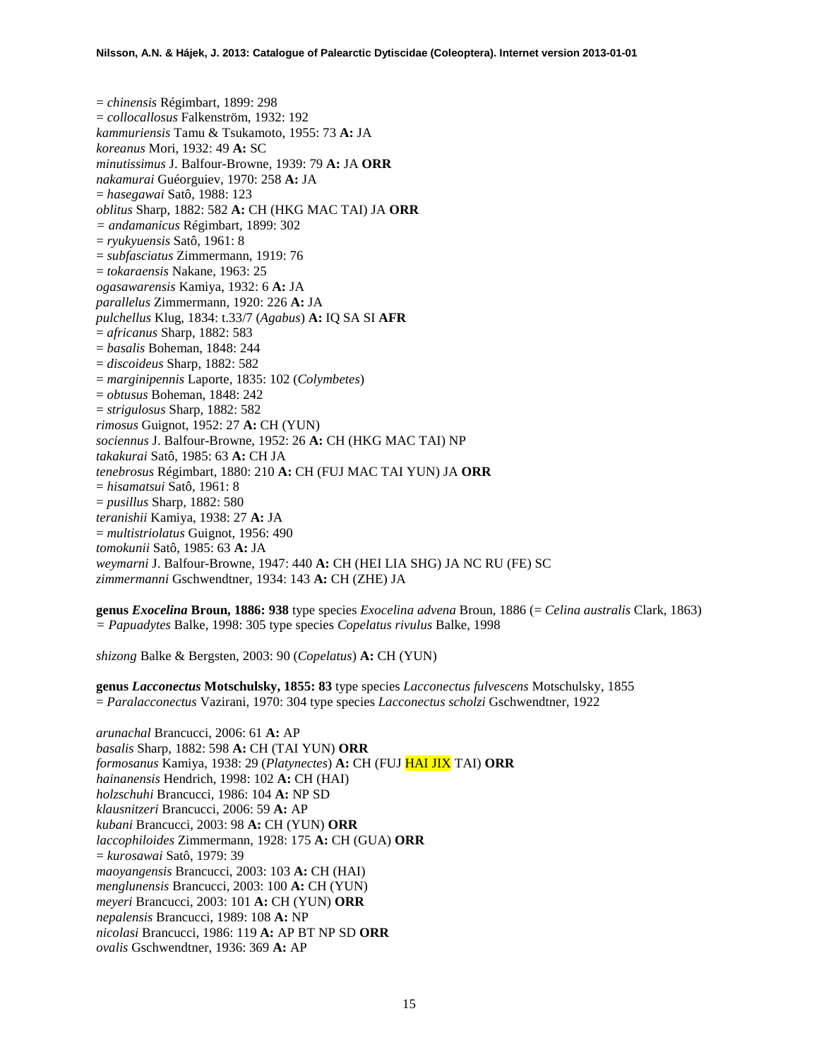= *chinensis* Régimbart, 1899: 298
= *collocallosus* Falkenström, 1932: 192
*kammuriensis* Tamu & Tsukamoto, 1955: 73 **A:** JA
*koreanus* Mori, 1932: 49 **A:** SC
*minutissimus* J. Balfour-Browne, 1939: 79 **A:** JA **ORR**
*nakamurai* Guéorguiev, 1970: 258 **A:** JA
= *hasegawai* Satô, 1988: 123
*oblitus* Sharp, 1882: 582 **A:** CH (HKG MAC TAI) JA **ORR**
= *andamanicus* Régimbart, 1899: 302
= *ryukyuensis* Satô, 1961: 8
= *subfasciatus* Zimmermann, 1919: 76
= *tokaraensis* Nakane, 1963: 25
*ogasawarensis* Kamiya, 1932: 6 **A:** JA
*parallelus* Zimmermann, 1920: 226 **A:** JA
*pulchellus* Klug, 1834: t.33/7 (*Agabus*) **A:** IQ SA SI **AFR**
= *africanus* Sharp, 1882: 583
= *basalis* Boheman, 1848: 244
= *discoideus* Sharp, 1882: 582
= *marginipennis* Laporte, 1835: 102 (*Colymbetes*)
= *obtusus* Boheman, 1848: 242
= *strigulosus* Sharp, 1882: 582
*rimosus* Guignot, 1952: 27 **A:** CH (YUN)
*sociennus* J. Balfour-Browne, 1952: 26 **A:** CH (HKG MAC TAI) NP
*takakurai* Satô, 1985: 63 **A:** CH JA
*tenebrosus* Régimbart, 1880: 210 **A:** CH (FUJ MAC TAI YUN) JA **ORR**
= *hisamatsui* Satô, 1961: 8
= *pusillus* Sharp, 1882: 580
*teranishii* Kamiya, 1938: 27 **A:** JA
= *multistriolatus* Guignot, 1956: 490
*tomokunii* Satô, 1985: 63 **A:** JA
*weymarni* J. Balfour-Browne, 1947: 440 **A:** CH (HEI LIA SHG) JA NC RU (FE) SC
*zimmermanni* Gschwendtner, 1934: 143 **A:** CH (ZHE) JA

**genus *Exocelina* Broun, 1886: 938** type species *Exocelina advena* Broun, 1886 (= *Celina australis* Clark, 1863)
= *Papuadytes* Balke, 1998: 305 type species *Copelatus rivulus* Balke, 1998

*shizong* Balke & Bergsten, 2003: 90 (*Copelatus*) **A:** CH (YUN)

**genus *Lacconectus* Motschulsky, 1855: 83** type species *Lacconectus fulvescens* Motschulsky, 1855
= *Paralacconectus* Vazirani, 1970: 304 type species *Lacconectus scholzi* Gschwendtner, 1922

*arunachal* Brancucci, 2006: 61 **A:** AP
*basalis* Sharp, 1882: 598 **A:** CH (TAI YUN) **ORR**
*formosanus* Kamiya, 1938: 29 (*Platynectes*) **A:** CH (FUJ HAI JIX TAI) **ORR**
*hainanensis* Hendrich, 1998: 102 **A:** CH (HAI)
*holzschuhi* Brancucci, 1986: 104 **A:** NP SD
*klausnitzeri* Brancucci, 2006: 59 **A:** AP
*kubani* Brancucci, 2003: 98 **A:** CH (YUN) **ORR**
*laccophiloides* Zimmermann, 1928: 175 **A:** CH (GUA) **ORR**
= *kurosawai* Satô, 1979: 39
*maoyangensis* Brancucci, 2003: 103 **A:** CH (HAI)
*menglunensis* Brancucci, 2003: 100 **A:** CH (YUN)
*meyeri* Brancucci, 2003: 101 **A:** CH (YUN) **ORR**
*nepalensis* Brancucci, 1989: 108 **A:** NP
*nicolasi* Brancucci, 1986: 119 **A:** AP BT NP SD **ORR**
*ovalis* Gschwendtner, 1936: 369 **A:** AP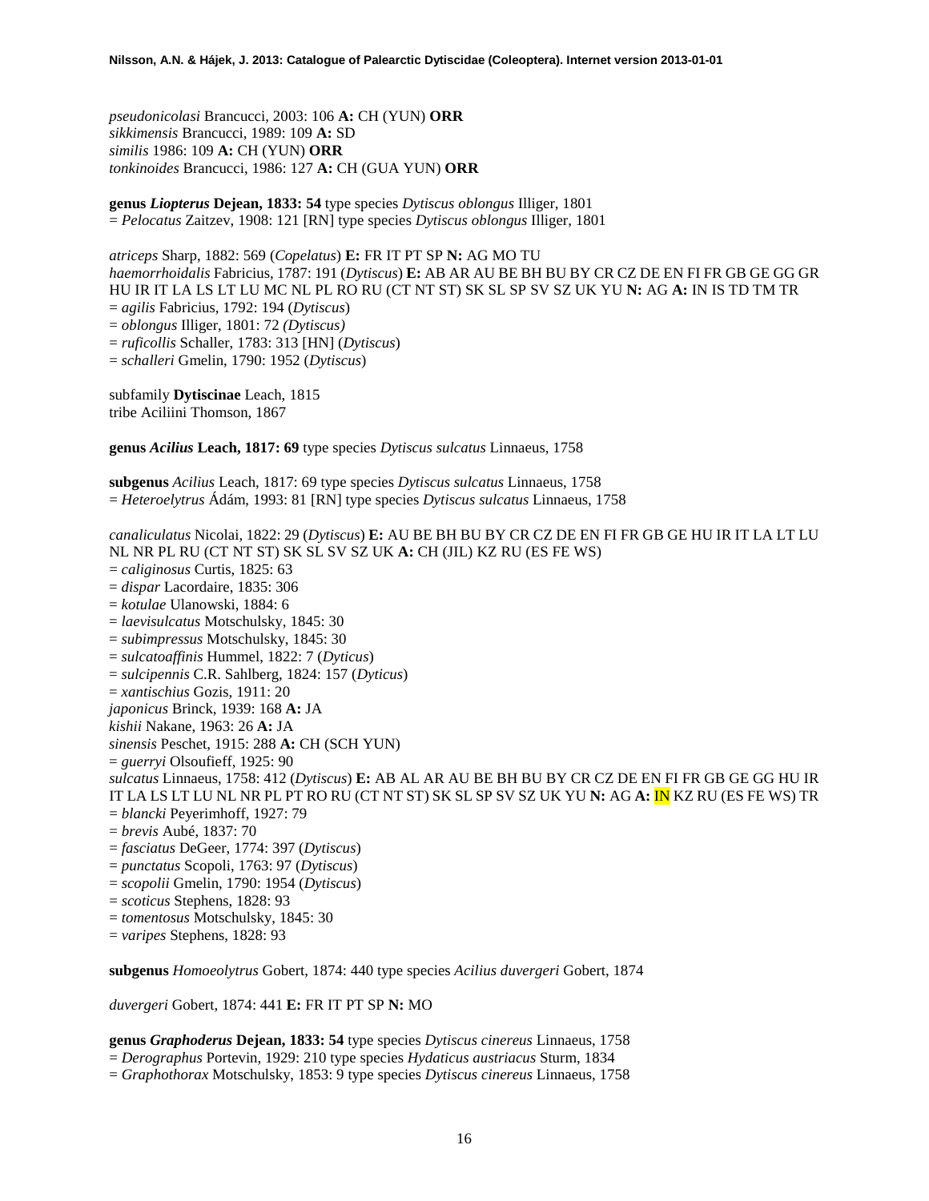*pseudonicolasi* Brancucci, 2003: 106 **A:** CH (YUN) **ORR**
*sikkimensis* Brancucci, 1989: 109 **A:** SD
*similis* 1986: 109 **A:** CH (YUN) **ORR**
*tonkinoides* Brancucci, 1986: 127 **A:** CH (GUA YUN) **ORR**

**genus *Liopterus* Dejean, 1833: 54** type species *Dytiscus oblongus* Illiger, 1801
= *Pelocatus* Zaitzev, 1908: 121 [RN] type species *Dytiscus oblongus* Illiger, 1801

*atriceps* Sharp, 1882: 569 (*Copelatus*) **E:** FR IT PT SP **N:** AG MO TU
*haemorrhoidalis* Fabricius, 1787: 191 (*Dytiscus*) **E:** AB AR AU BE BH BU BY CR CZ DE EN FI FR GB GE GG GR HU IR IT LA LS LT LU MC NL PL RO RU (CT NT ST) SK SL SP SV SZ UK YU **N:** AG **A:** IN IS TD TM TR
= *agilis* Fabricius, 1792: 194 (*Dytiscus*)
= *oblongus* Illiger, 1801: 72 *(Dytiscus)*
= *ruficollis* Schaller, 1783: 313 [HN] (*Dytiscus*)
= *schalleri* Gmelin, 1790: 1952 (*Dytiscus*)

subfamily **Dytiscinae** Leach, 1815
tribe Aciliini Thomson, 1867

**genus *Acilius* Leach, 1817: 69** type species *Dytiscus sulcatus* Linnaeus, 1758

**subgenus** *Acilius* Leach, 1817: 69 type species *Dytiscus sulcatus* Linnaeus, 1758
= *Heteroelytrus* Ádám, 1993: 81 [RN] type species *Dytiscus sulcatus* Linnaeus, 1758

*canaliculatus* Nicolai, 1822: 29 (*Dytiscus*) **E:** AU BE BH BU BY CR CZ DE EN FI FR GB GE HU IR IT LA LT LU NL NR PL RU (CT NT ST) SK SL SV SZ UK **A:** CH (JIL) KZ RU (ES FE WS)
= *caliginosus* Curtis, 1825: 63
= *dispar* Lacordaire, 1835: 306
= *kotulae* Ulanowski, 1884: 6
= *laevisulcatus* Motschulsky, 1845: 30
= *subimpressus* Motschulsky, 1845: 30
= *sulcatoaffinis* Hummel, 1822: 7 (*Dyticus*)
= *sulcipennis* C.R. Sahlberg, 1824: 157 (*Dyticus*)
= *xantischius* Gozis, 1911: 20
*japonicus* Brinck, 1939: 168 **A:** JA
*kishii* Nakane, 1963: 26 **A:** JA
*sinensis* Peschet, 1915: 288 **A:** CH (SCH YUN)
= *guerryi* Olsoufieff, 1925: 90
*sulcatus* Linnaeus, 1758: 412 (*Dytiscus*) **E:** AB AL AR AU BE BH BU BY CR CZ DE EN FI FR GB GE GG HU IR IT LA LS LT LU NL NR PL PT RO RU (CT NT ST) SK SL SP SV SZ UK YU **N:** AG **A:** IN KZ RU (ES FE WS) TR
= *blancki* Peyerimhoff, 1927: 79
= *brevis* Aubé, 1837: 70
= *fasciatus* DeGeer, 1774: 397 (*Dytiscus*)
= *punctatus* Scopoli, 1763: 97 (*Dytiscus*)
= *scopolii* Gmelin, 1790: 1954 (*Dytiscus*)
= *scoticus* Stephens, 1828: 93
= *tomentosus* Motschulsky, 1845: 30
= *varipes* Stephens, 1828: 93

**subgenus** *Homoeolytrus* Gobert, 1874: 440 type species *Acilius duvergeri* Gobert, 1874

*duvergeri* Gobert, 1874: 441 **E:** FR IT PT SP **N:** MO

**genus *Graphoderus* Dejean, 1833: 54** type species *Dytiscus cinereus* Linnaeus, 1758
= *Derographus* Portevin, 1929: 210 type species *Hydaticus austriacus* Sturm, 1834
= *Graphothorax* Motschulsky, 1853: 9 type species *Dytiscus cinereus* Linnaeus, 1758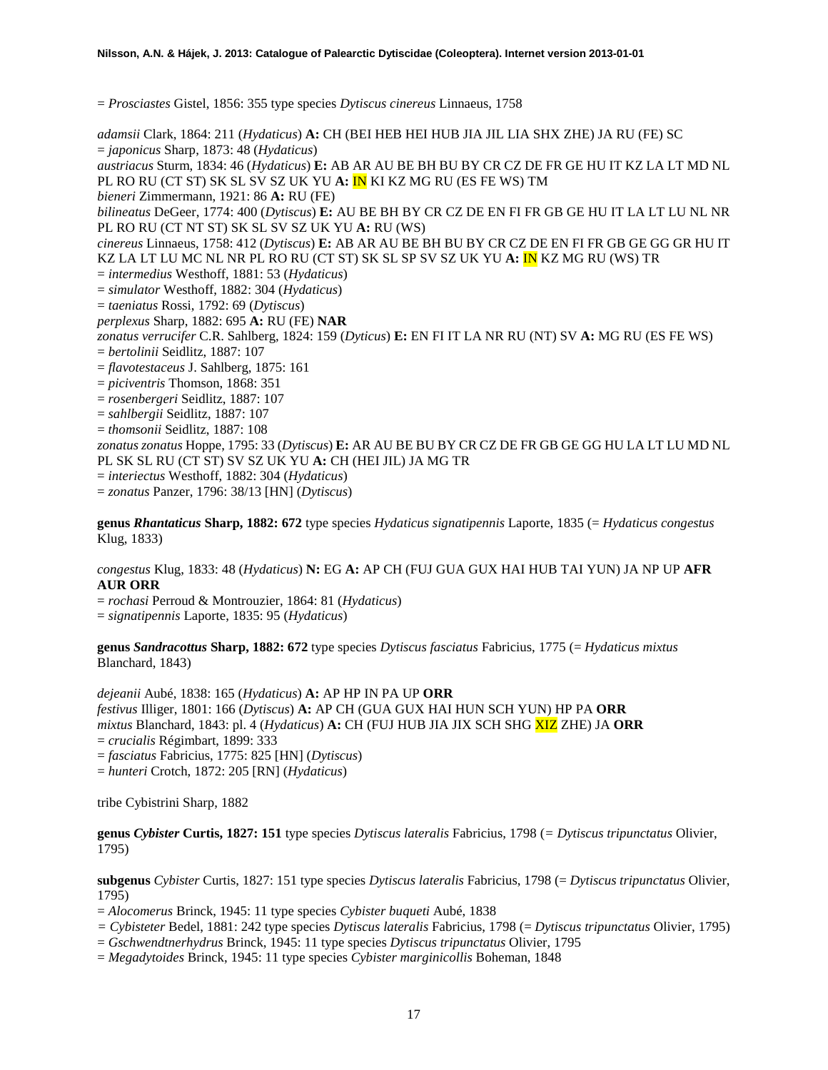= *Prosciastes* Gistel, 1856: 355 type species *Dytiscus cinereus* Linnaeus, 1758

*adamsii* Clark, 1864: 211 (*Hydaticus*) **A:** CH (BEI HEB HEI HUB JIA JIL LIA SHX ZHE) JA RU (FE) SC
= *japonicus* Sharp, 1873: 48 (*Hydaticus*)
*austriacus* Sturm, 1834: 46 (*Hydaticus*) **E:** AB AR AU BE BH BU BY CR CZ DE FR GE HU IT KZ LA LT MD NL PL RO RU (CT ST) SK SL SV SZ UK YU **A:** IN KI KZ MG RU (ES FE WS) TM
*bieneri* Zimmermann, 1921: 86 **A:** RU (FE)
*bilineatus* DeGeer, 1774: 400 (*Dytiscus*) **E:** AU BE BH BY CR CZ DE EN FI FR GB GE HU IT LA LT LU NL NR PL RO RU (CT NT ST) SK SL SV SZ UK YU **A:** RU (WS)
*cinereus* Linnaeus, 1758: 412 (*Dytiscus*) **E:** AB AR AU BE BH BU BY CR CZ DE EN FI FR GB GE GG GR HU IT KZ LA LT LU MC NL NR PL RO RU (CT ST) SK SL SP SV SZ UK YU **A:** IN KZ MG RU (WS) TR
= *intermedius* Westhoff, 1881: 53 (*Hydaticus*)
= *simulator* Westhoff, 1882: 304 (*Hydaticus*)
= *taeniatus* Rossi, 1792: 69 (*Dytiscus*)
*perplexus* Sharp, 1882: 695 **A:** RU (FE) **NAR**
*zonatus verrucifer* C.R. Sahlberg, 1824: 159 (*Dyticus*) **E:** EN FI IT LA NR RU (NT) SV **A:** MG RU (ES FE WS)
= *bertolinii* Seidlitz, 1887: 107
= *flavotestaceus* J. Sahlberg, 1875: 161
= *piciventris* Thomson, 1868: 351
= *rosenbergeri* Seidlitz, 1887: 107
= *sahlbergii* Seidlitz, 1887: 107
= *thomsonii* Seidlitz, 1887: 108
*zonatus zonatus* Hoppe, 1795: 33 (*Dytiscus*) **E:** AR AU BE BU BY CR CZ DE FR GB GE GG HU LA LT LU MD NL PL SK SL RU (CT ST) SV SZ UK YU **A:** CH (HEI JIL) JA MG TR
= *interiectus* Westhoff, 1882: 304 (*Hydaticus*)
= *zonatus* Panzer, 1796: 38/13 [HN] (*Dytiscus*)

**genus *Rhantaticus* Sharp, 1882: 672** type species *Hydaticus signatipennis* Laporte, 1835 (= *Hydaticus congestus* Klug, 1833)

*congestus* Klug, 1833: 48 (*Hydaticus*) **N:** EG **A:** AP CH (FUJ GUA GUX HAI HUB TAI YUN) JA NP UP **AFR AUR ORR**
= *rochasi* Perroud & Montrouzier, 1864: 81 (*Hydaticus*)
= *signatipennis* Laporte, 1835: 95 (*Hydaticus*)

**genus *Sandracottus* Sharp, 1882: 672** type species *Dytiscus fasciatus* Fabricius, 1775 (= *Hydaticus mixtus* Blanchard, 1843)

*dejeanii* Aubé, 1838: 165 (*Hydaticus*) **A:** AP HP IN PA UP **ORR**
*festivus* Illiger, 1801: 166 (*Dytiscus*) **A:** AP CH (GUA GUX HAI HUN SCH YUN) HP PA **ORR**
*mixtus* Blanchard, 1843: pl. 4 (*Hydaticus*) **A:** CH (FUJ HUB JIA JIX SCH SHG XIZ ZHE) JA **ORR**
= *crucialis* Régimbart, 1899: 333
= *fasciatus* Fabricius, 1775: 825 [HN] (*Dytiscus*)
= *hunteri* Crotch, 1872: 205 [RN] (*Hydaticus*)

tribe Cybistrini Sharp, 1882

**genus *Cybister* Curtis, 1827: 151** type species *Dytiscus lateralis* Fabricius, 1798 (= *Dytiscus tripunctatus* Olivier, 1795)

**subgenus** *Cybister* Curtis, 1827: 151 type species *Dytiscus lateralis* Fabricius, 1798 (= *Dytiscus tripunctatus* Olivier, 1795)
= *Alocomerus* Brinck, 1945: 11 type species *Cybister buqueti* Aubé, 1838
= *Cybisteter* Bedel, 1881: 242 type species *Dytiscus lateralis* Fabricius, 1798 (= *Dytiscus tripunctatus* Olivier, 1795)
= *Gschwendtnerhydrus* Brinck, 1945: 11 type species *Dytiscus tripunctatus* Olivier, 1795
= *Megadytoides* Brinck, 1945: 11 type species *Cybister marginicollis* Boheman, 1848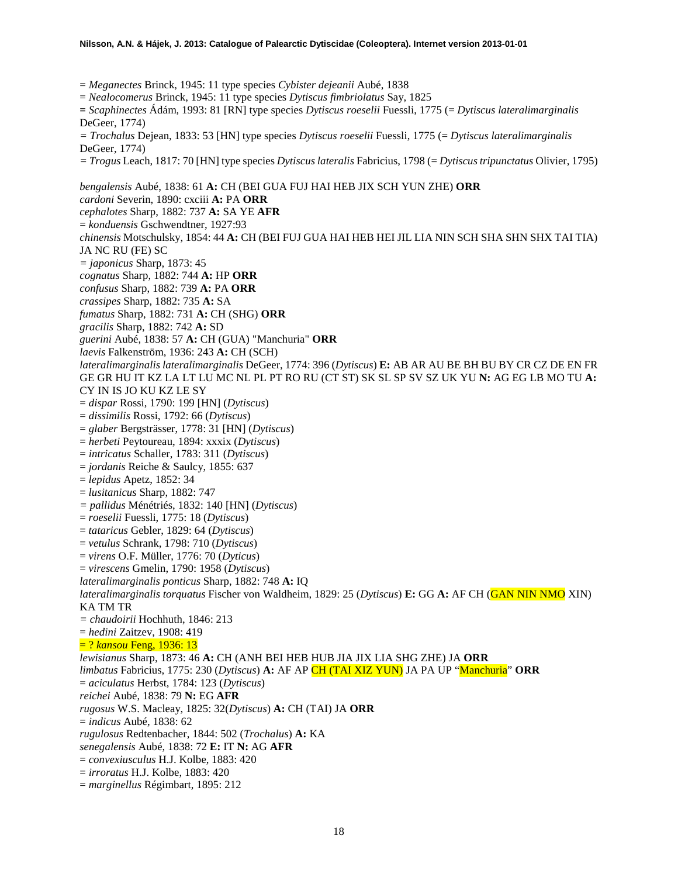= *Meganectes* Brinck, 1945: 11 type species *Cybister dejeanii* Aubé, 1838
= *Nealocomerus* Brinck, 1945: 11 type species *Dytiscus fimbriolatus* Say, 1825
= *Scaphinectes* Ádám, 1993: 81 [RN] type species *Dytiscus roeselii* Fuessli, 1775 (= *Dytiscus lateralimarginalis* DeGeer, 1774)
= *Trochalus* Dejean, 1833: 53 [HN] type species *Dytiscus roeselii* Fuessli, 1775 (= *Dytiscus lateralimarginalis* DeGeer, 1774)
= *Trogus* Leach, 1817: 70 [HN] type species *Dytiscus lateralis* Fabricius, 1798 (= *Dytiscus tripunctatus* Olivier, 1795)

*bengalensis* Aubé, 1838: 61 **A:** CH (BEI GUA FUJ HAI HEB JIX SCH YUN ZHE) **ORR**
*cardoni* Severin, 1890: cxciii **A:** PA **ORR**
*cephalotes* Sharp, 1882: 737 **A:** SA YE **AFR**
= *konduensis* Gschwendtner, 1927:93
*chinensis* Motschulsky, 1854: 44 **A:** CH (BEI FUJ GUA HAI HEB HEI JIL LIA NIN SCH SHA SHN SHX TAI TIA) JA NC RU (FE) SC
= *japonicus* Sharp, 1873: 45
*cognatus* Sharp, 1882: 744 **A:** HP **ORR**
*confusus* Sharp, 1882: 739 **A:** PA **ORR**
*crassipes* Sharp, 1882: 735 **A:** SA
*fumatus* Sharp, 1882: 731 **A:** CH (SHG) **ORR**
*gracilis* Sharp, 1882: 742 **A:** SD
*guerini* Aubé, 1838: 57 **A:** CH (GUA) "Manchuria" **ORR**
*laevis* Falkenström, 1936: 243 **A:** CH (SCH)
*lateralimarginalis lateralimarginalis* DeGeer, 1774: 396 (*Dytiscus*) **E:** AB AR AU BE BH BU BY CR CZ DE EN FR GE GR HU IT KZ LA LT LU MC NL PL PT RO RU (CT ST) SK SL SP SV SZ UK YU **N:** AG EG LB MO TU **A:** CY IN IS JO KU KZ LE SY
= *dispar* Rossi, 1790: 199 [HN] (*Dytiscus*)
= *dissimilis* Rossi, 1792: 66 (*Dytiscus*)
= *glaber* Bergsträsser, 1778: 31 [HN] (*Dytiscus*)
= *herbeti* Peytoureau, 1894: xxxix (*Dytiscus*)
= *intricatus* Schaller, 1783: 311 (*Dytiscus*)
= *jordanis* Reiche & Saulcy, 1855: 637
= *lepidus* Apetz, 1852: 34
= *lusitanicus* Sharp, 1882: 747
= *pallidus* Ménétriés, 1832: 140 [HN] (*Dytiscus*)
= *roeselii* Fuessli, 1775: 18 (*Dytiscus*)
= *tataricus* Gebler, 1829: 64 (*Dytiscus*)
= *vetulus* Schrank, 1798: 710 (*Dytiscus*)
= *virens* O.F. Müller, 1776: 70 (*Dyticus*)
= *virescens* Gmelin, 1790: 1958 (*Dytiscus*)
*lateralimarginalis ponticus* Sharp, 1882: 748 **A:** IQ
*lateralimarginalis torquatus* Fischer von Waldheim, 1829: 25 (*Dytiscus*) **E:** GG **A:** AF CH (GAN NIN NMO XIN) KA TM TR
= *chaudoirii* Hochhuth, 1846: 213
= *hedini* Zaitzev, 1908: 419
= ? *kansou* Feng, 1936: 13
*lewisianus* Sharp, 1873: 46 **A:** CH (ANH BEI HEB HUB JIA JIX LIA SHG ZHE) JA **ORR**
*limbatus* Fabricius, 1775: 230 (*Dytiscus*) **A:** AF AP CH (TAI XIZ YUN) JA PA UP "Manchuria" **ORR**
= *aciculatus* Herbst, 1784: 123 (*Dytiscus*)
*reichei* Aubé, 1838: 79 **N:** EG **AFR**
*rugosus* W.S. Macleay, 1825: 32(*Dytiscus*) **A:** CH (TAI) JA **ORR**
= *indicus* Aubé, 1838: 62
*rugulosus* Redtenbacher, 1844: 502 (*Trochalus*) **A:** KA
*senegalensis* Aubé, 1838: 72 **E:** IT **N:** AG **AFR**
= *convexiusculus* H.J. Kolbe, 1883: 420
= *irroratus* H.J. Kolbe, 1883: 420
= *marginellus* Régimbart, 1895: 212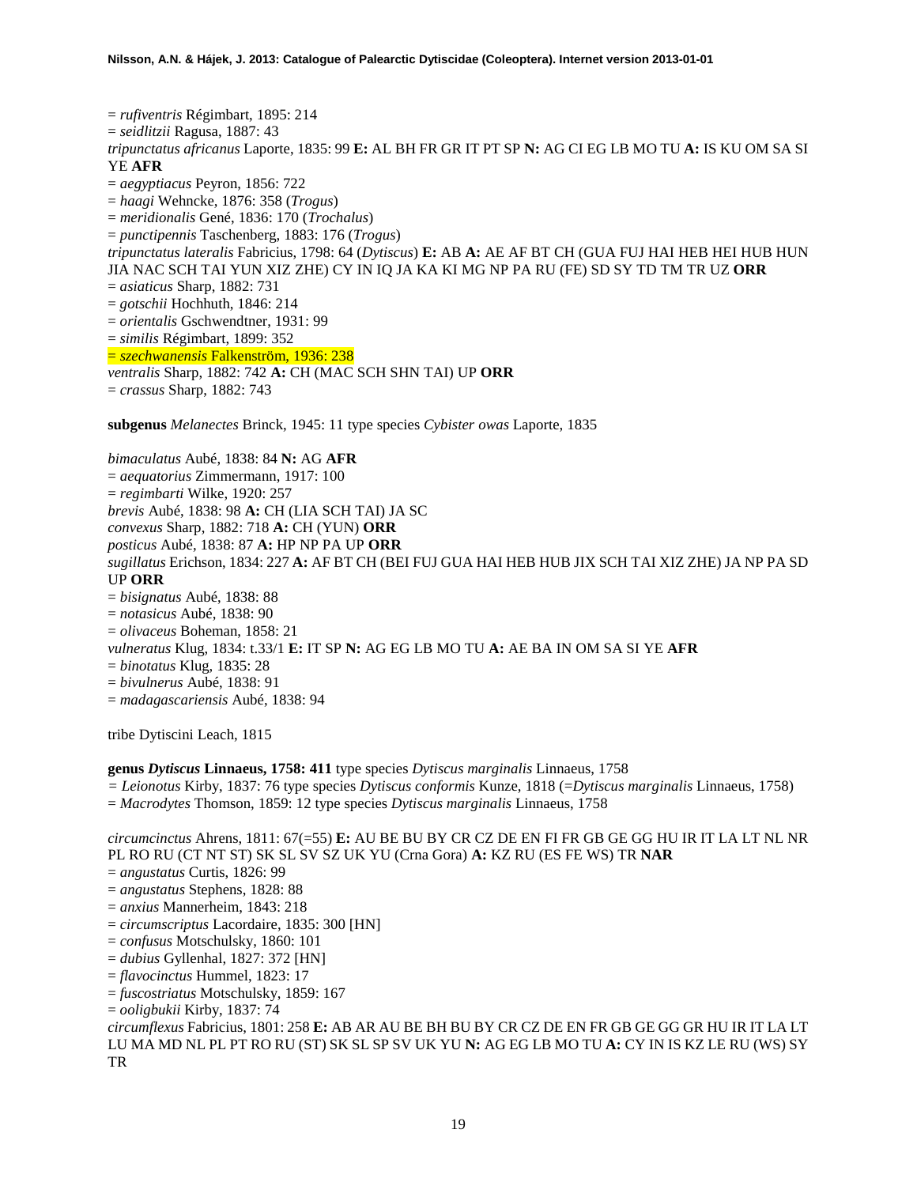= *rufiventris* Régimbart, 1895: 214
= *seidlitzii* Ragusa, 1887: 43
*tripunctatus africanus* Laporte, 1835: 99 **E:** AL BH FR GR IT PT SP **N:** AG CI EG LB MO TU **A:** IS KU OM SA SI YE **AFR**
= *aegyptiacus* Peyron, 1856: 722
= *haagi* Wehncke, 1876: 358 (*Trogus*)
= *meridionalis* Gené, 1836: 170 (*Trochalus*)
= *punctipennis* Taschenberg, 1883: 176 (*Trogus*)
*tripunctatus lateralis* Fabricius, 1798: 64 (*Dytiscus*) **E:** AB **A:** AE AF BT CH (GUA FUJ HAI HEB HEI HUB HUN JIA NAC SCH TAI YUN XIZ ZHE) CY IN IQ JA KA KI MG NP PA RU (FE) SD SY TD TM TR UZ **ORR**
= *asiaticus* Sharp, 1882: 731
= *gotschii* Hochhuth, 1846: 214
= *orientalis* Gschwendtner, 1931: 99
= *similis* Régimbart, 1899: 352
= *szechwanensis* Falkenström, 1936: 238
*ventralis* Sharp, 1882: 742 **A:** CH (MAC SCH SHN TAI) UP **ORR**
= *crassus* Sharp, 1882: 743

**subgenus** *Melanectes* Brinck, 1945: 11 type species *Cybister owas* Laporte, 1835

*bimaculatus* Aubé, 1838: 84 **N:** AG **AFR**
= *aequatorius* Zimmermann, 1917: 100
= *regimbarti* Wilke, 1920: 257
*brevis* Aubé, 1838: 98 **A:** CH (LIA SCH TAI) JA SC
*convexus* Sharp, 1882: 718 **A:** CH (YUN) **ORR**
*posticus* Aubé, 1838: 87 **A:** HP NP PA UP **ORR**
*sugillatus* Erichson, 1834: 227 **A:** AF BT CH (BEI FUJ GUA HAI HEB HUB JIX SCH TAI XIZ ZHE) JA NP PA SD UP **ORR**
= *bisignatus* Aubé, 1838: 88
= *notasicus* Aubé, 1838: 90
= *olivaceus* Boheman, 1858: 21
*vulneratus* Klug, 1834: t.33/1 **E:** IT SP **N:** AG EG LB MO TU **A:** AE BA IN OM SA SI YE **AFR**
= *binotatus* Klug, 1835: 28
= *bivulnerus* Aubé, 1838: 91
= *madagascariensis* Aubé, 1838: 94

tribe Dytiscini Leach, 1815

**genus *Dytiscus* Linnaeus, 1758: 411** type species *Dytiscus marginalis* Linnaeus, 1758
= *Leionotus* Kirby, 1837: 76 type species *Dytiscus conformis* Kunze, 1818 (=*Dytiscus marginalis* Linnaeus, 1758)
= *Macrodytes* Thomson, 1859: 12 type species *Dytiscus marginalis* Linnaeus, 1758

*circumcinctus* Ahrens, 1811: 67(=55) **E:** AU BE BU BY CR CZ DE EN FI FR GB GE GG HU IR IT LA LT NL NR PL RO RU (CT NT ST) SK SL SV SZ UK YU (Crna Gora) **A:** KZ RU (ES FE WS) TR **NAR**
= *angustatus* Curtis, 1826: 99
= *angustatus* Stephens, 1828: 88
= *anxius* Mannerheim, 1843: 218
= *circumscriptus* Lacordaire, 1835: 300 [HN]
= *confusus* Motschulsky, 1860: 101
= *dubius* Gyllenhal, 1827: 372 [HN]
= *flavocinctus* Hummel, 1823: 17
= *fuscostriatus* Motschulsky, 1859: 167
= *ooligbukii* Kirby, 1837: 74
*circumflexus* Fabricius, 1801: 258 **E:** AB AR AU BE BH BU BY CR CZ DE EN FR GB GE GG GR HU IR IT LA LT LU MA MD NL PL PT RO RU (ST) SK SL SP SV UK YU **N:** AG EG LB MO TU **A:** CY IN IS KZ LE RU (WS) SY TR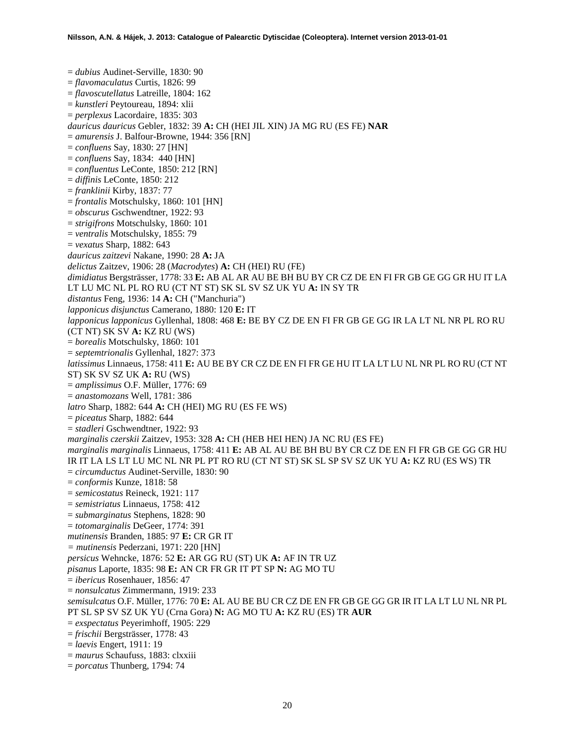= *dubius* Audinet-Serville, 1830: 90
= *flavomaculatus* Curtis, 1826: 99
= *flavoscutellatus* Latreille, 1804: 162
= *kunstleri* Peytoureau, 1894: xlii
= *perplexus* Lacordaire, 1835: 303
*dauricus dauricus* Gebler, 1832: 39 **A:** CH (HEI JIL XIN) JA MG RU (ES FE) **NAR**
= *amurensis* J. Balfour-Browne, 1944: 356 [RN]
= *confluens* Say, 1830: 27 [HN]
= *confluens* Say, 1834: 440 [HN]
= *confluentus* LeConte, 1850: 212 [RN]
= *diffinis* LeConte, 1850: 212
= *franklinii* Kirby, 1837: 77
= *frontalis* Motschulsky, 1860: 101 [HN]
= *obscurus* Gschwendtner, 1922: 93
= *strigifrons* Motschulsky, 1860: 101
= *ventralis* Motschulsky, 1855: 79
= *vexatus* Sharp, 1882: 643
*dauricus zaitzevi* Nakane, 1990: 28 **A:** JA
*delictus* Zaitzev, 1906: 28 (*Macrodytes*) **A:** CH (HEI) RU (FE)
*dimidiatus* Bergsträsser, 1778: 33 **E:** AB AL AR AU BE BH BU BY CR CZ DE EN FI FR GB GE GG GR HU IT LA LT LU MC NL PL RO RU (CT NT ST) SK SL SV SZ UK YU **A:** IN SY TR
*distantus* Feng, 1936: 14 **A:** CH ("Manchuria")
*lapponicus disjunctus* Camerano, 1880: 120 **E:** IT
*lapponicus lapponicus* Gyllenhal, 1808: 468 **E:** BE BY CZ DE EN FI FR GB GE GG IR LA LT NL NR PL RO RU (CT NT) SK SV **A:** KZ RU (WS)
= *borealis* Motschulsky, 1860: 101
= *septemtrionalis* Gyllenhal, 1827: 373
*latissimus* Linnaeus, 1758: 411 **E:** AU BE BY CR CZ DE EN FI FR GE HU IT LA LT LU NL NR PL RO RU (CT NT ST) SK SV SZ UK **A:** RU (WS)
= *amplissimus* O.F. Müller, 1776: 69
= *anastomozans* Well, 1781: 386
*latro* Sharp, 1882: 644 **A:** CH (HEI) MG RU (ES FE WS)
= *piceatus* Sharp, 1882: 644
= *stadleri* Gschwendtner, 1922: 93
*marginalis czerskii* Zaitzev, 1953: 328 **A:** CH (HEB HEI HEN) JA NC RU (ES FE)
*marginalis marginalis* Linnaeus, 1758: 411 **E:** AB AL AU BE BH BU BY CR CZ DE EN FI FR GB GE GG GR HU IR IT LA LS LT LU MC NL NR PL PT RO RU (CT NT ST) SK SL SP SV SZ UK YU **A:** KZ RU (ES WS) TR
= *circumductus* Audinet-Serville, 1830: 90
= *conformis* Kunze, 1818: 58
= *semicostatus* Reineck, 1921: 117
= *semistriatus* Linnaeus, 1758: 412
= *submarginatus* Stephens, 1828: 90
= *totomarginalis* DeGeer, 1774: 391
*mutinensis* Branden, 1885: 97 **E:** CR GR IT
= *mutinensis* Pederzani, 1971: 220 [HN]
*persicus* Wehncke, 1876: 52 **E:** AR GG RU (ST) UK **A:** AF IN TR UZ
*pisanus* Laporte, 1835: 98 **E:** AN CR FR GR IT PT SP **N:** AG MO TU
= *ibericus* Rosenhauer, 1856: 47
= *nonsulcatus* Zimmermann, 1919: 233
*semisulcatus* O.F. Müller, 1776: 70 **E:** AL AU BE BU CR CZ DE EN FR GB GE GG GR IR IT LA LT LU NL NR PL PT SL SP SV SZ UK YU (Crna Gora) **N:** AG MO TU **A:** KZ RU (ES) TR **AUR**
= *exspectatus* Peyerimhoff, 1905: 229
= *frischii* Bergsträsser, 1778: 43
= *laevis* Engert, 1911: 19
= *maurus* Schaufuss, 1883: clxxiii
= *porcatus* Thunberg, 1794: 74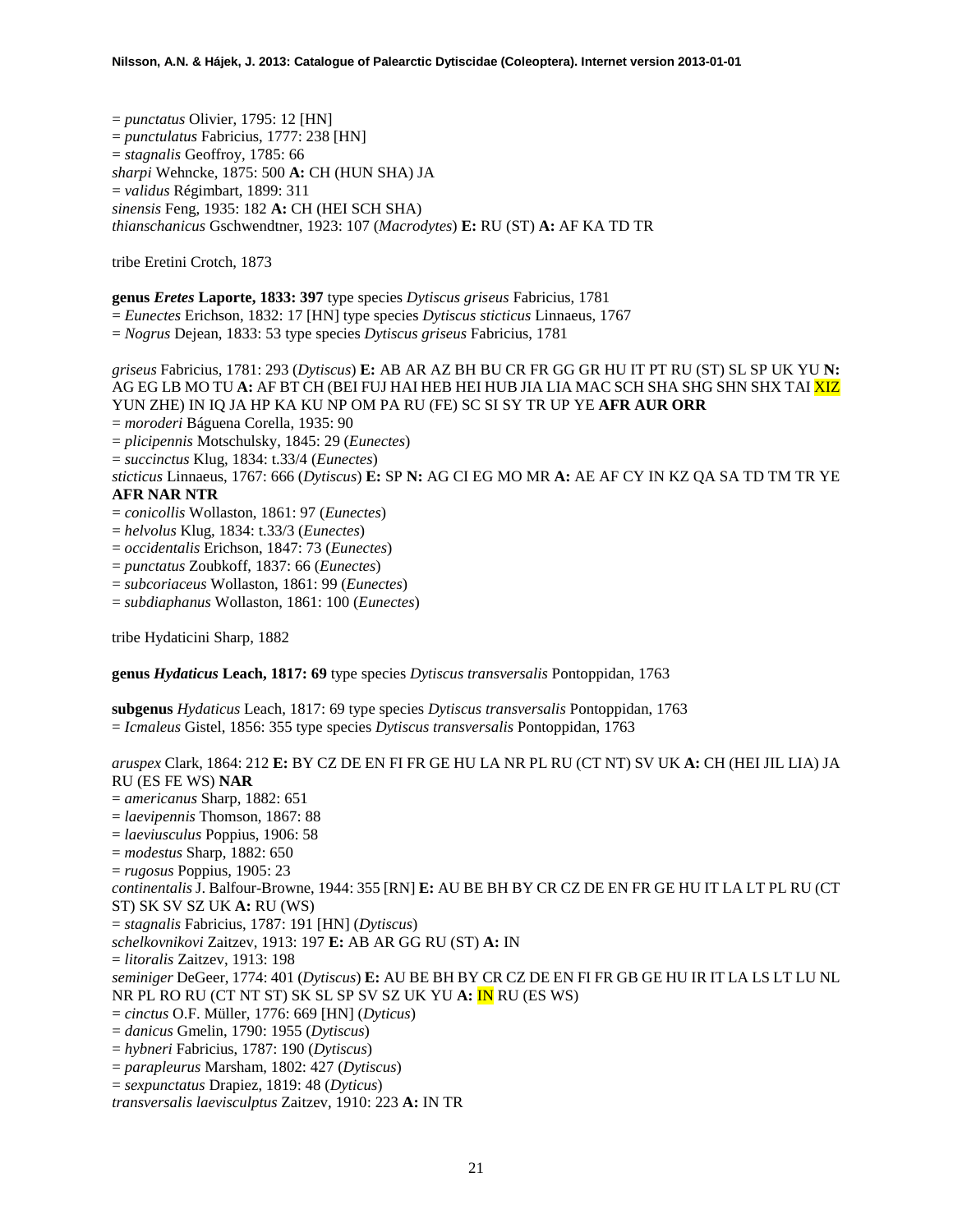= *punctatus* Olivier, 1795: 12 [HN]
= *punctulatus* Fabricius, 1777: 238 [HN]
= *stagnalis* Geoffroy, 1785: 66
*sharpi* Wehncke, 1875: 500 **A:** CH (HUN SHA) JA
= *validus* Régimbart, 1899: 311
*sinensis* Feng, 1935: 182 **A:** CH (HEI SCH SHA)
*thianschanicus* Gschwendtner, 1923: 107 (*Macrodytes*) **E:** RU (ST) **A:** AF KA TD TR

tribe Eretini Crotch, 1873

**genus *Eretes* Laporte, 1833: 397** type species *Dytiscus griseus* Fabricius, 1781
= *Eunectes* Erichson, 1832: 17 [HN] type species *Dytiscus sticticus* Linnaeus, 1767
= *Nogrus* Dejean, 1833: 53 type species *Dytiscus griseus* Fabricius, 1781

*griseus* Fabricius, 1781: 293 (*Dytiscus*) **E:** AB AR AZ BH BU CR FR GG GR HU IT PT RU (ST) SL SP UK YU **N:** AG EG LB MO TU **A:** AF BT CH (BEI FUJ HAI HEB HEI HUB JIA LIA MAC SCH SHA SHG SHN SHX TAI XIZ YUN ZHE) IN IQ JA HP KA KU NP OM PA RU (FE) SC SI SY TR UP YE **AFR AUR ORR**
= *moroderi* Báguena Corella, 1935: 90
= *plicipennis* Motschulsky, 1845: 29 (*Eunectes*)
= *succinctus* Klug, 1834: t.33/4 (*Eunectes*)
*sticticus* Linnaeus, 1767: 666 (*Dytiscus*) **E:** SP **N:** AG CI EG MO MR **A:** AE AF CY IN KZ QA SA TD TM TR YE **AFR NAR NTR**
= *conicollis* Wollaston, 1861: 97 (*Eunectes*)
= *helvolus* Klug, 1834: t.33/3 (*Eunectes*)
= *occidentalis* Erichson, 1847: 73 (*Eunectes*)
= *punctatus* Zoubkoff, 1837: 66 (*Eunectes*)
= *subcoriaceus* Wollaston, 1861: 99 (*Eunectes*)
= *subdiaphanus* Wollaston, 1861: 100 (*Eunectes*)

tribe Hydaticini Sharp, 1882

**genus *Hydaticus* Leach, 1817: 69** type species *Dytiscus transversalis* Pontoppidan, 1763

**subgenus** *Hydaticus* Leach, 1817: 69 type species *Dytiscus transversalis* Pontoppidan, 1763
= *Icmaleus* Gistel, 1856: 355 type species *Dytiscus transversalis* Pontoppidan, 1763

*aruspex* Clark, 1864: 212 **E:** BY CZ DE EN FI FR GE HU LA NR PL RU (CT NT) SV UK **A:** CH (HEI JIL LIA) JA RU (ES FE WS) **NAR**
= *americanus* Sharp, 1882: 651
= *laevipennis* Thomson, 1867: 88
= *laeviusculus* Poppius, 1906: 58
= *modestus* Sharp, 1882: 650
= *rugosus* Poppius, 1905: 23
*continentalis* J. Balfour-Browne, 1944: 355 [RN] **E:** AU BE BH BY CR CZ DE EN FR GE HU IT LA LT PL RU (CT ST) SK SV SZ UK **A:** RU (WS)
= *stagnalis* Fabricius, 1787: 191 [HN] (*Dytiscus*)
*schelkovnikovi* Zaitzev, 1913: 197 **E:** AB AR GG RU (ST) **A:** IN
= *litoralis* Zaitzev, 1913: 198
*seminiger* DeGeer, 1774: 401 (*Dytiscus*) **E:** AU BE BH BY CR CZ DE EN FI FR GB GE HU IR IT LA LS LT LU NL NR PL RO RU (CT NT ST) SK SL SP SV SZ UK YU **A:** IN RU (ES WS)
= *cinctus* O.F. Müller, 1776: 669 [HN] (*Dyticus*)
= *danicus* Gmelin, 1790: 1955 (*Dytiscus*)
= *hybneri* Fabricius, 1787: 190 (*Dytiscus*)
= *parapleurus* Marsham, 1802: 427 (*Dytiscus*)
= *sexpunctatus* Drapiez, 1819: 48 (*Dyticus*)
*transversalis laevisculptus* Zaitzev, 1910: 223 **A:** IN TR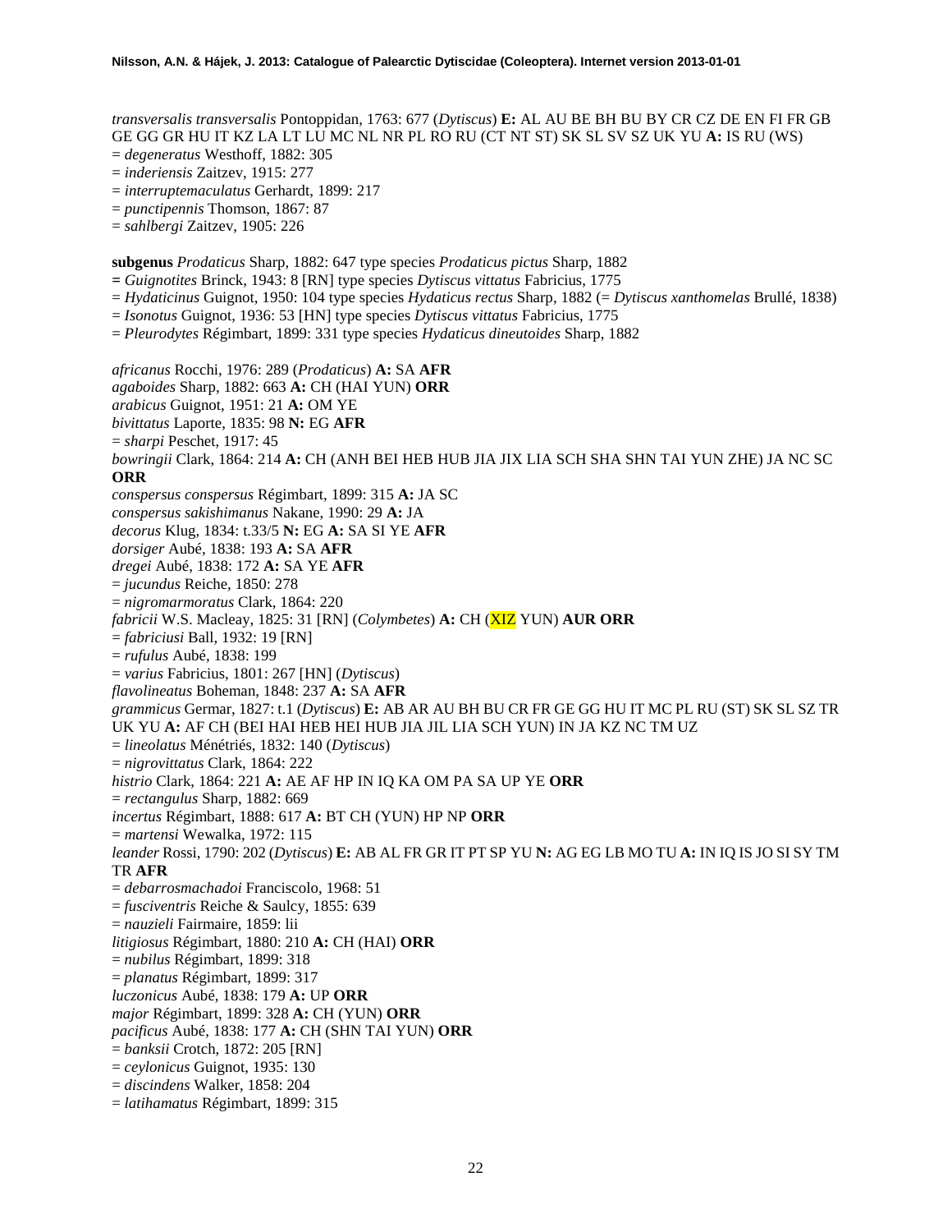*transversalis transversalis* Pontoppidan, 1763: 677 (*Dytiscus*) **E:** AL AU BE BH BU BY CR CZ DE EN FI FR GB GE GG GR HU IT KZ LA LT LU MC NL NR PL RO RU (CT NT ST) SK SL SV SZ UK YU **A:** IS RU (WS)
= *degeneratus* Westhoff, 1882: 305
= *inderiensis* Zaitzev, 1915: 277
= *interruptemaculatus* Gerhardt, 1899: 217
= *punctipennis* Thomson, 1867: 87
= *sahlbergi* Zaitzev, 1905: 226

**subgenus** *Prodaticus* Sharp, 1882: 647 type species *Prodaticus pictus* Sharp, 1882
**=** *Guignotites* Brinck, 1943: 8 [RN] type species *Dytiscus vittatus* Fabricius, 1775
= *Hydaticinus* Guignot, 1950: 104 type species *Hydaticus rectus* Sharp, 1882 (= *Dytiscus xanthomelas* Brullé, 1838)
= *Isonotus* Guignot, 1936: 53 [HN] type species *Dytiscus vittatus* Fabricius, 1775
= *Pleurodytes* Régimbart, 1899: 331 type species *Hydaticus dineutoides* Sharp, 1882

*africanus* Rocchi, 1976: 289 (*Prodaticus*) **A:** SA **AFR**
*agaboides* Sharp, 1882: 663 **A:** CH (HAI YUN) **ORR**
*arabicus* Guignot, 1951: 21 **A:** OM YE
*bivittatus* Laporte, 1835: 98 **N:** EG **AFR**
= *sharpi* Peschet, 1917: 45
*bowringii* Clark, 1864: 214 **A:** CH (ANH BEI HEB HUB JIA JIX LIA SCH SHA SHN TAI YUN ZHE) JA NC SC **ORR**
*conspersus conspersus* Régimbart, 1899: 315 **A:** JA SC
*conspersus sakishimanus* Nakane, 1990: 29 **A:** JA
*decorus* Klug, 1834: t.33/5 **N:** EG **A:** SA SI YE **AFR**
*dorsiger* Aubé, 1838: 193 **A:** SA **AFR**
*dregei* Aubé, 1838: 172 **A:** SA YE **AFR**
= *jucundus* Reiche, 1850: 278
= *nigromarmoratus* Clark, 1864: 220
*fabricii* W.S. Macleay, 1825: 31 [RN] (*Colymbetes*) **A:** CH (XIZ YUN) **AUR ORR**
= *fabriciusi* Ball, 1932: 19 [RN]
= *rufulus* Aubé, 1838: 199
= *varius* Fabricius, 1801: 267 [HN] (*Dytiscus*)
*flavolineatus* Boheman, 1848: 237 **A:** SA **AFR**
*grammicus* Germar, 1827: t.1 (*Dytiscus*) **E:** AB AR AU BH BU CR FR GE GG HU IT MC PL RU (ST) SK SL SZ TR UK YU **A:** AF CH (BEI HAI HEB HEI HUB JIA JIL LIA SCH YUN) IN JA KZ NC TM UZ
= *lineolatus* Ménétriés, 1832: 140 (*Dytiscus*)
= *nigrovittatus* Clark, 1864: 222
*histrio* Clark, 1864: 221 **A:** AE AF HP IN IQ KA OM PA SA UP YE **ORR**
= *rectangulus* Sharp, 1882: 669
*incertus* Régimbart, 1888: 617 **A:** BT CH (YUN) HP NP **ORR**
= *martensi* Wewalka, 1972: 115
*leander* Rossi, 1790: 202 (*Dytiscus*) **E:** AB AL FR GR IT PT SP YU **N:** AG EG LB MO TU **A:** IN IQ IS JO SI SY TM TR **AFR**
= *debarrosmachadoi* Franciscolo, 1968: 51
= *fusciventris* Reiche & Saulcy, 1855: 639
= *nauzieli* Fairmaire, 1859: lii
*litigiosus* Régimbart, 1880: 210 **A:** CH (HAI) **ORR**
= *nubilus* Régimbart, 1899: 318
= *planatus* Régimbart, 1899: 317
*luczonicus* Aubé, 1838: 179 **A:** UP **ORR**
*major* Régimbart, 1899: 328 **A:** CH (YUN) **ORR**
*pacificus* Aubé, 1838: 177 **A:** CH (SHN TAI YUN) **ORR**
= *banksii* Crotch, 1872: 205 [RN]
= *ceylonicus* Guignot, 1935: 130
= *discindens* Walker, 1858: 204
= *latihamatus* Régimbart, 1899: 315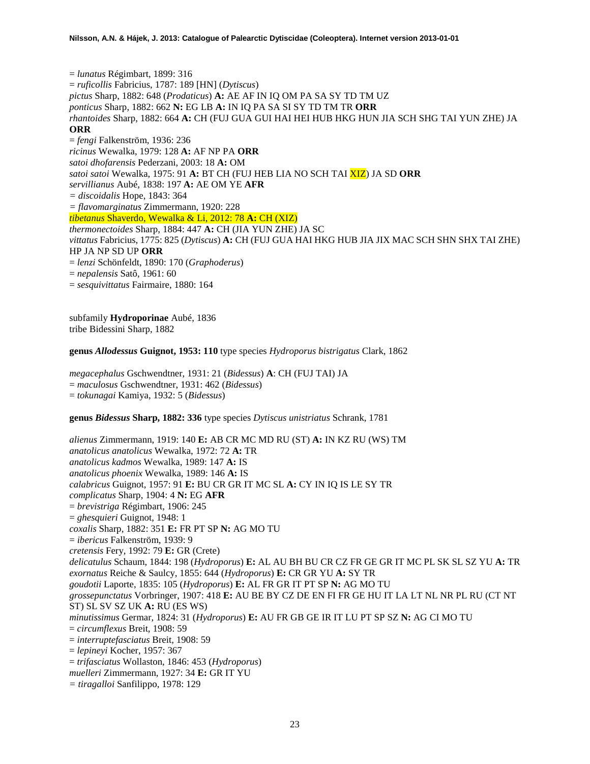= *lunatus* Régimbart, 1899: 316
= *ruficollis* Fabricius, 1787: 189 [HN] (*Dytiscus*)
*pictus* Sharp, 1882: 648 (*Prodaticus*) **A:** AE AF IN IQ OM PA SA SY TD TM UZ
*ponticus* Sharp, 1882: 662 **N:** EG LB **A:** IN IQ PA SA SI SY TD TM TR **ORR**
*rhantoides* Sharp, 1882: 664 **A:** CH (FUJ GUA GUI HAI HEI HUB HKG HUN JIA SCH SHG TAI YUN ZHE) JA **ORR**
= *fengi* Falkenström, 1936: 236
*ricinus* Wewalka, 1979: 128 **A:** AF NP PA **ORR**
*satoi dhofarensis* Pederzani, 2003: 18 **A:** OM
*satoi satoi* Wewalka, 1975: 91 **A:** BT CH (FUJ HEB LIA NO SCH TAI XIZ) JA SD **ORR**
*servillianus* Aubé, 1838: 197 **A:** AE OM YE **AFR**
= *discoidalis* Hope, 1843: 364
= *flavomarginatus* Zimmermann, 1920: 228
*tibetanus* Shaverdo, Wewalka & Li, 2012: 78 **A:** CH (XIZ)
*thermonectoides* Sharp, 1884: 447 **A:** CH (JIA YUN ZHE) JA SC
*vittatus* Fabricius, 1775: 825 (*Dytiscus*) **A:** CH (FUJ GUA HAI HKG HUB JIA JIX MAC SCH SHN SHX TAI ZHE) HP JA NP SD UP **ORR**
= *lenzi* Schönfeldt, 1890: 170 (*Graphoderus*)
= *nepalensis* Satô, 1961: 60
= *sesquivittatus* Fairmaire, 1880: 164

subfamily **Hydroporinae** Aubé, 1836
tribe Bidessini Sharp, 1882

**genus *Allodessus* Guignot, 1953: 110** type species *Hydroporus bistrigatus* Clark, 1862

*megacephalus* Gschwendtner, 1931: 21 (*Bidessus*) **A**: CH (FUJ TAI) JA
= *maculosus* Gschwendtner, 1931: 462 (*Bidessus*)
= *tokunagai* Kamiya, 1932: 5 (*Bidessus*)

**genus *Bidessus* Sharp, 1882: 336** type species *Dytiscus unistriatus* Schrank, 1781

*alienus* Zimmermann, 1919: 140 **E:** AB CR MC MD RU (ST) **A:** IN KZ RU (WS) TM
*anatolicus anatolicus* Wewalka, 1972: 72 **A:** TR
*anatolicus kadmos* Wewalka, 1989: 147 **A:** IS
*anatolicus phoenix* Wewalka, 1989: 146 **A:** IS
*calabricus* Guignot, 1957: 91 **E:** BU CR GR IT MC SL **A:** CY IN IQ IS LE SY TR
*complicatus* Sharp, 1904: 4 **N:** EG **AFR**
= *brevistriga* Régimbart, 1906: 245
= *ghesquieri* Guignot, 1948: 1
*coxalis* Sharp, 1882: 351 **E:** FR PT SP **N:** AG MO TU
= *ibericus* Falkenström, 1939: 9
*cretensis* Fery, 1992: 79 **E:** GR (Crete)
*delicatulus* Schaum, 1844: 198 (*Hydroporus*) **E:** AL AU BH BU CR CZ FR GE GR IT MC PL SK SL SZ YU **A:** TR
*exornatus* Reiche & Saulcy, 1855: 644 (*Hydroporus*) **E:** CR GR YU **A:** SY TR
*goudotii* Laporte, 1835: 105 (*Hydroporus*) **E:** AL FR GR IT PT SP **N:** AG MO TU
*grossepunctatus* Vorbringer, 1907: 418 **E:** AU BE BY CZ DE EN FI FR GE HU IT LA LT NL NR PL RU (CT NT ST) SL SV SZ UK **A:** RU (ES WS)
*minutissimus* Germar, 1824: 31 (*Hydroporus*) **E:** AU FR GB GE IR IT LU PT SP SZ **N:** AG CI MO TU
= *circumflexus* Breit, 1908: 59
= *interruptefasciatus* Breit, 1908: 59
= *lepineyi* Kocher, 1957: 367
= *trifasciatus* Wollaston, 1846: 453 (*Hydroporus*)
*muelleri* Zimmermann, 1927: 34 **E:** GR IT YU
= *tiragalloi* Sanfilippo, 1978: 129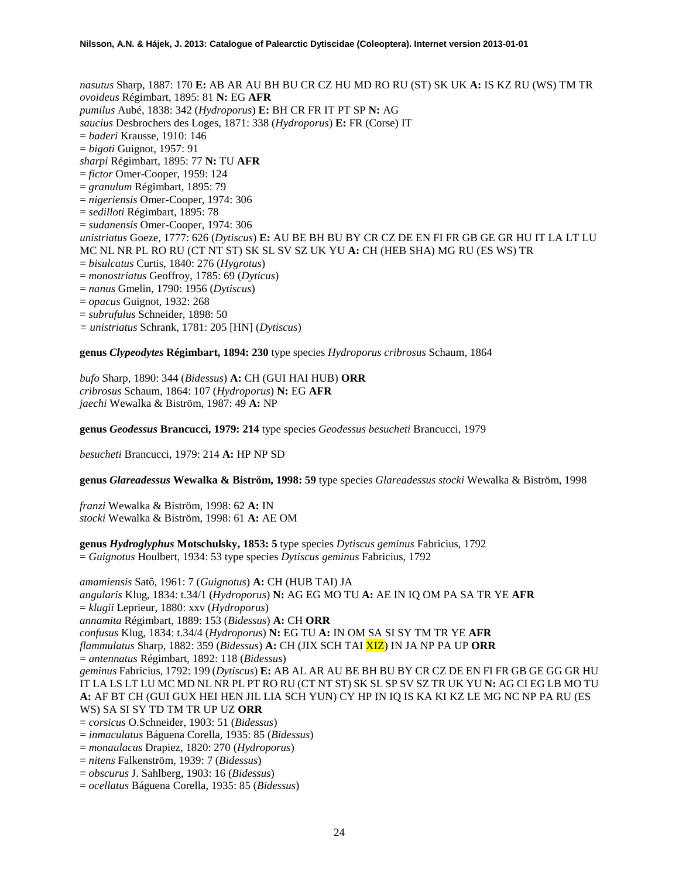*nasutus* Sharp, 1887: 170 **E:** AB AR AU BH BU CR CZ HU MD RO RU (ST) SK UK **A:** IS KZ RU (WS) TM TR
*ovoideus* Régimbart, 1895: 81 **N:** EG **AFR**
*pumilus* Aubé, 1838: 342 (*Hydroporus*) **E:** BH CR FR IT PT SP **N:** AG
*saucius* Desbrochers des Loges, 1871: 338 (*Hydroporus*) **E:** FR (Corse) IT
= *baderi* Krausse, 1910: 146
= *bigoti* Guignot, 1957: 91
*sharpi* Régimbart, 1895: 77 **N:** TU **AFR**
= *fictor* Omer-Cooper, 1959: 124
= *granulum* Régimbart, 1895: 79
= *nigeriensis* Omer-Cooper, 1974: 306
= *sedilloti* Régimbart, 1895: 78
= *sudanensis* Omer-Cooper, 1974: 306
*unistriatus* Goeze, 1777: 626 (*Dytiscus*) **E:** AU BE BH BU BY CR CZ DE EN FI FR GB GE GR HU IT LA LT LU MC NL NR PL RO RU (CT NT ST) SK SL SV SZ UK YU **A:** CH (HEB SHA) MG RU (ES WS) TR
= *bisulcatus* Curtis, 1840: 276 (*Hygrotus*)
= *monostriatus* Geoffroy, 1785: 69 (*Dyticus*)
= *nanus* Gmelin, 1790: 1956 (*Dytiscus*)
= *opacus* Guignot, 1932: 268
= *subrufulus* Schneider, 1898: 50
= *unistriatus* Schrank, 1781: 205 [HN] (*Dytiscus*)

**genus *Clypeodytes* Régimbart, 1894: 230** type species *Hydroporus cribrosus* Schaum, 1864

*bufo* Sharp, 1890: 344 (*Bidessus*) **A:** CH (GUI HAI HUB) **ORR**
*cribrosus* Schaum, 1864: 107 (*Hydroporus*) **N:** EG **AFR**
*jaechi* Wewalka & Biström, 1987: 49 **A:** NP

**genus *Geodessus* Brancucci, 1979: 214** type species *Geodessus besucheti* Brancucci, 1979

*besucheti* Brancucci, 1979: 214 **A:** HP NP SD

**genus *Glareadessus* Wewalka & Biström, 1998: 59** type species *Glareadessus stocki* Wewalka & Biström, 1998

*franzi* Wewalka & Biström, 1998: 62 **A:** IN
*stocki* Wewalka & Biström, 1998: 61 **A:** AE OM

**genus *Hydroglyphus* Motschulsky, 1853: 5** type species *Dytiscus geminus* Fabricius, 1792
= *Guignotus* Houlbert, 1934: 53 type species *Dytiscus geminus* Fabricius, 1792

*amamiensis* Satô, 1961: 7 (*Guignotus*) **A:** CH (HUB TAI) JA
*angularis* Klug, 1834: t.34/1 (*Hydroporus*) **N:** AG EG MO TU **A:** AE IN IQ OM PA SA TR YE **AFR**
= *klugii* Leprieur, 1880: xxv (*Hydroporus*)
*annamita* Régimbart, 1889: 153 (*Bidessus*) **A:** CH **ORR**
*confusus* Klug, 1834: t.34/4 (*Hydroporus*) **N:** EG TU **A:** IN OM SA SI SY TM TR YE **AFR**
*flammulatus* Sharp, 1882: 359 (*Bidessus*) **A:** CH (JIX SCH TAI XIZ) IN JA NP PA UP **ORR**
= *antennatus* Régimbart, 1892: 118 (*Bidessus*)
*geminus* Fabricius, 1792: 199 (*Dytiscus*) **E:** AB AL AR AU BE BH BU BY CR CZ DE EN FI FR GB GE GG GR HU IT LA LS LT LU MC MD NL NR PL PT RO RU (CT NT ST) SK SL SP SV SZ TR UK YU **N:** AG CI EG LB MO TU **A:** AF BT CH (GUI GUX HEI HEN JIL LIA SCH YUN) CY HP IN IQ IS KA KI KZ LE MG NC NP PA RU (ES WS) SA SI SY TD TM TR UP UZ **ORR**
= *corsicus* O.Schneider, 1903: 51 (*Bidessus*)
= *inmaculatus* Báguena Corella, 1935: 85 (*Bidessus*)
= *monaulacus* Drapiez, 1820: 270 (*Hydroporus*)
= *nitens* Falkenström, 1939: 7 (*Bidessus*)
= *obscurus* J. Sahlberg, 1903: 16 (*Bidessus*)
= *ocellatus* Báguena Corella, 1935: 85 (*Bidessus*)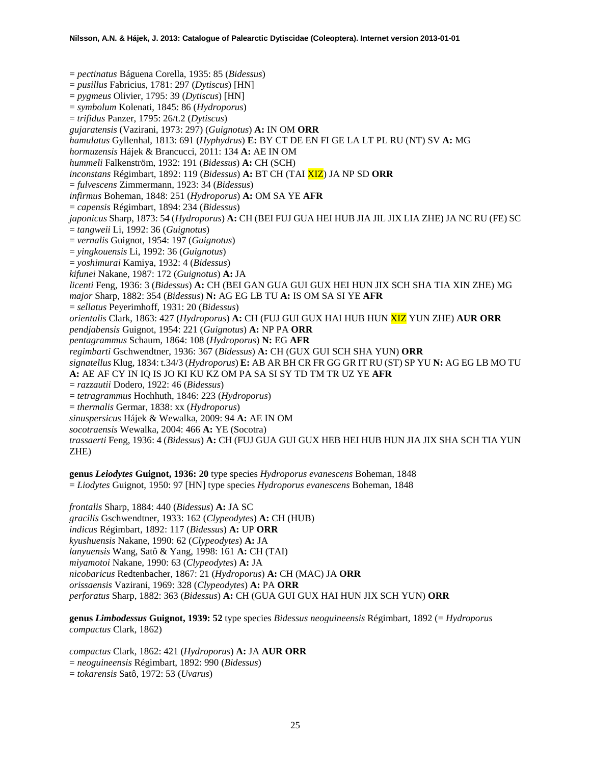= *pectinatus* Báguena Corella, 1935: 85 (*Bidessus*)
= *pusillus* Fabricius, 1781: 297 (*Dytiscus*) [HN]
= *pygmeus* Olivier, 1795: 39 (*Dytiscus*) [HN]
= *symbolum* Kolenati, 1845: 86 (*Hydroporus*)
= *trifidus* Panzer, 1795: 26/t.2 (*Dytiscus*)
*gujaratensis* (Vazirani, 1973: 297) (*Guignotus*) **A:** IN OM **ORR**
*hamulatus* Gyllenhal, 1813: 691 (*Hyphydrus*) **E:** BY CT DE EN FI GE LA LT PL RU (NT) SV **A:** MG
*hormuzensis* Hájek & Brancucci, 2011: 134 **A:** AE IN OM
*hummeli* Falkenström, 1932: 191 (*Bidessus*) **A:** CH (SCH)
*inconstans* Régimbart, 1892: 119 (*Bidessus*) **A:** BT CH (TAI XIZ) JA NP SD **ORR**
= *fulvescens* Zimmermann, 1923: 34 (*Bidessus*)
*infirmus* Boheman, 1848: 251 (*Hydroporus*) **A:** OM SA YE **AFR**
= *capensis* Régimbart, 1894: 234 (*Bidessus*)
*japonicus* Sharp, 1873: 54 (*Hydroporus*) **A:** CH (BEI FUJ GUA HEI HUB JIA JIL JIX LIA ZHE) JA NC RU (FE) SC
= *tangweii* Li, 1992: 36 (*Guignotus*)
= *vernalis* Guignot, 1954: 197 (*Guignotus*)
= *yingkouensis* Li, 1992: 36 (*Guignotus*)
= *yoshimurai* Kamiya, 1932: 4 (*Bidessus*)
*kifunei* Nakane, 1987: 172 (*Guignotus*) **A:** JA
*licenti* Feng, 1936: 3 (*Bidessus*) **A:** CH (BEI GAN GUA GUI GUX HEI HUN JIX SCH SHA TIA XIN ZHE) MG
*major* Sharp, 1882: 354 (*Bidessus*) **N:** AG EG LB TU **A:** IS OM SA SI YE **AFR**
= *sellatus* Peyerimhoff, 1931: 20 (*Bidessus*)
*orientalis* Clark, 1863: 427 (*Hydroporus*) **A:** CH (FUJ GUI GUX HAI HUB HUN XIZ YUN ZHE) **AUR ORR**
*pendjabensis* Guignot, 1954: 221 (*Guignotus*) **A:** NP PA **ORR**
*pentagrammus* Schaum, 1864: 108 (*Hydroporus*) **N:** EG **AFR**
*regimbarti* Gschwendtner, 1936: 367 (*Bidessus*) **A:** CH (GUX GUI SCH SHA YUN) **ORR**
*signatellus* Klug, 1834: t.34/3 (*Hydroporus*) **E:** AB AR BH CR FR GG GR IT RU (ST) SP YU **N:** AG EG LB MO TU **A:** AE AF CY IN IQ IS JO KI KU KZ OM PA SA SI SY TD TM TR UZ YE **AFR**
= *razzautii* Dodero, 1922: 46 (*Bidessus*)
= *tetragrammus* Hochhuth, 1846: 223 (*Hydroporus*)
= *thermalis* Germar, 1838: xx (*Hydroporus*)
*sinuspersicus* Hájek & Wewalka, 2009: 94 **A:** AE IN OM
*socotraensis* Wewalka, 2004: 466 **A:** YE (Socotra)
*trassaerti* Feng, 1936: 4 (*Bidessus*) **A:** CH (FUJ GUA GUI GUX HEB HEI HUB HUN JIA JIX SHA SCH TIA YUN ZHE)

**genus *Leiodytes* Guignot, 1936: 20** type species *Hydroporus evanescens* Boheman, 1848
= *Liodytes* Guignot, 1950: 97 [HN] type species *Hydroporus evanescens* Boheman, 1848

*frontalis* Sharp, 1884: 440 (*Bidessus*) **A:** JA SC
*gracilis* Gschwendtner, 1933: 162 (*Clypeodytes*) **A:** CH (HUB)
*indicus* Régimbart, 1892: 117 (*Bidessus*) **A:** UP **ORR**
*kyushuensis* Nakane, 1990: 62 (*Clypeodytes*) **A:** JA
*lanyuensis* Wang, Satô & Yang, 1998: 161 **A:** CH (TAI)
*miyamotoi* Nakane, 1990: 63 (*Clypeodytes*) **A:** JA
*nicobaricus* Redtenbacher, 1867: 21 (*Hydroporus*) **A:** CH (MAC) JA **ORR**
*orissaensis* Vazirani, 1969: 328 (*Clypeodytes*) **A:** PA **ORR**
*perforatus* Sharp, 1882: 363 (*Bidessus*) **A:** CH (GUA GUI GUX HAI HUN JIX SCH YUN) **ORR**

**genus *Limbodessus* Guignot, 1939: 52** type species *Bidessus neoguineensis* Régimbart, 1892 (= *Hydroporus compactus* Clark, 1862)

*compactus* Clark, 1862: 421 (*Hydroporus*) **A:** JA **AUR ORR**
= *neoguineensis* Régimbart, 1892: 990 (*Bidessus*)
= *tokarensis* Satô, 1972: 53 (*Uvarus*)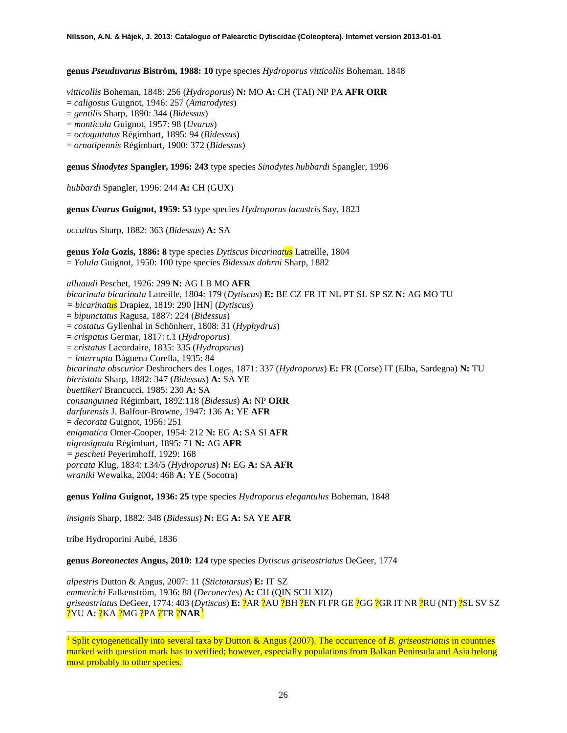**genus *Pseuduvarus* Biström, 1988: 10** type species *Hydroporus vitticollis* Boheman, 1848

*vitticollis* Boheman, 1848: 256 (*Hydroporus*) **N:** MO **A:** CH (TAI) NP PA **AFR ORR**
= *caligosus* Guignot, 1946: 257 (*Amarodytes*)
= *gentilis* Sharp, 1890: 344 (*Bidessus*)
= *monticola* Guignot, 1957: 98 (*Uvarus*)
= *octoguttatus* Régimbart, 1895: 94 (*Bidessus*)
= *ornatipennis* Régimbart, 1900: 372 (*Bidessus*)

**genus *Sinodytes* Spangler, 1996: 243** type species *Sinodytes hubbardi* Spangler, 1996

*hubbardi* Spangler, 1996: 244 **A:** CH (GUX)

**genus *Uvarus* Guignot, 1959: 53** type species *Hydroporus lacustris* Say, 1823

*occultus* Sharp, 1882: 363 (*Bidessus*) **A:** SA

**genus *Yola* Gozis, 1886: 8** type species *Dytiscus bicarinatus* Latreille, 1804
= *Yolula* Guignot, 1950: 100 type species *Bidessus dohrni* Sharp, 1882

*alluaudi* Peschet, 1926: 299 **N:** AG LB MO **AFR**
*bicarinata bicarinata* Latreille, 1804: 179 (*Dytiscus*) **E:** BE CZ FR IT NL PT SL SP SZ **N:** AG MO TU
= *bicarinatus* Drapiez, 1819: 290 [HN] (*Dytiscus*)
= *bipunctatus* Ragusa, 1887: 224 (*Bidessus*)
= *costatus* Gyllenhal in Schönherr, 1808: 31 (*Hyphydrus*)
= *crispatus* Germar, 1817: t.1 (*Hydroporus*)
= *cristatus* Lacordaire, 1835: 335 (*Hydroporus*)
= *interrupta* Báguena Corella, 1935: 84
*bicarinata obscurior* Desbrochers des Loges, 1871: 337 (*Hydroporus*) **E:** FR (Corse) IT (Elba, Sardegna) **N:** TU
*bicristata* Sharp, 1882: 347 (*Bidessus*) **A:** SA YE
*buettikeri* Brancucci, 1985: 230 **A:** SA
*consanguinea* Régimbart, 1892:118 (*Bidessus*) **A:** NP **ORR**
*darfurensis* J. Balfour-Browne, 1947: 136 **A:** YE **AFR**
= *decorata* Guignot, 1956: 251
*enigmatica* Omer-Cooper, 1954: 212 **N:** EG **A:** SA SI **AFR**
*nigrosignata* Régimbart, 1895: 71 **N:** AG **AFR**
= *pescheti* Peyerimhoff, 1929: 168
*porcata* Klug, 1834: t.34/5 (*Hydroporus*) **N:** EG **A:** SA **AFR**
*wraniki* Wewalka, 2004: 468 **A:** YE (Socotra)

**genus *Yolina* Guignot, 1936: 25** type species *Hydroporus elegantulus* Boheman, 1848

*insignis* Sharp, 1882: 348 (*Bidessus*) **N:** EG **A:** SA YE **AFR**

tribe Hydroporini Aubé, 1836

**genus *Boreonectes* Angus, 2010: 124** type species *Dytiscus griseostriatus* DeGeer, 1774

*alpestris* Dutton & Angus, 2007: 11 (*Stictotarsus*) **E:** IT SZ
*emmerichi* Falkenström, 1936: 88 (*Deronectes*) **A:** CH (QIN SCH XIZ)
*griseostriatus* DeGeer, 1774: 403 (*Dytiscus*) **E:** ?AR ?AU ?BH ?EN FI FR GE ?GG ?GR IT NR ?RU (NT) ?SL SV SZ ?YU **A:** ?KA ?MG ?PA ?TR ?**NAR**[1]

[1] Split cytogenetically into several taxa by Dutton & Angus (2007). The occurrence of *B. griseostriatus* in countries marked with question mark has to verified; however, especially populations from Balkan Peninsula and Asia belong most probably to other species.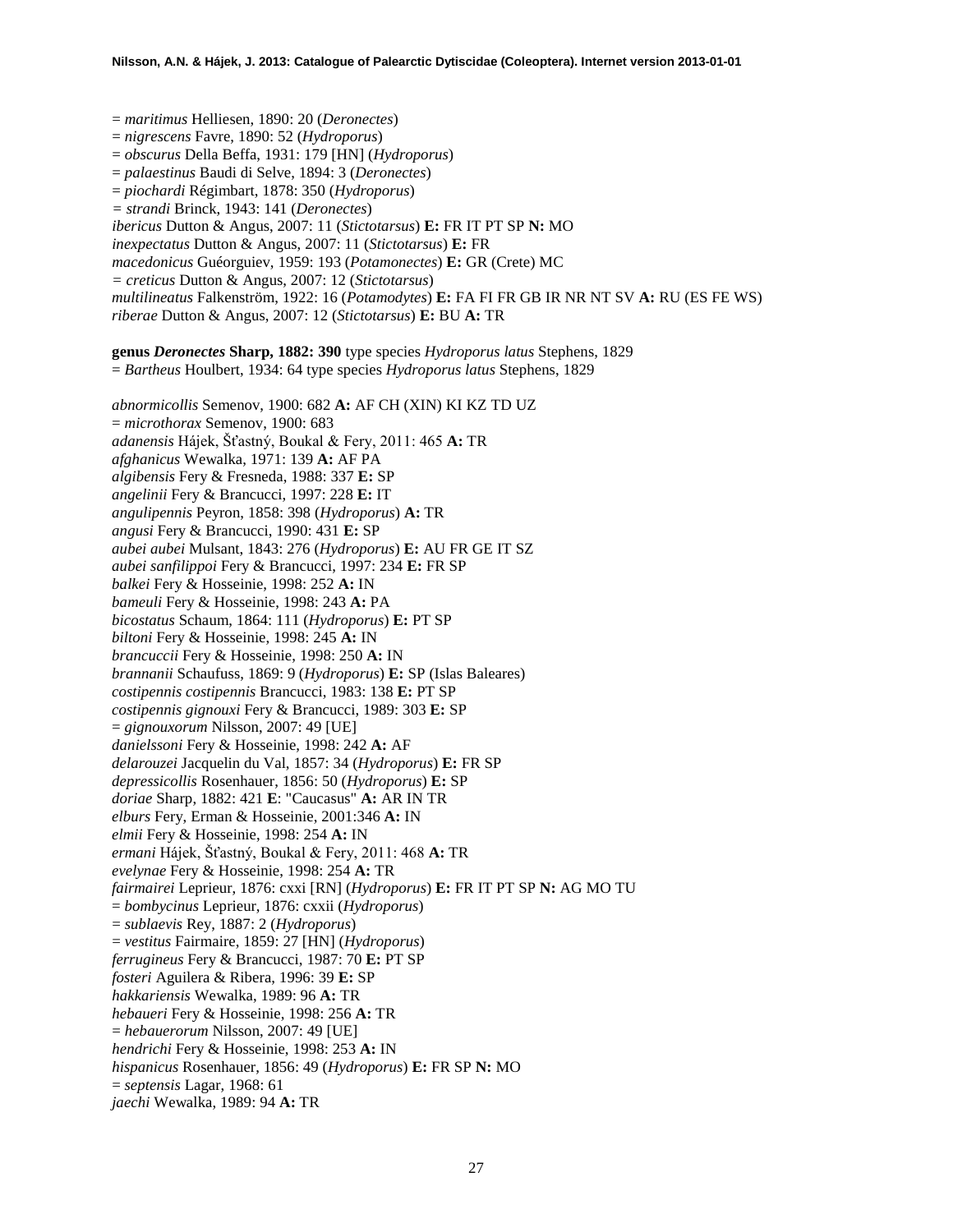= *maritimus* Helliesen, 1890: 20 (*Deronectes*)
= *nigrescens* Favre, 1890: 52 (*Hydroporus*)
= *obscurus* Della Beffa, 1931: 179 [HN] (*Hydroporus*)
= *palaestinus* Baudi di Selve, 1894: 3 (*Deronectes*)
= *piochardi* Régimbart, 1878: 350 (*Hydroporus*)
= *strandi* Brinck, 1943: 141 (*Deronectes*)
*ibericus* Dutton & Angus, 2007: 11 (*Stictotarsus*) **E:** FR IT PT SP **N:** MO
*inexpectatus* Dutton & Angus, 2007: 11 (*Stictotarsus*) **E:** FR
*macedonicus* Guéorguiev, 1959: 193 (*Potamonectes*) **E:** GR (Crete) MC
= *creticus* Dutton & Angus, 2007: 12 (*Stictotarsus*)
*multilineatus* Falkenström, 1922: 16 (*Potamodytes*) **E:** FA FI FR GB IR NR NT SV **A:** RU (ES FE WS)
*riberae* Dutton & Angus, 2007: 12 (*Stictotarsus*) **E:** BU **A:** TR

**genus *Deronectes* Sharp, 1882: 390** type species *Hydroporus latus* Stephens, 1829
= *Bartheus* Houlbert, 1934: 64 type species *Hydroporus latus* Stephens, 1829

*abnormicollis* Semenov, 1900: 682 **A:** AF CH (XIN) KI KZ TD UZ
= *microthorax* Semenov, 1900: 683
*adanensis* Hájek, Šťastný, Boukal & Fery, 2011: 465 **A:** TR
*afghanicus* Wewalka, 1971: 139 **A:** AF PA
*algibensis* Fery & Fresneda, 1988: 337 **E:** SP
*angelinii* Fery & Brancucci, 1997: 228 **E:** IT
*angulipennis* Peyron, 1858: 398 (*Hydroporus*) **A:** TR
*angusi* Fery & Brancucci, 1990: 431 **E:** SP
*aubei aubei* Mulsant, 1843: 276 (*Hydroporus*) **E:** AU FR GE IT SZ
*aubei sanfilippoi* Fery & Brancucci, 1997: 234 **E:** FR SP
*balkei* Fery & Hosseinie, 1998: 252 **A:** IN
*bameuli* Fery & Hosseinie, 1998: 243 **A:** PA
*bicostatus* Schaum, 1864: 111 (*Hydroporus*) **E:** PT SP
*biltoni* Fery & Hosseinie, 1998: 245 **A:** IN
*brancuccii* Fery & Hosseinie, 1998: 250 **A:** IN
*brannanii* Schaufuss, 1869: 9 (*Hydroporus*) **E:** SP (Islas Baleares)
*costipennis costipennis* Brancucci, 1983: 138 **E:** PT SP
*costipennis gignouxi* Fery & Brancucci, 1989: 303 **E:** SP
= *gignouxorum* Nilsson, 2007: 49 [UE]
*danielssoni* Fery & Hosseinie, 1998: 242 **A:** AF
*delarouzei* Jacquelin du Val, 1857: 34 (*Hydroporus*) **E:** FR SP
*depressicollis* Rosenhauer, 1856: 50 (*Hydroporus*) **E:** SP
*doriae* Sharp, 1882: 421 **E**: "Caucasus" **A:** AR IN TR
*elburs* Fery, Erman & Hosseinie, 2001:346 **A:** IN
*elmii* Fery & Hosseinie, 1998: 254 **A:** IN
*ermani* Hájek, Šťastný, Boukal & Fery, 2011: 468 **A:** TR
*evelynae* Fery & Hosseinie, 1998: 254 **A:** TR
*fairmairei* Leprieur, 1876: cxxi [RN] (*Hydroporus*) **E:** FR IT PT SP **N:** AG MO TU
= *bombycinus* Leprieur, 1876: cxxii (*Hydroporus*)
= *sublaevis* Rey, 1887: 2 (*Hydroporus*)
= *vestitus* Fairmaire, 1859: 27 [HN] (*Hydroporus*)
*ferrugineus* Fery & Brancucci, 1987: 70 **E:** PT SP
*fosteri* Aguilera & Ribera, 1996: 39 **E:** SP
*hakkariensis* Wewalka, 1989: 96 **A:** TR
*hebaueri* Fery & Hosseinie, 1998: 256 **A:** TR
= *hebauerorum* Nilsson, 2007: 49 [UE]
*hendrichi* Fery & Hosseinie, 1998: 253 **A:** IN
*hispanicus* Rosenhauer, 1856: 49 (*Hydroporus*) **E:** FR SP **N:** MO
= *septensis* Lagar, 1968: 61
*jaechi* Wewalka, 1989: 94 **A:** TR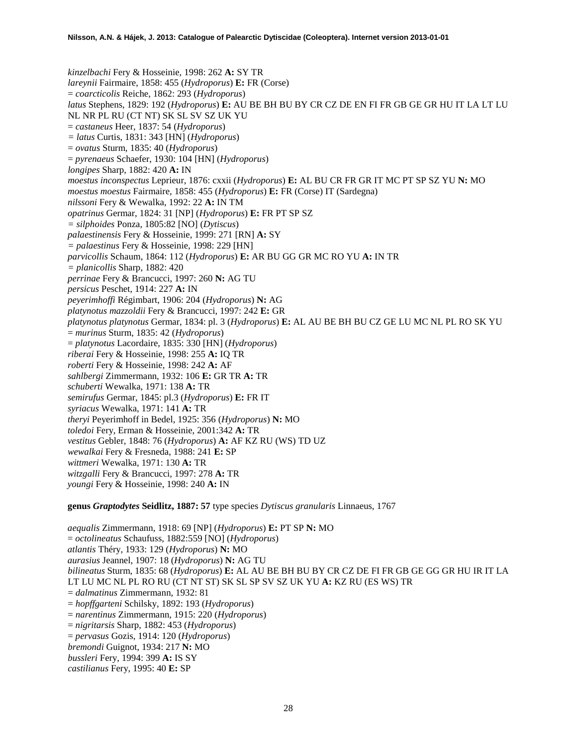*kinzelbachi* Fery & Hosseinie, 1998: 262 **A:** SY TR
*lareynii* Fairmaire, 1858: 455 (*Hydroporus*) **E:** FR (Corse)
= *coarcticolis* Reiche, 1862: 293 (*Hydroporus*)
*latus* Stephens, 1829: 192 (*Hydroporus*) **E:** AU BE BH BU BY CR CZ DE EN FI FR GB GE GR HU IT LA LT LU NL NR PL RU (CT NT) SK SL SV SZ UK YU
= *castaneus* Heer, 1837: 54 (*Hydroporus*)
= *latus* Curtis, 1831: 343 [HN] (*Hydroporus*)
= *ovatus* Sturm, 1835: 40 (*Hydroporus*)
= *pyrenaeus* Schaefer, 1930: 104 [HN] (*Hydroporus*)
*longipes* Sharp, 1882: 420 **A:** IN
*moestus inconspectus* Leprieur, 1876: cxxii (*Hydroporus*) **E:** AL BU CR FR GR IT MC PT SP SZ YU **N:** MO
*moestus moestus* Fairmaire, 1858: 455 (*Hydroporus*) **E:** FR (Corse) IT (Sardegna)
*nilssoni* Fery & Wewalka, 1992: 22 **A:** IN TM
*opatrinus* Germar, 1824: 31 [NP] (*Hydroporus*) **E:** FR PT SP SZ
= *silphoides* Ponza, 1805:82 [NO] (*Dytiscus*)
*palaestinensis* Fery & Hosseinie, 1999: 271 [RN] **A:** SY
= *palaestinus* Fery & Hosseinie, 1998: 229 [HN]
*parvicollis* Schaum, 1864: 112 (*Hydroporus*) **E:** AR BU GG GR MC RO YU **A:** IN TR
= *planicollis* Sharp, 1882: 420
*perrinae* Fery & Brancucci, 1997: 260 **N:** AG TU
*persicus* Peschet, 1914: 227 **A:** IN
*peyerimhoffi* Régimbart, 1906: 204 (*Hydroporus*) **N:** AG
*platynotus mazzoldii* Fery & Brancucci, 1997: 242 **E:** GR
*platynotus platynotus* Germar, 1834: pl. 3 (*Hydroporus*) **E:** AL AU BE BH BU CZ GE LU MC NL PL RO SK YU
= *murinus* Sturm, 1835: 42 (*Hydroporus*)
= *platynotus* Lacordaire, 1835: 330 [HN] (*Hydroporus*)
*riberai* Fery & Hosseinie, 1998: 255 **A:** IQ TR
*roberti* Fery & Hosseinie, 1998: 242 **A:** AF
*sahlbergi* Zimmermann, 1932: 106 **E:** GR TR **A:** TR
*schuberti* Wewalka, 1971: 138 **A:** TR
*semirufus* Germar, 1845: pl.3 (*Hydroporus*) **E:** FR IT
*syriacus* Wewalka, 1971: 141 **A:** TR
*theryi* Peyerimhoff in Bedel, 1925: 356 (*Hydroporus*) **N:** MO
*toledoi* Fery, Erman & Hosseinie, 2001:342 **A:** TR
*vestitus* Gebler, 1848: 76 (*Hydroporus*) **A:** AF KZ RU (WS) TD UZ
*wewalkai* Fery & Fresneda, 1988: 241 **E:** SP
*wittmeri* Wewalka, 1971: 130 **A:** TR
*witzgalli* Fery & Brancucci, 1997: 278 **A:** TR
*youngi* Fery & Hosseinie, 1998: 240 **A:** IN

**genus *Graptodytes* Seidlitz, 1887: 57** type species *Dytiscus granularis* Linnaeus, 1767

*aequalis* Zimmermann, 1918: 69 [NP] (*Hydroporus*) **E:** PT SP **N:** MO
= *octolineatus* Schaufuss, 1882:559 [NO] (*Hydroporus*)
*atlantis* Théry, 1933: 129 (*Hydroporus*) **N:** MO
*aurasius* Jeannel, 1907: 18 (*Hydroporus*) **N:** AG TU
*bilineatus* Sturm, 1835: 68 (*Hydroporus*) **E:** AL AU BE BH BU BY CR CZ DE FI FR GB GE GG GR HU IR IT LA LT LU MC NL PL RO RU (CT NT ST) SK SL SP SV SZ UK YU **A:** KZ RU (ES WS) TR
= *dalmatinus* Zimmermann, 1932: 81
= *hopffgarteni* Schilsky, 1892: 193 (*Hydroporus*)
= *narentinus* Zimmermann, 1915: 220 (*Hydroporus*)
= *nigritarsis* Sharp, 1882: 453 (*Hydroporus*)
= *pervasus* Gozis, 1914: 120 (*Hydroporus*)
*bremondi* Guignot, 1934: 217 **N:** MO
*bussleri* Fery, 1994: 399 **A:** IS SY
*castilianus* Fery, 1995: 40 **E:** SP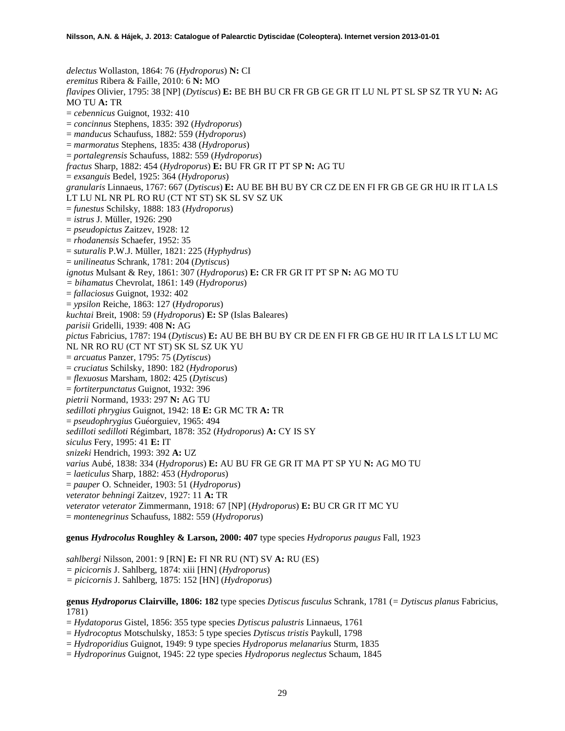*delectus* Wollaston, 1864: 76 (*Hydroporus*) **N:** CI
*eremitus* Ribera & Faille, 2010: 6 **N:** MO
*flavipes* Olivier, 1795: 38 [NP] (*Dytiscus*) **E:** BE BH BU CR FR GB GE GR IT LU NL PT SL SP SZ TR YU **N:** AG MO TU **A:** TR
= *cebennicus* Guignot, 1932: 410
= *concinnus* Stephens, 1835: 392 (*Hydroporus*)
= *manducus* Schaufuss, 1882: 559 (*Hydroporus*)
= *marmoratus* Stephens, 1835: 438 (*Hydroporus*)
= *portalegrensis* Schaufuss, 1882: 559 (*Hydroporus*)
*fractus* Sharp, 1882: 454 (*Hydroporus*) **E:** BU FR GR IT PT SP **N:** AG TU
= *exsanguis* Bedel, 1925: 364 (*Hydroporus*)
*granularis* Linnaeus, 1767: 667 (*Dytiscus*) **E:** AU BE BH BU BY CR CZ DE EN FI FR GB GE GR HU IR IT LA LS LT LU NL NR PL RO RU (CT NT ST) SK SL SV SZ UK
= *funestus* Schilsky, 1888: 183 (*Hydroporus*)
= *istrus* J. Müller, 1926: 290
= *pseudopictus* Zaitzev, 1928: 12
= *rhodanensis* Schaefer, 1952: 35
= *suturalis* P.W.J. Müller, 1821: 225 (*Hyphydrus*)
= *unilineatus* Schrank, 1781: 204 (*Dytiscus*)
*ignotus* Mulsant & Rey, 1861: 307 (*Hydroporus*) **E:** CR FR GR IT PT SP **N:** AG MO TU
= *bihamatus* Chevrolat, 1861: 149 (*Hydroporus*)
= *fallaciosus* Guignot, 1932: 402
= *ypsilon* Reiche, 1863: 127 (*Hydroporus*)
*kuchtai* Breit, 1908: 59 (*Hydroporus*) **E:** SP (Islas Baleares)
*parisii* Gridelli, 1939: 408 **N:** AG
*pictus* Fabricius, 1787: 194 (*Dytiscus*) **E:** AU BE BH BU BY CR DE EN FI FR GB GE HU IR IT LA LS LT LU MC NL NR RO RU (CT NT ST) SK SL SZ UK YU
= *arcuatus* Panzer, 1795: 75 (*Dytiscus*)
= *cruciatus* Schilsky, 1890: 182 (*Hydroporus*)
= *flexuosus* Marsham, 1802: 425 (*Dytiscus*)
= *fortiterpunctatus* Guignot, 1932: 396
*pietrii* Normand, 1933: 297 **N:** AG TU
*sedilloti phrygius* Guignot, 1942: 18 **E:** GR MC TR **A:** TR
= *pseudophrygius* Guéorguiev, 1965: 494
*sedilloti sedilloti* Régimbart, 1878: 352 (*Hydroporus*) **A:** CY IS SY
*siculus* Fery, 1995: 41 **E:** IT
*snizeki* Hendrich, 1993: 392 **A:** UZ
*varius* Aubé, 1838: 334 (*Hydroporus*) **E:** AU BU FR GE GR IT MA PT SP YU **N:** AG MO TU
= *laeticulus* Sharp, 1882: 453 (*Hydroporus*)
= *pauper* O. Schneider, 1903: 51 (*Hydroporus*)
*veterator behningi* Zaitzev, 1927: 11 **A:** TR
*veterator veterator* Zimmermann, 1918: 67 [NP] (*Hydroporus*) **E:** BU CR GR IT MC YU
= *montenegrinus* Schaufuss, 1882: 559 (*Hydroporus*)

**genus *Hydrocolus* Roughley & Larson, 2000: 407** type species *Hydroporus paugus* Fall, 1923

*sahlbergi* Nilsson, 2001: 9 [RN] **E:** FI NR RU (NT) SV **A:** RU (ES)
= *picicornis* J. Sahlberg, 1874: xiii [HN] (*Hydroporus*)
= *picicornis* J. Sahlberg, 1875: 152 [HN] (*Hydroporus*)

**genus *Hydroporus* Clairville, 1806: 182** type species *Dytiscus fusculus* Schrank, 1781 (= *Dytiscus planus* Fabricius, 1781)
= *Hydatoporus* Gistel, 1856: 355 type species *Dytiscus palustris* Linnaeus, 1761
= *Hydrocoptus* Motschulsky, 1853: 5 type species *Dytiscus tristis* Paykull, 1798
= *Hydroporidius* Guignot, 1949: 9 type species *Hydroporus melanarius* Sturm, 1835
= *Hydroporinus* Guignot, 1945: 22 type species *Hydroporus neglectus* Schaum, 1845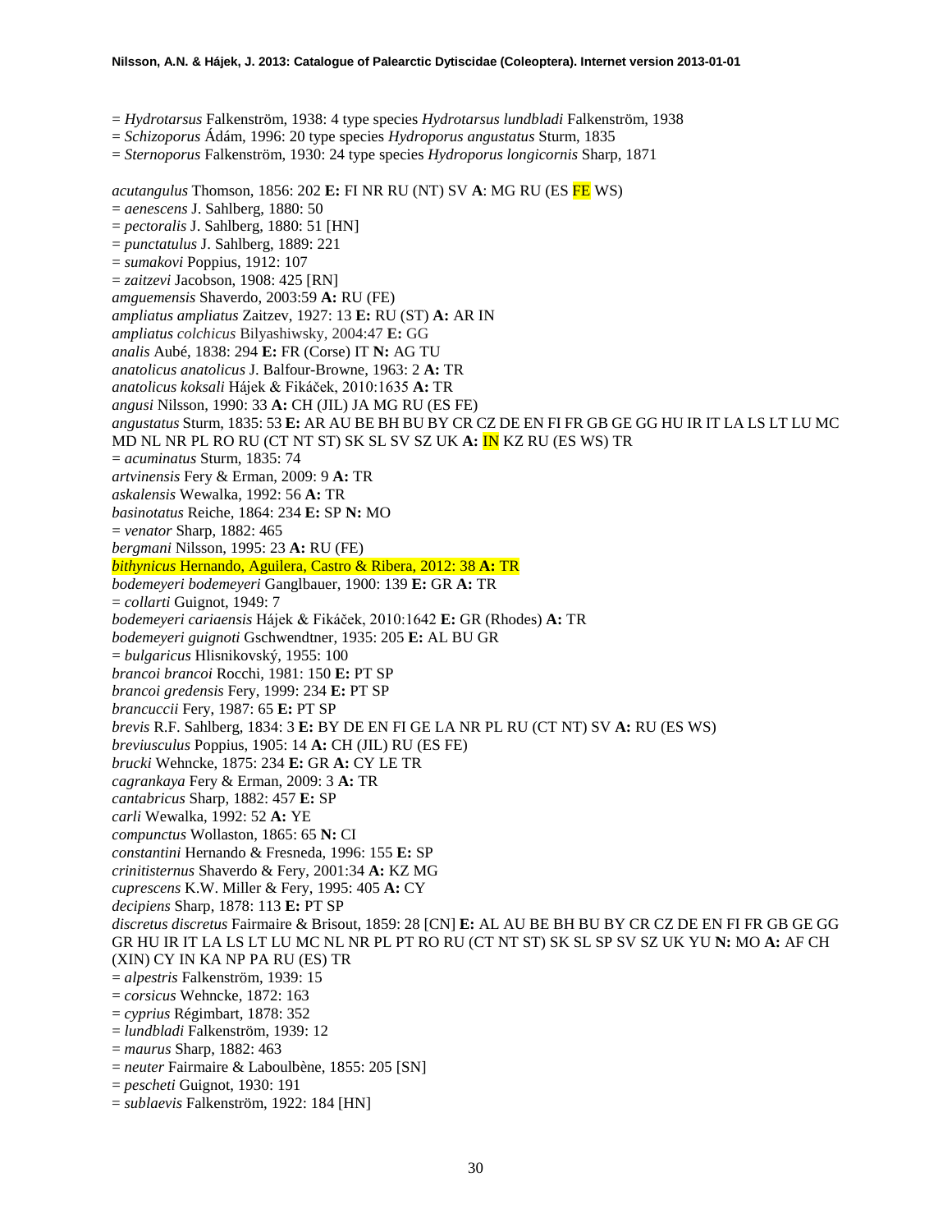= *Hydrotarsus* Falkenström, 1938: 4 type species *Hydrotarsus lundbladi* Falkenström, 1938
= *Schizoporus* Ádám, 1996: 20 type species *Hydroporus angustatus* Sturm, 1835
= *Sternoporus* Falkenström, 1930: 24 type species *Hydroporus longicornis* Sharp, 1871

*acutangulus* Thomson, 1856: 202 **E:** FI NR RU (NT) SV **A**: MG RU (ES FE WS)
= *aenescens* J. Sahlberg, 1880: 50
= *pectoralis* J. Sahlberg, 1880: 51 [HN]
= *punctatulus* J. Sahlberg, 1889: 221
= *sumakovi* Poppius, 1912: 107
= *zaitzevi* Jacobson, 1908: 425 [RN]
*amguemensis* Shaverdo, 2003:59 **A:** RU (FE)
*ampliatus ampliatus* Zaitzev, 1927: 13 **E:** RU (ST) **A:** AR IN
*ampliatus colchicus* Bilyashiwsky, 2004:47 **E:** GG
*analis* Aubé, 1838: 294 **E:** FR (Corse) IT **N:** AG TU
*anatolicus anatolicus* J. Balfour-Browne, 1963: 2 **A:** TR
*anatolicus koksali* Hájek & Fikáček, 2010:1635 **A:** TR
*angusi* Nilsson, 1990: 33 **A:** CH (JIL) JA MG RU (ES FE)
*angustatus* Sturm, 1835: 53 **E:** AR AU BE BH BU BY CR CZ DE EN FI FR GB GE GG HU IR IT LA LS LT LU MC MD NL NR PL RO RU (CT NT ST) SK SL SV SZ UK **A:** IN KZ RU (ES WS) TR
= *acuminatus* Sturm, 1835: 74
*artvinensis* Fery & Erman, 2009: 9 **A:** TR
*askalensis* Wewalka, 1992: 56 **A:** TR
*basinotatus* Reiche, 1864: 234 **E:** SP **N:** MO
= *venator* Sharp, 1882: 465
*bergmani* Nilsson, 1995: 23 **A:** RU (FE)
*bithynicus* Hernando, Aguilera, Castro & Ribera, 2012: 38 **A:** TR
*bodemeyeri bodemeyeri* Ganglbauer, 1900: 139 **E:** GR **A:** TR
= *collarti* Guignot, 1949: 7
*bodemeyeri cariaensis* Hájek & Fikáček, 2010:1642 **E:** GR (Rhodes) **A:** TR
*bodemeyeri guignoti* Gschwendtner, 1935: 205 **E:** AL BU GR
= *bulgaricus* Hlisnikovský, 1955: 100
*brancoi brancoi* Rocchi, 1981: 150 **E:** PT SP
*brancoi gredensis* Fery, 1999: 234 **E:** PT SP
*brancuccii* Fery, 1987: 65 **E:** PT SP
*brevis* R.F. Sahlberg, 1834: 3 **E:** BY DE EN FI GE LA NR PL RU (CT NT) SV **A:** RU (ES WS)
*breviusculus* Poppius, 1905: 14 **A:** CH (JIL) RU (ES FE)
*brucki* Wehncke, 1875: 234 **E:** GR **A:** CY LE TR
*cagrankaya* Fery & Erman, 2009: 3 **A:** TR
*cantabricus* Sharp, 1882: 457 **E:** SP
*carli* Wewalka, 1992: 52 **A:** YE
*compunctus* Wollaston, 1865: 65 **N:** CI
*constantini* Hernando & Fresneda, 1996: 155 **E:** SP
*crinitisternus* Shaverdo & Fery, 2001:34 **A:** KZ MG
*cuprescens* K.W. Miller & Fery, 1995: 405 **A:** CY
*decipiens* Sharp, 1878: 113 **E:** PT SP
*discretus discretus* Fairmaire & Brisout, 1859: 28 [CN] **E:** AL AU BE BH BU BY CR CZ DE EN FI FR GB GE GG GR HU IR IT LA LS LT LU MC NL NR PL PT RO RU (CT NT ST) SK SL SP SV SZ UK YU **N:** MO **A:** AF CH (XIN) CY IN KA NP PA RU (ES) TR
= *alpestris* Falkenström, 1939: 15
= *corsicus* Wehncke, 1872: 163
= *cyprius* Régimbart, 1878: 352
= *lundbladi* Falkenström, 1939: 12
= *maurus* Sharp, 1882: 463
= *neuter* Fairmaire & Laboulbène, 1855: 205 [SN]
= *pescheti* Guignot, 1930: 191
= *sublaevis* Falkenström, 1922: 184 [HN]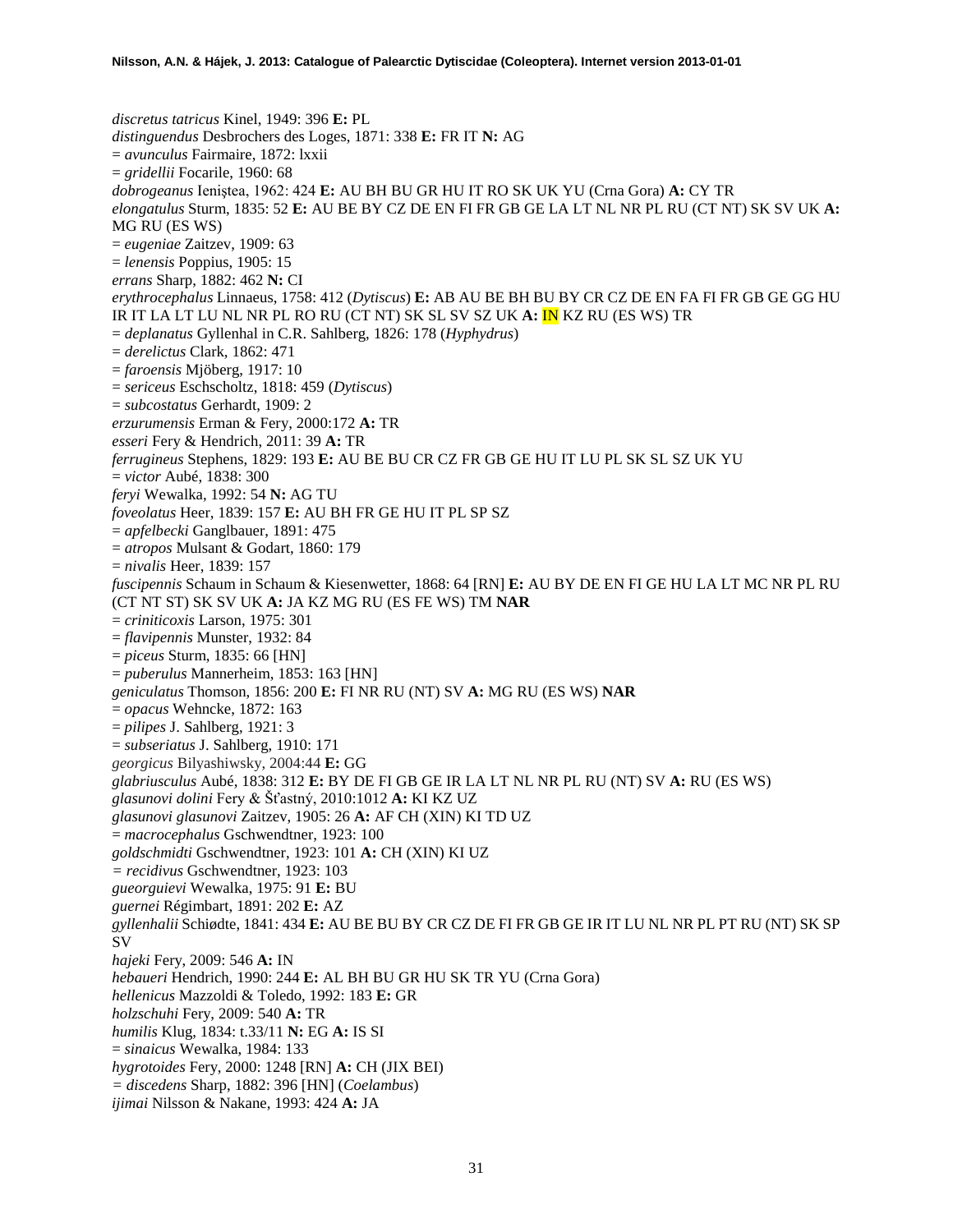*discretus tatricus* Kinel, 1949: 396 **E:** PL
*distinguendus* Desbrochers des Loges, 1871: 338 **E:** FR IT **N:** AG
= *avunculus* Fairmaire, 1872: lxxii
= *gridellii* Focarile, 1960: 68
*dobrogeanus* Ieniştea, 1962: 424 **E:** AU BH BU GR HU IT RO SK UK YU (Crna Gora) **A:** CY TR
*elongatulus* Sturm, 1835: 52 **E:** AU BE BY CZ DE EN FI FR GB GE LA LT NL NR PL RU (CT NT) SK SV UK **A:** MG RU (ES WS)
= *eugeniae* Zaitzev, 1909: 63
= *lenensis* Poppius, 1905: 15
*errans* Sharp, 1882: 462 **N:** CI
*erythrocephalus* Linnaeus, 1758: 412 (*Dytiscus*) **E:** AB AU BE BH BU BY CR CZ DE EN FA FI FR GB GE GG HU IR IT LA LT LU NL NR PL RO RU (CT NT) SK SL SV SZ UK **A:** IN KZ RU (ES WS) TR
= *deplanatus* Gyllenhal in C.R. Sahlberg, 1826: 178 (*Hyphydrus*)
= *derelictus* Clark, 1862: 471
= *faroensis* Mjöberg, 1917: 10
= *sericeus* Eschscholtz, 1818: 459 (*Dytiscus*)
= *subcostatus* Gerhardt, 1909: 2
*erzurumensis* Erman & Fery, 2000:172 **A:** TR
*esseri* Fery & Hendrich, 2011: 39 **A:** TR
*ferrugineus* Stephens, 1829: 193 **E:** AU BE BU CR CZ FR GB GE HU IT LU PL SK SL SZ UK YU
= *victor* Aubé, 1838: 300
*feryi* Wewalka, 1992: 54 **N:** AG TU
*foveolatus* Heer, 1839: 157 **E:** AU BH FR GE HU IT PL SP SZ
= *apfelbecki* Ganglbauer, 1891: 475
= *atropos* Mulsant & Godart, 1860: 179
= *nivalis* Heer, 1839: 157
*fuscipennis* Schaum in Schaum & Kiesenwetter, 1868: 64 [RN] **E:** AU BY DE EN FI GE HU LA LT MC NR PL RU (CT NT ST) SK SV UK **A:** JA KZ MG RU (ES FE WS) TM **NAR**
= *criniticoxis* Larson, 1975: 301
= *flavipennis* Munster, 1932: 84
= *piceus* Sturm, 1835: 66 [HN]
= *puberulus* Mannerheim, 1853: 163 [HN]
*geniculatus* Thomson, 1856: 200 **E:** FI NR RU (NT) SV **A:** MG RU (ES WS) **NAR**
= *opacus* Wehncke, 1872: 163
= *pilipes* J. Sahlberg, 1921: 3
= *subseriatus* J. Sahlberg, 1910: 171
*georgicus* Bilyashiwsky, 2004:44 **E:** GG
*glabriusculus* Aubé, 1838: 312 **E:** BY DE FI GB GE IR LA LT NL NR PL RU (NT) SV **A:** RU (ES WS)
*glasunovi dolini* Fery & Šťastný, 2010:1012 **A:** KI KZ UZ
*glasunovi glasunovi* Zaitzev, 1905: 26 **A:** AF CH (XIN) KI TD UZ
= *macrocephalus* Gschwendtner, 1923: 100
*goldschmidti* Gschwendtner, 1923: 101 **A:** CH (XIN) KI UZ
= *recidivus* Gschwendtner, 1923: 103
*gueorguievi* Wewalka, 1975: 91 **E:** BU
*guernei* Régimbart, 1891: 202 **E:** AZ
*gyllenhalii* Schiødte, 1841: 434 **E:** AU BE BU BY CR CZ DE FI FR GB GE IR IT LU NL NR PL PT RU (NT) SK SP SV
*hajeki* Fery, 2009: 546 **A:** IN
*hebaueri* Hendrich, 1990: 244 **E:** AL BH BU GR HU SK TR YU (Crna Gora)
*hellenicus* Mazzoldi & Toledo, 1992: 183 **E:** GR
*holzschuhi* Fery, 2009: 540 **A:** TR
*humilis* Klug, 1834: t.33/11 **N:** EG **A:** IS SI
= *sinaicus* Wewalka, 1984: 133
*hygrotoides* Fery, 2000: 1248 [RN] **A:** CH (JIX BEI)
= *discedens* Sharp, 1882: 396 [HN] (*Coelambus*)
*ijimai* Nilsson & Nakane, 1993: 424 **A:** JA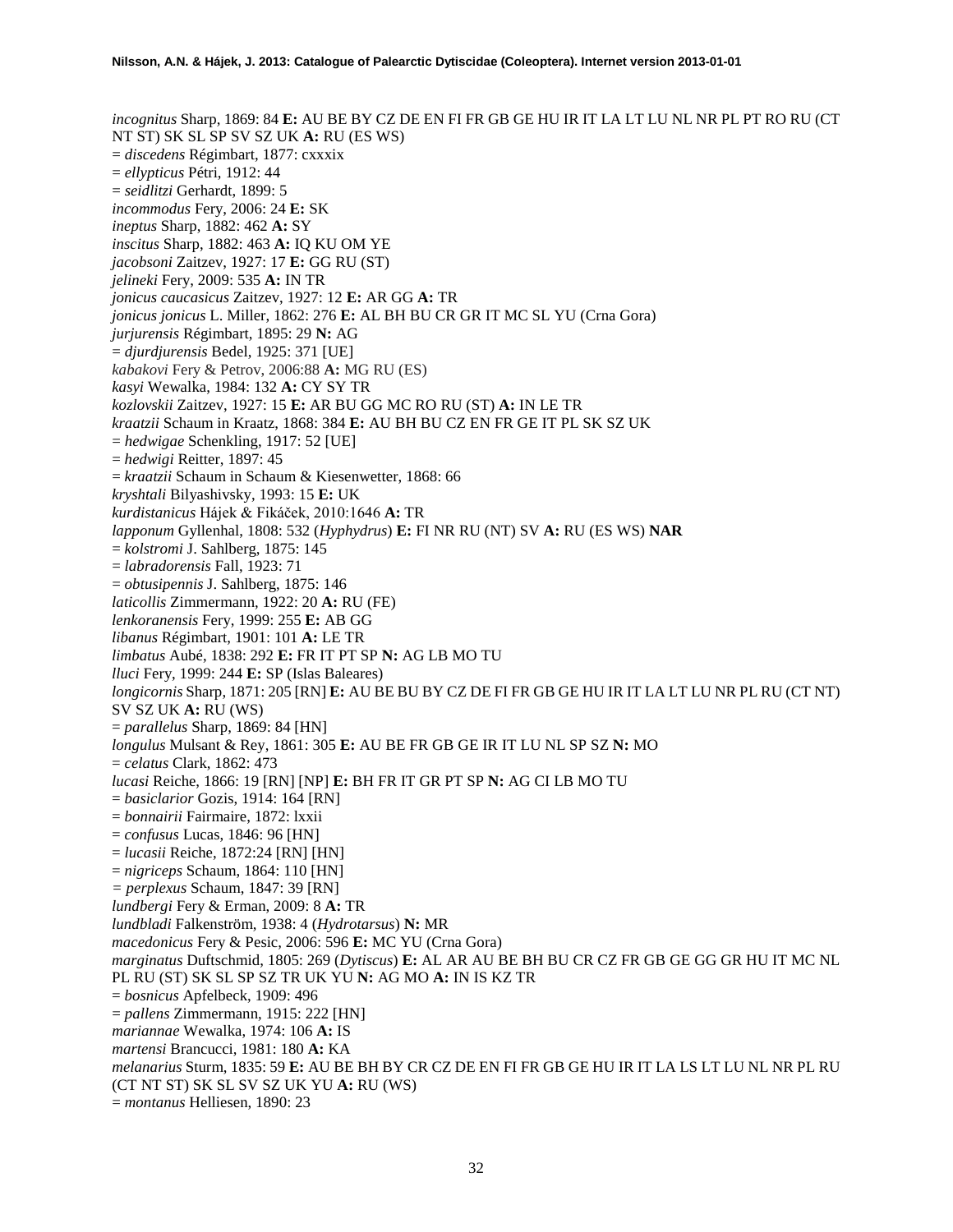*incognitus* Sharp, 1869: 84 **E:** AU BE BY CZ DE EN FI FR GB GE HU IR IT LA LT LU NL NR PL PT RO RU (CT NT ST) SK SL SP SV SZ UK **A:** RU (ES WS)
= *discedens* Régimbart, 1877: cxxxix
= *ellypticus* Pétri, 1912: 44
= *seidlitzi* Gerhardt, 1899: 5
*incommodus* Fery, 2006: 24 **E:** SK
*ineptus* Sharp, 1882: 462 **A:** SY
*inscitus* Sharp, 1882: 463 **A:** IQ KU OM YE
*jacobsoni* Zaitzev, 1927: 17 **E:** GG RU (ST)
*jelineki* Fery, 2009: 535 **A:** IN TR
*jonicus caucasicus* Zaitzev, 1927: 12 **E:** AR GG **A:** TR
*jonicus jonicus* L. Miller, 1862: 276 **E:** AL BH BU CR GR IT MC SL YU (Crna Gora)
*jurjurensis* Régimbart, 1895: 29 **N:** AG
= *djurdjurensis* Bedel, 1925: 371 [UE]
*kabakovi* Fery & Petrov, 2006:88 **A:** MG RU (ES)
*kasyi* Wewalka, 1984: 132 **A:** CY SY TR
*kozlovskii* Zaitzev, 1927: 15 **E:** AR BU GG MC RO RU (ST) **A:** IN LE TR
*kraatzii* Schaum in Kraatz, 1868: 384 **E:** AU BH BU CZ EN FR GE IT PL SK SZ UK
= *hedwigae* Schenkling, 1917: 52 [UE]
= *hedwigi* Reitter, 1897: 45
= *kraatzii* Schaum in Schaum & Kiesenwetter, 1868: 66
*kryshtali* Bilyashivsky, 1993: 15 **E:** UK
*kurdistanicus* Hájek & Fikáček, 2010:1646 **A:** TR
*lapponum* Gyllenhal, 1808: 532 (*Hyphydrus*) **E:** FI NR RU (NT) SV **A:** RU (ES WS) **NAR**
= *kolstromi* J. Sahlberg, 1875: 145
= *labradorensis* Fall, 1923: 71
= *obtusipennis* J. Sahlberg, 1875: 146
*laticollis* Zimmermann, 1922: 20 **A:** RU (FE)
*lenkoranensis* Fery, 1999: 255 **E:** AB GG
*libanus* Régimbart, 1901: 101 **A:** LE TR
*limbatus* Aubé, 1838: 292 **E:** FR IT PT SP **N:** AG LB MO TU
*lluci* Fery, 1999: 244 **E:** SP (Islas Baleares)
*longicornis* Sharp, 1871: 205 [RN] **E:** AU BE BU BY CZ DE FI FR GB GE HU IR IT LA LT LU NR PL RU (CT NT) SV SZ UK **A:** RU (WS)
= *parallelus* Sharp, 1869: 84 [HN]
*longulus* Mulsant & Rey, 1861: 305 **E:** AU BE FR GB GE IR IT LU NL SP SZ **N:** MO
= *celatus* Clark, 1862: 473
*lucasi* Reiche, 1866: 19 [RN] [NP] **E:** BH FR IT GR PT SP **N:** AG CI LB MO TU
= *basiclarior* Gozis, 1914: 164 [RN]
= *bonnairii* Fairmaire, 1872: lxxii
= *confusus* Lucas, 1846: 96 [HN]
= *lucasii* Reiche, 1872:24 [RN] [HN]
= *nigriceps* Schaum, 1864: 110 [HN]
= *perplexus* Schaum, 1847: 39 [RN]
*lundbergi* Fery & Erman, 2009: 8 **A:** TR
*lundbladi* Falkenström, 1938: 4 (*Hydrotarsus*) **N:** MR
*macedonicus* Fery & Pesic, 2006: 596 **E:** MC YU (Crna Gora)
*marginatus* Duftschmid, 1805: 269 (*Dytiscus*) **E:** AL AR AU BE BH BU CR CZ FR GB GE GG GR HU IT MC NL PL RU (ST) SK SL SP SZ TR UK YU **N:** AG MO **A:** IN IS KZ TR
= *bosnicus* Apfelbeck, 1909: 496
= *pallens* Zimmermann, 1915: 222 [HN]
*mariannae* Wewalka, 1974: 106 **A:** IS
*martensi* Brancucci, 1981: 180 **A:** KA
*melanarius* Sturm, 1835: 59 **E:** AU BE BH BY CR CZ DE EN FI FR GB GE HU IR IT LA LS LT LU NL NR PL RU (CT NT ST) SK SL SV SZ UK YU **A:** RU (WS)
= *montanus* Helliesen, 1890: 23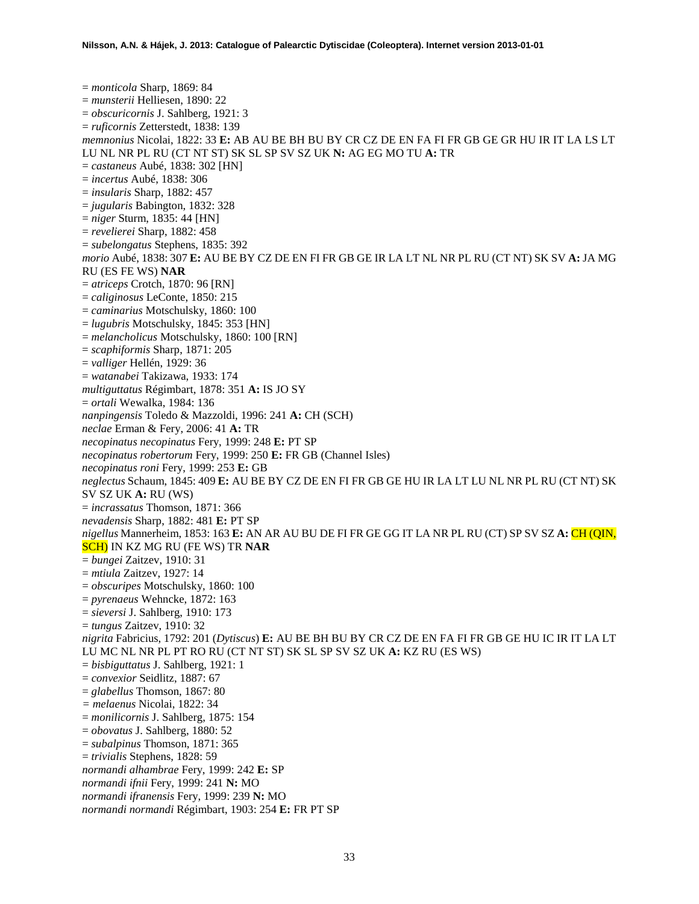= *monticola* Sharp, 1869: 84
= *munsterii* Helliesen, 1890: 22
= *obscuricornis* J. Sahlberg, 1921: 3
= *ruficornis* Zetterstedt, 1838: 139
*memnonius* Nicolai, 1822: 33 **E:** AB AU BE BH BU BY CR CZ DE EN FA FI FR GB GE GR HU IR IT LA LS LT LU NL NR PL RU (CT NT ST) SK SL SP SV SZ UK **N:** AG EG MO TU **A:** TR
= *castaneus* Aubé, 1838: 302 [HN]
= *incertus* Aubé, 1838: 306
= *insularis* Sharp, 1882: 457
= *jugularis* Babington, 1832: 328
= *niger* Sturm, 1835: 44 [HN]
= *revelierei* Sharp, 1882: 458
= *subelongatus* Stephens, 1835: 392
*morio* Aubé, 1838: 307 **E:** AU BE BY CZ DE EN FI FR GB GE IR LA LT NL NR PL RU (CT NT) SK SV **A:** JA MG RU (ES FE WS) **NAR**
= *atriceps* Crotch, 1870: 96 [RN]
= *caliginosus* LeConte, 1850: 215
= *caminarius* Motschulsky, 1860: 100
= *lugubris* Motschulsky, 1845: 353 [HN]
= *melancholicus* Motschulsky, 1860: 100 [RN]
= *scaphiformis* Sharp, 1871: 205
= *valliger* Hellén, 1929: 36
= *watanabei* Takizawa, 1933: 174
*multiguttatus* Régimbart, 1878: 351 **A:** IS JO SY
= *ortali* Wewalka, 1984: 136
*nanpingensis* Toledo & Mazzoldi, 1996: 241 **A:** CH (SCH)
*neclae* Erman & Fery, 2006: 41 **A:** TR
*necopinatus necopinatus* Fery, 1999: 248 **E:** PT SP
*necopinatus robertorum* Fery, 1999: 250 **E:** FR GB (Channel Isles)
*necopinatus roni* Fery, 1999: 253 **E:** GB
*neglectus* Schaum, 1845: 409 **E:** AU BE BY CZ DE EN FI FR GB GE HU IR LA LT LU NL NR PL RU (CT NT) SK SV SZ UK **A:** RU (WS)
= *incrassatus* Thomson, 1871: 366
*nevadensis* Sharp, 1882: 481 **E:** PT SP
*nigellus* Mannerheim, 1853: 163 **E:** AN AR AU BU DE FI FR GE GG IT LA NR PL RU (CT) SP SV SZ **A:** CH (QIN, SCH) IN KZ MG RU (FE WS) TR **NAR**
= *bungei* Zaitzev, 1910: 31
= *mtiula* Zaitzev, 1927: 14
= *obscuripes* Motschulsky, 1860: 100
= *pyrenaeus* Wehncke, 1872: 163
= *sieversi* J. Sahlberg, 1910: 173
= *tungus* Zaitzev, 1910: 32
*nigrita* Fabricius, 1792: 201 (*Dytiscus*) **E:** AU BE BH BU BY CR CZ DE EN FA FI FR GB GE HU IC IR IT LA LT LU MC NL NR PL PT RO RU (CT NT ST) SK SL SP SV SZ UK **A:** KZ RU (ES WS)
= *bisbiguttatus* J. Sahlberg, 1921: 1
= *convexior* Seidlitz, 1887: 67
= *glabellus* Thomson, 1867: 80
= *melaenus* Nicolai, 1822: 34
= *monilicornis* J. Sahlberg, 1875: 154
= *obovatus* J. Sahlberg, 1880: 52
= *subalpinus* Thomson, 1871: 365
= *trivialis* Stephens, 1828: 59
*normandi alhambrae* Fery, 1999: 242 **E:** SP
*normandi ifnii* Fery, 1999: 241 **N:** MO
*normandi ifranensis* Fery, 1999: 239 **N:** MO
*normandi normandi* Régimbart, 1903: 254 **E:** FR PT SP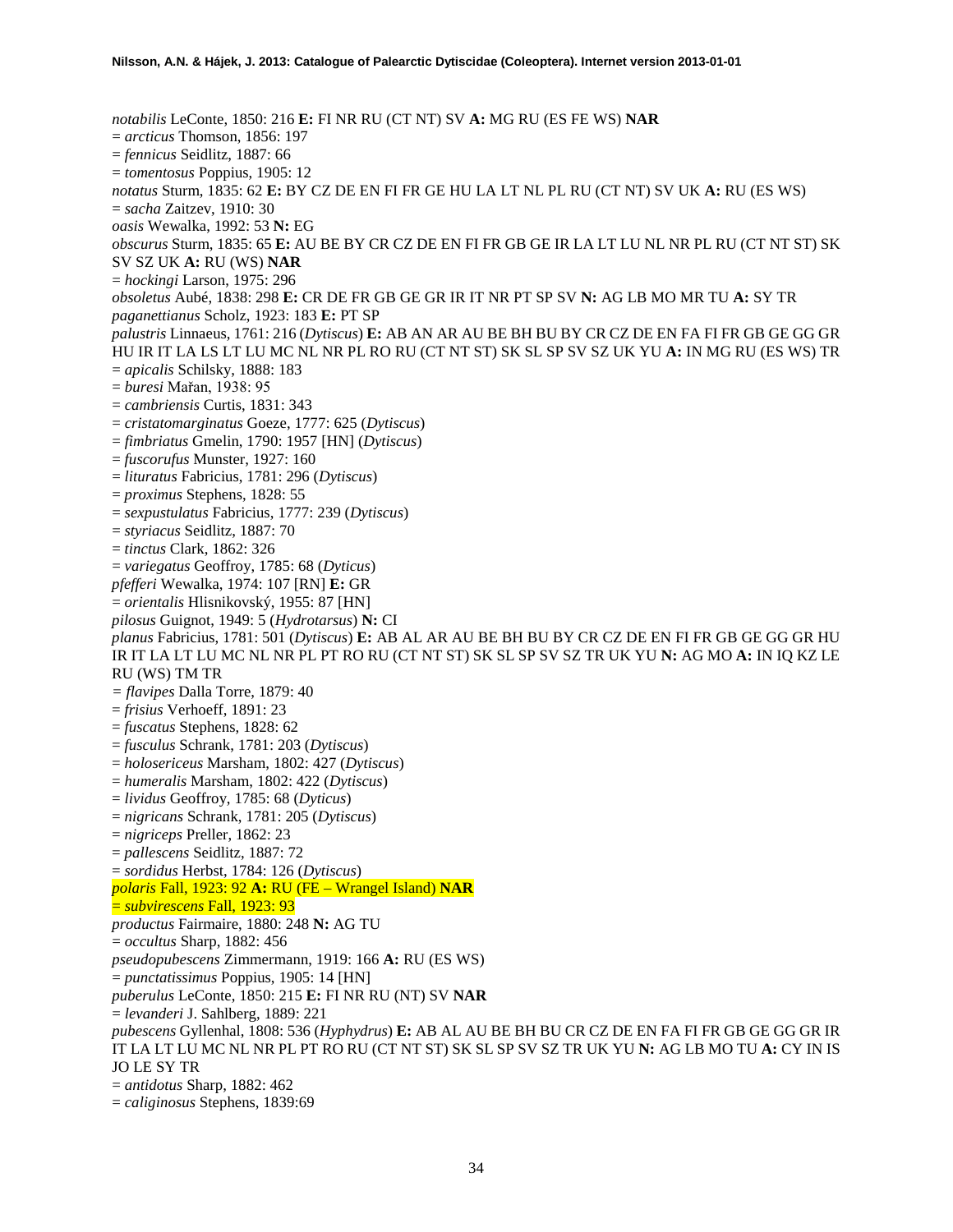*notabilis* LeConte, 1850: 216 **E:** FI NR RU (CT NT) SV **A:** MG RU (ES FE WS) **NAR**
= *arcticus* Thomson, 1856: 197
= *fennicus* Seidlitz, 1887: 66
= *tomentosus* Poppius, 1905: 12
*notatus* Sturm, 1835: 62 **E:** BY CZ DE EN FI FR GE HU LA LT NL PL RU (CT NT) SV UK **A:** RU (ES WS)
= *sacha* Zaitzev, 1910: 30
*oasis* Wewalka, 1992: 53 **N:** EG
*obscurus* Sturm, 1835: 65 **E:** AU BE BY CR CZ DE EN FI FR GB GE IR LA LT LU NL NR PL RU (CT NT ST) SK SV SZ UK **A:** RU (WS) **NAR**
= *hockingi* Larson, 1975: 296
*obsoletus* Aubé, 1838: 298 **E:** CR DE FR GB GE GR IR IT NR PT SP SV **N:** AG LB MO MR TU **A:** SY TR
*paganettianus* Scholz, 1923: 183 **E:** PT SP
*palustris* Linnaeus, 1761: 216 (*Dytiscus*) **E:** AB AN AR AU BE BH BU BY CR CZ DE EN FA FI FR GB GE GG GR HU IR IT LA LS LT LU MC NL NR PL RO RU (CT NT ST) SK SL SP SV SZ UK YU **A:** IN MG RU (ES WS) TR
= *apicalis* Schilsky, 1888: 183
= *buresi* Mařan, 1938: 95
= *cambriensis* Curtis, 1831: 343
= *cristatomarginatus* Goeze, 1777: 625 (*Dytiscus*)
= *fimbriatus* Gmelin, 1790: 1957 [HN] (*Dytiscus*)
= *fuscorufus* Munster, 1927: 160
= *lituratus* Fabricius, 1781: 296 (*Dytiscus*)
= *proximus* Stephens, 1828: 55
= *sexpustulatus* Fabricius, 1777: 239 (*Dytiscus*)
= *styriacus* Seidlitz, 1887: 70
= *tinctus* Clark, 1862: 326
= *variegatus* Geoffroy, 1785: 68 (*Dyticus*)
*pfefferi* Wewalka, 1974: 107 [RN] **E:** GR
= *orientalis* Hlisnikovský, 1955: 87 [HN]
*pilosus* Guignot, 1949: 5 (*Hydrotarsus*) **N:** CI
*planus* Fabricius, 1781: 501 (*Dytiscus*) **E:** AB AL AR AU BE BH BU BY CR CZ DE EN FI FR GB GE GG GR HU IR IT LA LT LU MC NL NR PL PT RO RU (CT NT ST) SK SL SP SV SZ TR UK YU **N:** AG MO **A:** IN IQ KZ LE RU (WS) TM TR
= *flavipes* Dalla Torre, 1879: 40
= *frisius* Verhoeff, 1891: 23
= *fuscatus* Stephens, 1828: 62
= *fusculus* Schrank, 1781: 203 (*Dytiscus*)
= *holosericeus* Marsham, 1802: 427 (*Dytiscus*)
= *humeralis* Marsham, 1802: 422 (*Dytiscus*)
= *lividus* Geoffroy, 1785: 68 (*Dyticus*)
= *nigricans* Schrank, 1781: 205 (*Dytiscus*)
= *nigriceps* Preller, 1862: 23
= *pallescens* Seidlitz, 1887: 72
= *sordidus* Herbst, 1784: 126 (*Dytiscus*)
*polaris* Fall, 1923: 92 **A:** RU (FE – Wrangel Island) **NAR**
= *subvirescens* Fall, 1923: 93
*productus* Fairmaire, 1880: 248 **N:** AG TU
= *occultus* Sharp, 1882: 456
*pseudopubescens* Zimmermann, 1919: 166 **A:** RU (ES WS)
= *punctatissimus* Poppius, 1905: 14 [HN]
*puberulus* LeConte, 1850: 215 **E:** FI NR RU (NT) SV **NAR**
= *levanderi* J. Sahlberg, 1889: 221
*pubescens* Gyllenhal, 1808: 536 (*Hyphydrus*) **E:** AB AL AU BE BH BU CR CZ DE EN FA FI FR GB GE GG GR IR IT LA LT LU MC NL NR PL PT RO RU (CT NT ST) SK SL SP SV SZ TR UK YU **N:** AG LB MO TU **A:** CY IN IS JO LE SY TR
= *antidotus* Sharp, 1882: 462
= *caliginosus* Stephens, 1839:69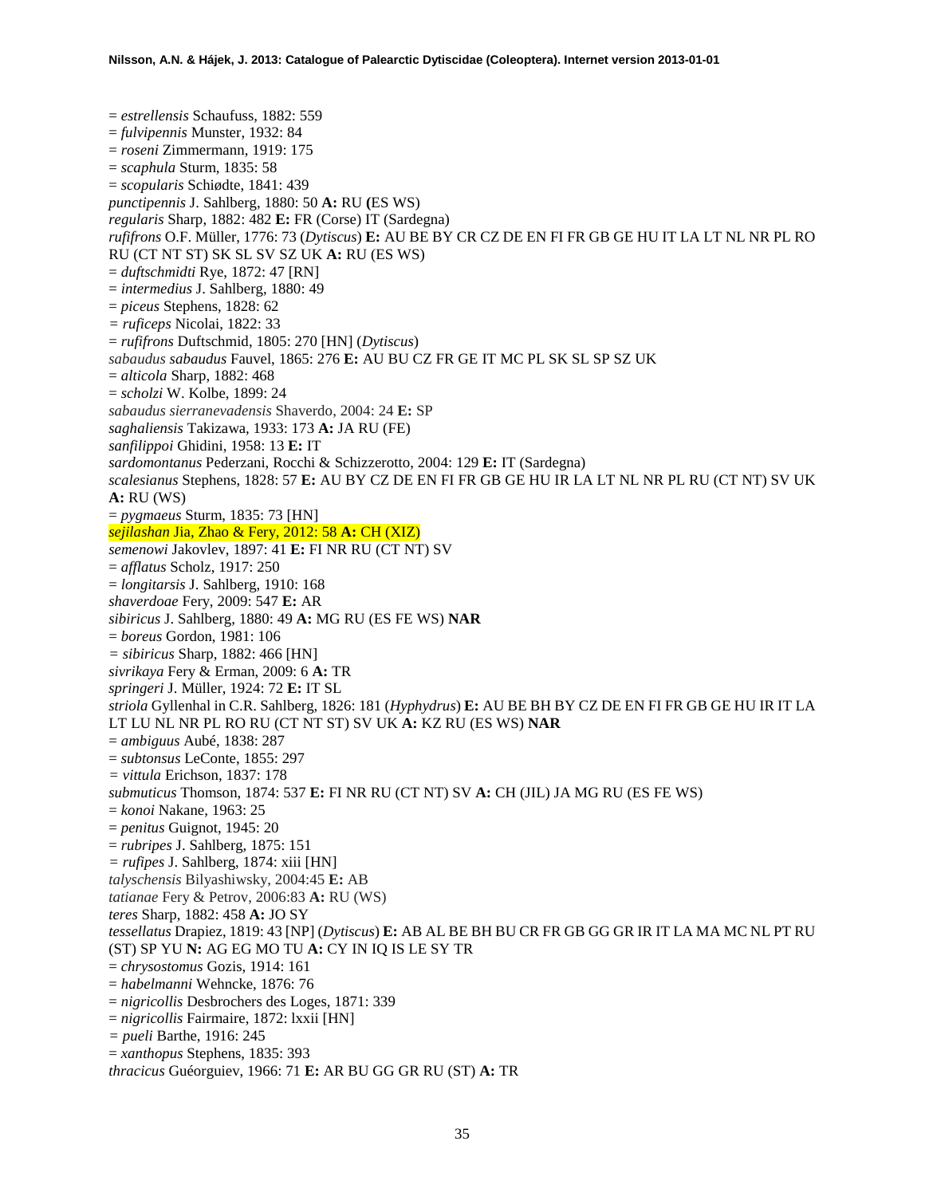= *estrellensis* Schaufuss, 1882: 559
= *fulvipennis* Munster, 1932: 84
= *roseni* Zimmermann, 1919: 175
= *scaphula* Sturm, 1835: 58
= *scopularis* Schiødte, 1841: 439
*punctipennis* J. Sahlberg, 1880: 50 **A:** RU **(**ES WS)
*regularis* Sharp, 1882: 482 **E:** FR (Corse) IT (Sardegna)
*rufifrons* O.F. Müller, 1776: 73 (*Dytiscus*) **E:** AU BE BY CR CZ DE EN FI FR GB GE HU IT LA LT NL NR PL RO RU (CT NT ST) SK SL SV SZ UK **A:** RU (ES WS)
= *duftschmidti* Rye, 1872: 47 [RN]
= *intermedius* J. Sahlberg, 1880: 49
= *piceus* Stephens, 1828: 62
= *ruficeps* Nicolai, 1822: 33
= *rufifrons* Duftschmid, 1805: 270 [HN] (*Dytiscus*)
*sabaudus sabaudus* Fauvel, 1865: 276 **E:** AU BU CZ FR GE IT MC PL SK SL SP SZ UK
= *alticola* Sharp, 1882: 468
= *scholzi* W. Kolbe, 1899: 24
*sabaudus sierranevadensis* Shaverdo, 2004: 24 **E:** SP
*saghaliensis* Takizawa, 1933: 173 **A:** JA RU (FE)
*sanfilippoi* Ghidini, 1958: 13 **E:** IT
*sardomontanus* Pederzani, Rocchi & Schizzerotto, 2004: 129 **E:** IT (Sardegna)
*scalesianus* Stephens, 1828: 57 **E:** AU BY CZ DE EN FI FR GB GE HU IR LA LT NL NR PL RU (CT NT) SV UK **A:** RU (WS)
= *pygmaeus* Sturm, 1835: 73 [HN]
*sejilashan* Jia, Zhao & Fery, 2012: 58 **A:** CH (XIZ)
*semenowi* Jakovlev, 1897: 41 **E:** FI NR RU (CT NT) SV
= *afflatus* Scholz, 1917: 250
= *longitarsis* J. Sahlberg, 1910: 168
*shaverdoae* Fery, 2009: 547 **E:** AR
*sibiricus* J. Sahlberg, 1880: 49 **A:** MG RU (ES FE WS) **NAR**
= *boreus* Gordon, 1981: 106
= *sibiricus* Sharp, 1882: 466 [HN]
*sivrikaya* Fery & Erman, 2009: 6 **A:** TR
*springeri* J. Müller, 1924: 72 **E:** IT SL
*striola* Gyllenhal in C.R. Sahlberg, 1826: 181 (*Hyphydrus*) **E:** AU BE BH BY CZ DE EN FI FR GB GE HU IR IT LA LT LU NL NR PL RO RU (CT NT ST) SV UK **A:** KZ RU (ES WS) **NAR**
= *ambiguus* Aubé, 1838: 287
= *subtonsus* LeConte, 1855: 297
= *vittula* Erichson, 1837: 178
*submuticus* Thomson, 1874: 537 **E:** FI NR RU (CT NT) SV **A:** CH (JIL) JA MG RU (ES FE WS)
= *konoi* Nakane, 1963: 25
= *penitus* Guignot, 1945: 20
= *rubripes* J. Sahlberg, 1875: 151
= *rufipes* J. Sahlberg, 1874: xiii [HN]
*talyschensis* Bilyashiwsky, 2004:45 **E:** AB
*tatianae* Fery & Petrov, 2006:83 **A:** RU (WS)
*teres* Sharp, 1882: 458 **A:** JO SY
*tessellatus* Drapiez, 1819: 43 [NP] (*Dytiscus*) **E:** AB AL BE BH BU CR FR GB GG GR IR IT LA MA MC NL PT RU (ST) SP YU **N:** AG EG MO TU **A:** CY IN IQ IS LE SY TR
= *chrysostomus* Gozis, 1914: 161
= *habelmanni* Wehncke, 1876: 76
= *nigricollis* Desbrochers des Loges, 1871: 339
= *nigricollis* Fairmaire, 1872: lxxii [HN]
= *pueli* Barthe, 1916: 245
= *xanthopus* Stephens, 1835: 393
*thracicus* Guéorguiev, 1966: 71 **E:** AR BU GG GR RU (ST) **A:** TR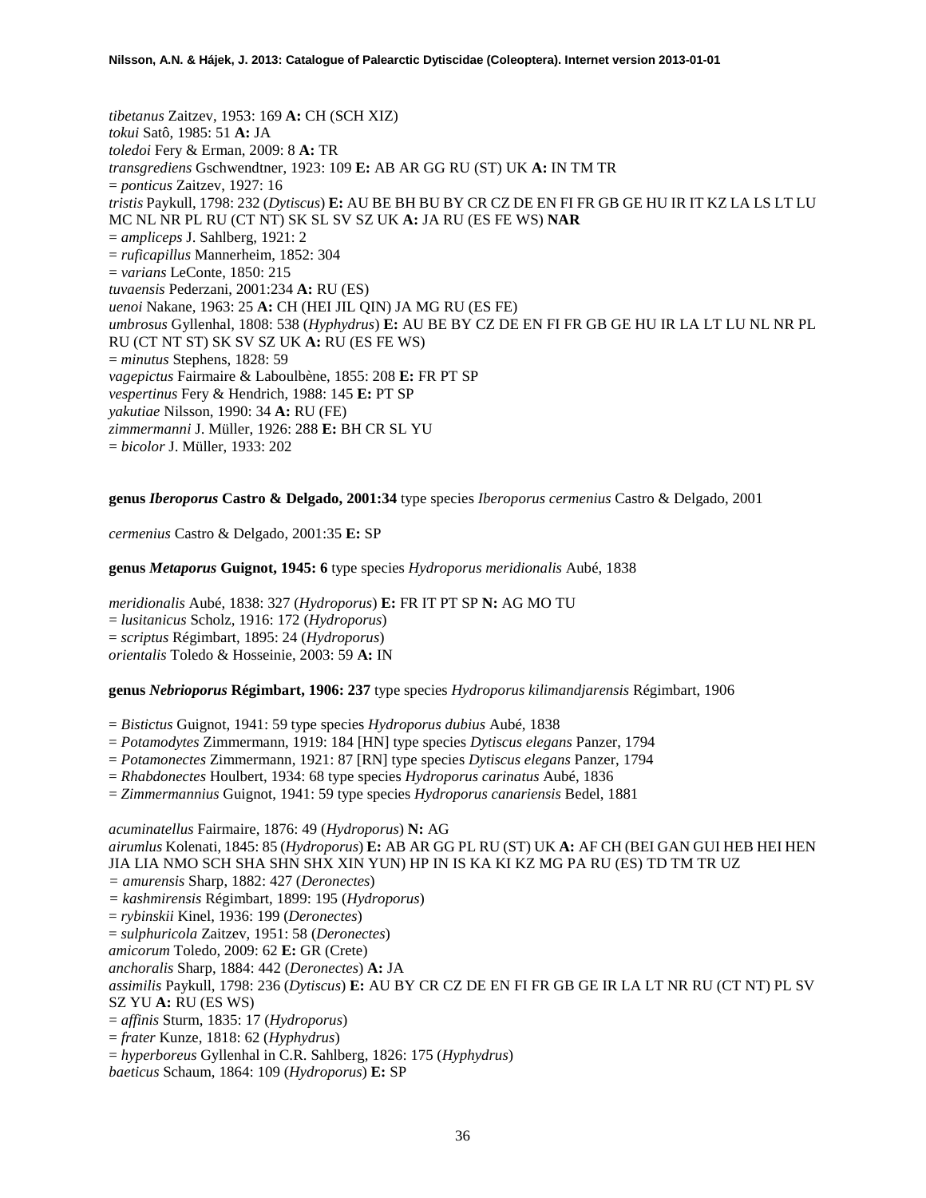*tibetanus* Zaitzev, 1953: 169 **A:** CH (SCH XIZ)
*tokui* Satô, 1985: 51 **A:** JA
*toledoi* Fery & Erman, 2009: 8 **A:** TR
*transgrediens* Gschwendtner, 1923: 109 **E:** AB AR GG RU (ST) UK **A:** IN TM TR
= *ponticus* Zaitzev, 1927: 16
*tristis* Paykull, 1798: 232 (*Dytiscus*) **E:** AU BE BH BU BY CR CZ DE EN FI FR GB GE HU IR IT KZ LA LS LT LU MC NL NR PL RU (CT NT) SK SL SV SZ UK **A:** JA RU (ES FE WS) **NAR**
= *ampliceps* J. Sahlberg, 1921: 2
= *ruficapillus* Mannerheim, 1852: 304
= *varians* LeConte, 1850: 215
*tuvaensis* Pederzani, 2001:234 **A:** RU (ES)
*uenoi* Nakane, 1963: 25 **A:** CH (HEI JIL QIN) JA MG RU (ES FE)
*umbrosus* Gyllenhal, 1808: 538 (*Hyphydrus*) **E:** AU BE BY CZ DE EN FI FR GB GE HU IR LA LT LU NL NR PL RU (CT NT ST) SK SV SZ UK **A:** RU (ES FE WS)
= *minutus* Stephens, 1828: 59
*vagepictus* Fairmaire & Laboulbène, 1855: 208 **E:** FR PT SP
*vespertinus* Fery & Hendrich, 1988: 145 **E:** PT SP
*yakutiae* Nilsson, 1990: 34 **A:** RU (FE)
*zimmermanni* J. Müller, 1926: 288 **E:** BH CR SL YU
= *bicolor* J. Müller, 1933: 202

**genus *Iberoporus* Castro & Delgado, 2001:34** type species *Iberoporus cermenius* Castro & Delgado, 2001

*cermenius* Castro & Delgado, 2001:35 **E:** SP

**genus *Metaporus* Guignot, 1945: 6** type species *Hydroporus meridionalis* Aubé, 1838

*meridionalis* Aubé, 1838: 327 (*Hydroporus*) **E:** FR IT PT SP **N:** AG MO TU
= *lusitanicus* Scholz, 1916: 172 (*Hydroporus*)
= *scriptus* Régimbart, 1895: 24 (*Hydroporus*)
*orientalis* Toledo & Hosseinie, 2003: 59 **A:** IN

**genus *Nebrioporus* Régimbart, 1906: 237** type species *Hydroporus kilimandjarensis* Régimbart, 1906

= *Bistictus* Guignot, 1941: 59 type species *Hydroporus dubius* Aubé, 1838
= *Potamodytes* Zimmermann, 1919: 184 [HN] type species *Dytiscus elegans* Panzer, 1794
= *Potamonectes* Zimmermann, 1921: 87 [RN] type species *Dytiscus elegans* Panzer, 1794
= *Rhabdonectes* Houlbert, 1934: 68 type species *Hydroporus carinatus* Aubé, 1836
= *Zimmermannius* Guignot, 1941: 59 type species *Hydroporus canariensis* Bedel, 1881

*acuminatellus* Fairmaire, 1876: 49 (*Hydroporus*) **N:** AG
*airumlus* Kolenati, 1845: 85 (*Hydroporus*) **E:** AB AR GG PL RU (ST) UK **A:** AF CH (BEI GAN GUI HEB HEI HEN JIA LIA NMO SCH SHA SHN SHX XIN YUN) HP IN IS KA KI KZ MG PA RU (ES) TD TM TR UZ
= *amurensis* Sharp, 1882: 427 (*Deronectes*)
= *kashmirensis* Régimbart, 1899: 195 (*Hydroporus*)
= *rybinskii* Kinel, 1936: 199 (*Deronectes*)
= *sulphuricola* Zaitzev, 1951: 58 (*Deronectes*)
*amicorum* Toledo, 2009: 62 **E:** GR (Crete)
*anchoralis* Sharp, 1884: 442 (*Deronectes*) **A:** JA
*assimilis* Paykull, 1798: 236 (*Dytiscus*) **E:** AU BY CR CZ DE EN FI FR GB GE IR LA LT NR RU (CT NT) PL SV SZ YU **A:** RU (ES WS)
= *affinis* Sturm, 1835: 17 (*Hydroporus*)
= *frater* Kunze, 1818: 62 (*Hyphydrus*)
= *hyperboreus* Gyllenhal in C.R. Sahlberg, 1826: 175 (*Hyphydrus*)
*baeticus* Schaum, 1864: 109 (*Hydroporus*) **E:** SP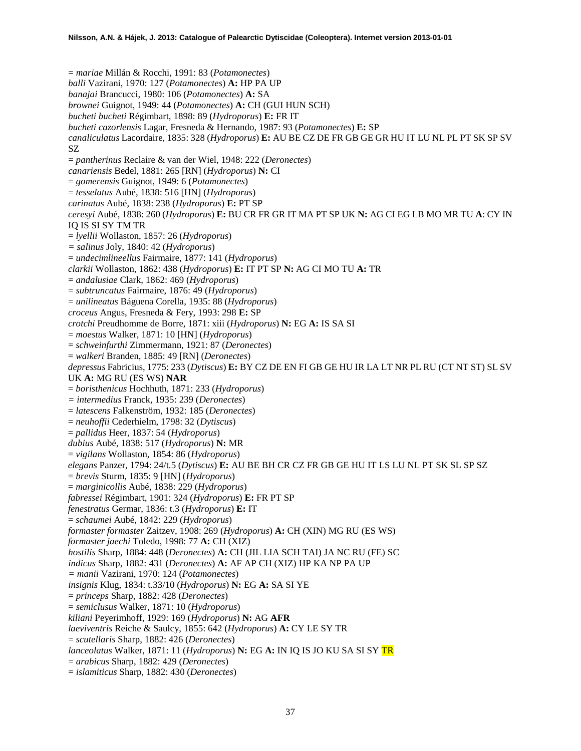= *mariae* Millán & Rocchi, 1991: 83 (*Potamonectes*)
*balli* Vazirani, 1970: 127 (*Potamonectes*) **A:** HP PA UP
*banajai* Brancucci, 1980: 106 (*Potamonectes*) **A:** SA
*brownei* Guignot, 1949: 44 (*Potamonectes*) **A:** CH (GUI HUN SCH)
*bucheti bucheti* Régimbart, 1898: 89 (*Hydroporus*) **E:** FR IT
*bucheti cazorlensis* Lagar, Fresneda & Hernando, 1987: 93 (*Potamonectes*) **E:** SP
*canaliculatus* Lacordaire, 1835: 328 (*Hydroporus*) **E:** AU BE CZ DE FR GB GE GR HU IT LU NL PL PT SK SP SV SZ
= *pantherinus* Reclaire & van der Wiel, 1948: 222 (*Deronectes*)
*canariensis* Bedel, 1881: 265 [RN] (*Hydroporus*) **N:** CI
= *gomerensis* Guignot, 1949: 6 (*Potamonectes*)
= *tesselatus* Aubé, 1838: 516 [HN] (*Hydroporus*)
*carinatus* Aubé, 1838: 238 (*Hydroporus*) **E:** PT SP
*ceresyi* Aubé, 1838: 260 (*Hydroporus*) **E:** BU CR FR GR IT MA PT SP UK **N:** AG CI EG LB MO MR TU **A**: CY IN IQ IS SI SY TM TR
= *lyellii* Wollaston, 1857: 26 (*Hydroporus*)
= *salinus* Joly, 1840: 42 (*Hydroporus*)
= *undecimlineellus* Fairmaire, 1877: 141 (*Hydroporus*)
*clarkii* Wollaston, 1862: 438 (*Hydroporus*) **E:** IT PT SP **N:** AG CI MO TU **A:** TR
= *andalusiae* Clark, 1862: 469 (*Hydroporus*)
= *subtruncatus* Fairmaire, 1876: 49 (*Hydroporus*)
= *unilineatus* Báguena Corella, 1935: 88 (*Hydroporus*)
*croceus* Angus, Fresneda & Fery, 1993: 298 **E:** SP
*crotchi* Preudhomme de Borre, 1871: xiii (*Hydroporus*) **N:** EG **A:** IS SA SI
= *moestus* Walker, 1871: 10 [HN] (*Hydroporus*)
= *schweinfurthi* Zimmermann, 1921: 87 (*Deronectes*)
= *walkeri* Branden, 1885: 49 [RN] (*Deronectes*)
*depressus* Fabricius, 1775: 233 (*Dytiscus*) **E:** BY CZ DE EN FI GB GE HU IR LA LT NR PL RU (CT NT ST) SL SV UK **A:** MG RU (ES WS) **NAR**
= *boristhenicus* Hochhuth, 1871: 233 (*Hydroporus*)
= *intermedius* Franck, 1935: 239 (*Deronectes*)
= *latescens* Falkenström, 1932: 185 (*Deronectes*)
= *neuhoffii* Cederhielm, 1798: 32 (*Dytiscus*)
= *pallidus* Heer, 1837: 54 (*Hydroporus*)
*dubius* Aubé, 1838: 517 (*Hydroporus*) **N:** MR
= *vigilans* Wollaston, 1854: 86 (*Hydroporus*)
*elegans* Panzer, 1794: 24/t.5 (*Dytiscus*) **E:** AU BE BH CR CZ FR GB GE HU IT LS LU NL PT SK SL SP SZ
= *brevis* Sturm, 1835: 9 [HN] (*Hydroporus*)
= *marginicollis* Aubé, 1838: 229 (*Hydroporus*)
*fabressei* Régimbart, 1901: 324 (*Hydroporus*) **E:** FR PT SP
*fenestratus* Germar, 1836: t.3 (*Hydroporus*) **E:** IT
= *schaumei* Aubé, 1842: 229 (*Hydroporus*)
*formaster formaster* Zaitzev, 1908: 269 (*Hydroporus*) **A:** CH (XIN) MG RU (ES WS)
*formaster jaechi* Toledo, 1998: 77 **A:** CH (XIZ)
*hostilis* Sharp, 1884: 448 (*Deronectes*) **A:** CH (JIL LIA SCH TAI) JA NC RU (FE) SC
*indicus* Sharp, 1882: 431 (*Deronectes*) **A:** AF AP CH (XIZ) HP KA NP PA UP
= *manii* Vazirani, 1970: 124 (*Potamonectes*)
*insignis* Klug, 1834: t.33/10 (*Hydroporus*) **N:** EG **A:** SA SI YE
= *princeps* Sharp, 1882: 428 (*Deronectes*)
= *semiclusus* Walker, 1871: 10 (*Hydroporus*)
*kiliani* Peyerimhoff, 1929: 169 (*Hydroporus*) **N:** AG **AFR**
*laeviventris* Reiche & Saulcy, 1855: 642 (*Hydroporus*) **A:** CY LE SY TR
= *scutellaris* Sharp, 1882: 426 (*Deronectes*)
*lanceolatus* Walker, 1871: 11 (*Hydroporus*) **N:** EG **A:** IN IQ IS JO KU SA SI SY TR
= *arabicus* Sharp, 1882: 429 (*Deronectes*)
= *islamiticus* Sharp, 1882: 430 (*Deronectes*)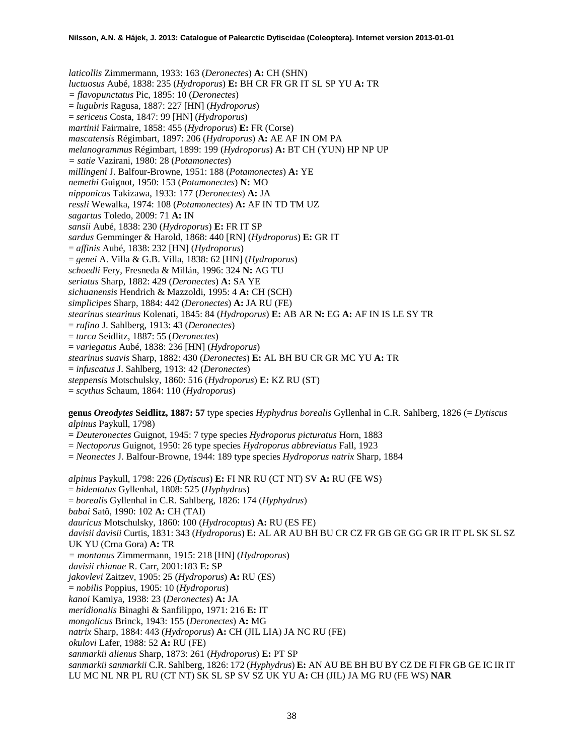*laticollis* Zimmermann, 1933: 163 (*Deronectes*) **A:** CH (SHN)
*luctuosus* Aubé, 1838: 235 (*Hydroporus*) **E:** BH CR FR GR IT SL SP YU **A:** TR
*= flavopunctatus* Pic, 1895: 10 (*Deronectes*)
= *lugubris* Ragusa, 1887: 227 [HN] (*Hydroporus*)
= *sericeus* Costa, 1847: 99 [HN] (*Hydroporus*)
*martinii* Fairmaire, 1858: 455 (*Hydroporus*) **E:** FR (Corse)
*mascatensis* Régimbart, 1897: 206 (*Hydroporus*) **A:** AE AF IN OM PA
*melanogrammus* Régimbart, 1899: 199 (*Hydroporus*) **A:** BT CH (YUN) HP NP UP
*= satie* Vazirani, 1980: 28 (*Potamonectes*)
*millingeni* J. Balfour-Browne, 1951: 188 (*Potamonectes*) **A:** YE
*nemethi* Guignot, 1950: 153 (*Potamonectes*) **N:** MO
*nipponicus* Takizawa, 1933: 177 (*Deronectes*) **A:** JA
*ressli* Wewalka, 1974: 108 (*Potamonectes*) **A:** AF IN TD TM UZ
*sagartus* Toledo, 2009: 71 **A:** IN
*sansii* Aubé, 1838: 230 (*Hydroporus*) **E:** FR IT SP
*sardus* Gemminger & Harold, 1868: 440 [RN] (*Hydroporus*) **E:** GR IT
= *affinis* Aubé, 1838: 232 [HN] (*Hydroporus*)
= *genei* A. Villa & G.B. Villa, 1838: 62 [HN] (*Hydroporus*)
*schoedli* Fery, Fresneda & Millán, 1996: 324 **N:** AG TU
*seriatus* Sharp, 1882: 429 (*Deronectes*) **A:** SA YE
*sichuanensis* Hendrich & Mazzoldi, 1995: 4 **A:** CH (SCH)
*simplicipes* Sharp, 1884: 442 (*Deronectes*) **A:** JA RU (FE)
*stearinus stearinus* Kolenati, 1845: 84 (*Hydroporus*) **E:** AB AR **N:** EG **A:** AF IN IS LE SY TR
= *rufino* J. Sahlberg, 1913: 43 (*Deronectes*)
= *turca* Seidlitz, 1887: 55 (*Deronectes*)
= *variegatus* Aubé, 1838: 236 [HN] (*Hydroporus*)
*stearinus suavis* Sharp, 1882: 430 (*Deronectes*) **E:** AL BH BU CR GR MC YU **A:** TR
= *infuscatus* J. Sahlberg, 1913: 42 (*Deronectes*)
*steppensis* Motschulsky, 1860: 516 (*Hydroporus*) **E:** KZ RU (ST)
= *scythus* Schaum, 1864: 110 (*Hydroporus*)

**genus *Oreodytes* Seidlitz, 1887: 57** type species *Hyphydrus borealis* Gyllenhal in C.R. Sahlberg, 1826 (= *Dytiscus alpinus* Paykull, 1798)
= *Deuteronectes* Guignot, 1945: 7 type species *Hydroporus picturatus* Horn, 1883
= *Nectoporus* Guignot, 1950: 26 type species *Hydroporus abbreviatus* Fall, 1923
= *Neonectes* J. Balfour-Browne, 1944: 189 type species *Hydroporus natrix* Sharp, 1884

*alpinus* Paykull, 1798: 226 (*Dytiscus*) **E:** FI NR RU (CT NT) SV **A:** RU (FE WS)
= *bidentatus* Gyllenhal, 1808: 525 (*Hyphydrus*)
= *borealis* Gyllenhal in C.R. Sahlberg, 1826: 174 (*Hyphydrus*)
*babai* Satô, 1990: 102 **A:** CH (TAI)
*dauricus* Motschulsky, 1860: 100 (*Hydrocoptus*) **A:** RU (ES FE)
*davisii davisii* Curtis, 1831: 343 (*Hydroporus*) **E:** AL AR AU BH BU CR CZ FR GB GE GG GR IR IT PL SK SL SZ UK YU (Crna Gora) **A:** TR
*= montanus* Zimmermann, 1915: 218 [HN] (*Hydroporus*)
*davisii rhianae* R. Carr, 2001:183 **E:** SP
*jakovlevi* Zaitzev, 1905: 25 (*Hydroporus*) **A:** RU (ES)
*= nobilis* Poppius, 1905: 10 (*Hydroporus*)
*kanoi* Kamiya, 1938: 23 (*Deronectes*) **A:** JA
*meridionalis* Binaghi & Sanfilippo, 1971: 216 **E:** IT
*mongolicus* Brinck, 1943: 155 (*Deronectes*) **A:** MG
*natrix* Sharp, 1884: 443 (*Hydroporus*) **A:** CH (JIL LIA) JA NC RU (FE)
*okulovi* Lafer, 1988: 52 **A:** RU (FE)
*sanmarkii alienus* Sharp, 1873: 261 (*Hydroporus*) **E:** PT SP
*sanmarkii sanmarkii* C.R. Sahlberg, 1826: 172 (*Hyphydrus*) **E:** AN AU BE BH BU BY CZ DE FI FR GB GE IC IR IT LU MC NL NR PL RU (CT NT) SK SL SP SV SZ UK YU **A:** CH (JIL) JA MG RU (FE WS) **NAR**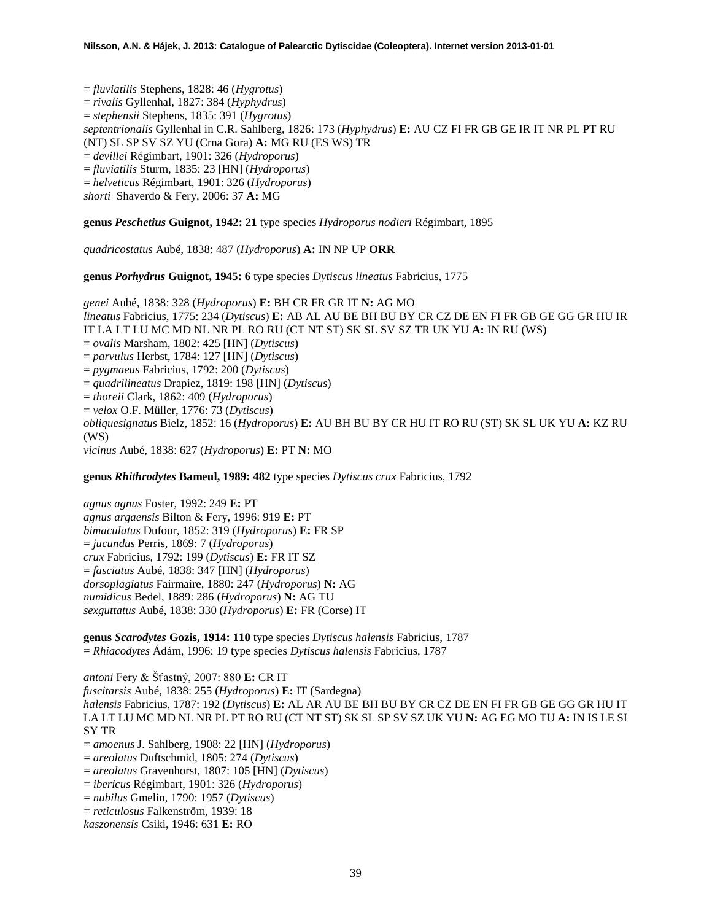= *fluviatilis* Stephens, 1828: 46 (*Hygrotus*)
= *rivalis* Gyllenhal, 1827: 384 (*Hyphydrus*)
= *stephensii* Stephens, 1835: 391 (*Hygrotus*)
*septentrionalis* Gyllenhal in C.R. Sahlberg, 1826: 173 (*Hyphydrus*) **E:** AU CZ FI FR GB GE IR IT NR PL PT RU (NT) SL SP SV SZ YU (Crna Gora) **A:** MG RU (ES WS) TR
= *devillei* Régimbart, 1901: 326 (*Hydroporus*)
= *fluviatilis* Sturm, 1835: 23 [HN] (*Hydroporus*)
= *helveticus* Régimbart, 1901: 326 (*Hydroporus*)
*shorti* Shaverdo & Fery, 2006: 37 **A:** MG

**genus *Peschetius* Guignot, 1942: 21** type species *Hydroporus nodieri* Régimbart, 1895

*quadricostatus* Aubé, 1838: 487 (*Hydroporus*) **A:** IN NP UP **ORR**

**genus *Porhydrus* Guignot, 1945: 6** type species *Dytiscus lineatus* Fabricius, 1775

*genei* Aubé, 1838: 328 (*Hydroporus*) **E:** BH CR FR GR IT **N:** AG MO
*lineatus* Fabricius, 1775: 234 (*Dytiscus*) **E:** AB AL AU BE BH BU BY CR CZ DE EN FI FR GB GE GG GR HU IR IT LA LT LU MC MD NL NR PL RO RU (CT NT ST) SK SL SV SZ TR UK YU **A:** IN RU (WS)
= *ovalis* Marsham, 1802: 425 [HN] (*Dytiscus*)
= *parvulus* Herbst, 1784: 127 [HN] (*Dytiscus*)
= *pygmaeus* Fabricius, 1792: 200 (*Dytiscus*)
= *quadrilineatus* Drapiez, 1819: 198 [HN] (*Dytiscus*)
= *thoreii* Clark, 1862: 409 (*Hydroporus*)
= *velox* O.F. Müller, 1776: 73 (*Dytiscus*)
*obliquesignatus* Bielz, 1852: 16 (*Hydroporus*) **E:** AU BH BU BY CR HU IT RO RU (ST) SK SL UK YU **A:** KZ RU (WS)
*vicinus* Aubé, 1838: 627 (*Hydroporus*) **E:** PT **N:** MO

**genus *Rhithrodytes* Bameul, 1989: 482** type species *Dytiscus crux* Fabricius, 1792

*agnus agnus* Foster, 1992: 249 **E:** PT
*agnus argaensis* Bilton & Fery, 1996: 919 **E:** PT
*bimaculatus* Dufour, 1852: 319 (*Hydroporus*) **E:** FR SP
= *jucundus* Perris, 1869: 7 (*Hydroporus*)
*crux* Fabricius, 1792: 199 (*Dytiscus*) **E:** FR IT SZ
= *fasciatus* Aubé, 1838: 347 [HN] (*Hydroporus*)
*dorsoplagiatus* Fairmaire, 1880: 247 (*Hydroporus*) **N:** AG
*numidicus* Bedel, 1889: 286 (*Hydroporus*) **N:** AG TU
*sexguttatus* Aubé, 1838: 330 (*Hydroporus*) **E:** FR (Corse) IT

**genus *Scarodytes* Gozis, 1914: 110** type species *Dytiscus halensis* Fabricius, 1787
= *Rhiacodytes* Ádám, 1996: 19 type species *Dytiscus halensis* Fabricius, 1787

*antoni* Fery & Šťastný, 2007: 880 **E:** CR IT
*fuscitarsis* Aubé, 1838: 255 (*Hydroporus*) **E:** IT (Sardegna)
*halensis* Fabricius, 1787: 192 (*Dytiscus*) **E:** AL AR AU BE BH BU BY CR CZ DE EN FI FR GB GE GG GR HU IT LA LT LU MC MD NL NR PL PT RO RU (CT NT ST) SK SL SP SV SZ UK YU **N:** AG EG MO TU **A:** IN IS LE SI SY TR
= *amoenus* J. Sahlberg, 1908: 22 [HN] (*Hydroporus*)
= *areolatus* Duftschmid, 1805: 274 (*Dytiscus*)
= *areolatus* Gravenhorst, 1807: 105 [HN] (*Dytiscus*)
= *ibericus* Régimbart, 1901: 326 (*Hydroporus*)
= *nubilus* Gmelin, 1790: 1957 (*Dytiscus*)
= *reticulosus* Falkenström, 1939: 18
*kaszonensis* Csiki, 1946: 631 **E:** RO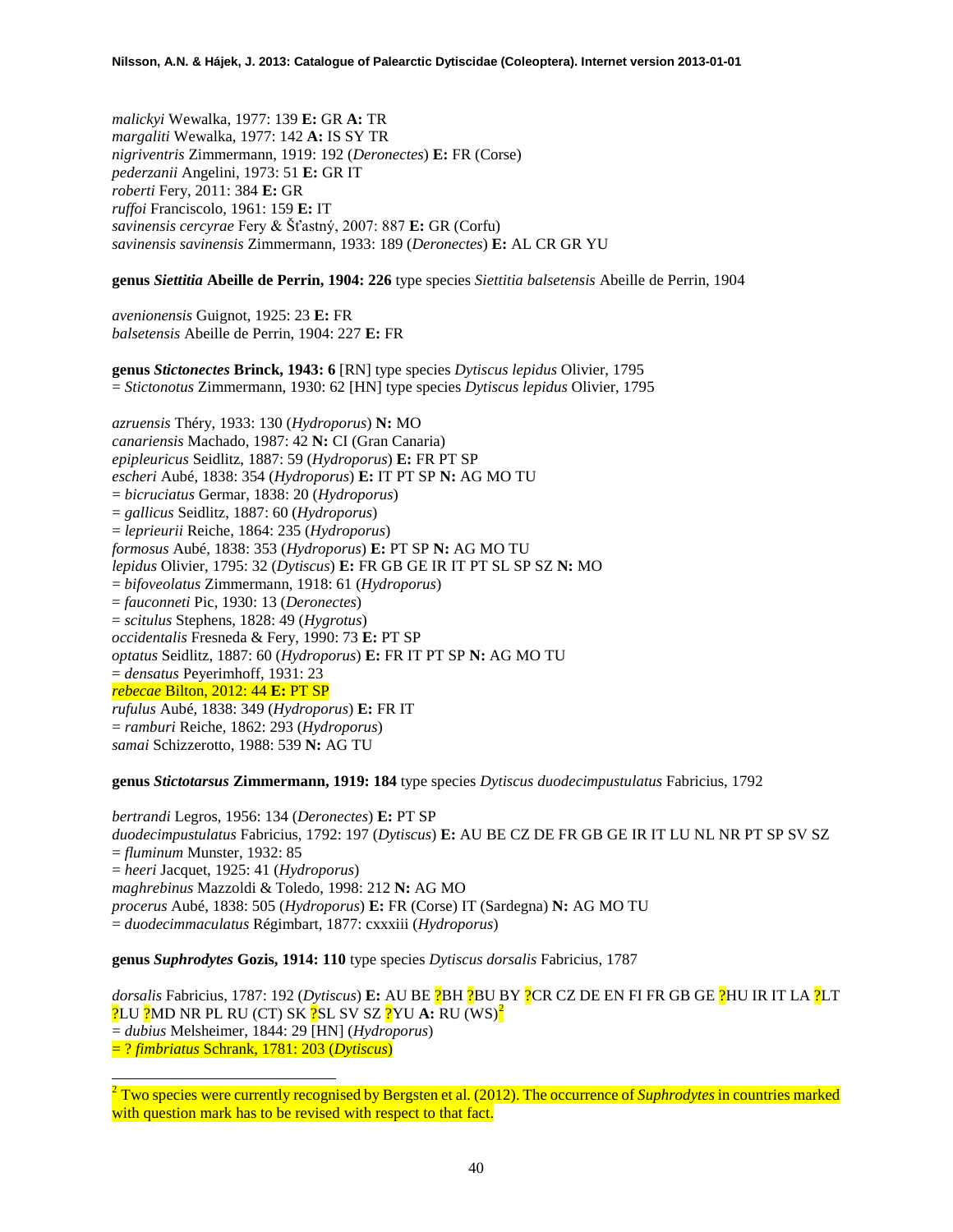*malickyi* Wewalka, 1977: 139 **E:** GR **A:** TR
*margaliti* Wewalka, 1977: 142 **A:** IS SY TR
*nigriventris* Zimmermann, 1919: 192 (*Deronectes*) **E:** FR (Corse)
*pederzanii* Angelini, 1973: 51 **E:** GR IT
*roberti* Fery, 2011: 384 **E:** GR
*ruffoi* Franciscolo, 1961: 159 **E:** IT
*savinensis cercyrae* Fery & Šťastný, 2007: 887 **E:** GR (Corfu)
*savinensis savinensis* Zimmermann, 1933: 189 (*Deronectes*) **E:** AL CR GR YU

**genus *Siettitia* Abeille de Perrin, 1904: 226** type species *Siettitia balsetensis* Abeille de Perrin, 1904

*avenionensis* Guignot, 1925: 23 **E:** FR
*balsetensis* Abeille de Perrin, 1904: 227 **E:** FR

**genus *Stictonectes* Brinck, 1943: 6** [RN] type species *Dytiscus lepidus* Olivier, 1795
= *Stictonotus* Zimmermann, 1930: 62 [HN] type species *Dytiscus lepidus* Olivier, 1795

*azruensis* Théry, 1933: 130 (*Hydroporus*) **N:** MO
*canariensis* Machado, 1987: 42 **N:** CI (Gran Canaria)
*epipleuricus* Seidlitz, 1887: 59 (*Hydroporus*) **E:** FR PT SP
*escheri* Aubé, 1838: 354 (*Hydroporus*) **E:** IT PT SP **N:** AG MO TU
= *bicruciatus* Germar, 1838: 20 (*Hydroporus*)
= *gallicus* Seidlitz, 1887: 60 (*Hydroporus*)
= *leprieurii* Reiche, 1864: 235 (*Hydroporus*)
*formosus* Aubé, 1838: 353 (*Hydroporus*) **E:** PT SP **N:** AG MO TU
*lepidus* Olivier, 1795: 32 (*Dytiscus*) **E:** FR GB GE IR IT PT SL SP SZ **N:** MO
= *bifoveolatus* Zimmermann, 1918: 61 (*Hydroporus*)
= *fauconneti* Pic, 1930: 13 (*Deronectes*)
= *scitulus* Stephens, 1828: 49 (*Hygrotus*)
*occidentalis* Fresneda & Fery, 1990: 73 **E:** PT SP
*optatus* Seidlitz, 1887: 60 (*Hydroporus*) **E:** FR IT PT SP **N:** AG MO TU
= *densatus* Peyerimhoff, 1931: 23
*rebecae* Bilton, 2012: 44 **E:** PT SP
*rufulus* Aubé, 1838: 349 (*Hydroporus*) **E:** FR IT
= *ramburi* Reiche, 1862: 293 (*Hydroporus*)
*samai* Schizzerotto, 1988: 539 **N:** AG TU

**genus *Stictotarsus* Zimmermann, 1919: 184** type species *Dytiscus duodecimpustulatus* Fabricius, 1792

*bertrandi* Legros, 1956: 134 (*Deronectes*) **E:** PT SP
*duodecimpustulatus* Fabricius, 1792: 197 (*Dytiscus*) **E:** AU BE CZ DE FR GB GE IR IT LU NL NR PT SP SV SZ
= *fluminum* Munster, 1932: 85
= *heeri* Jacquet, 1925: 41 (*Hydroporus*)
*maghrebinus* Mazzoldi & Toledo, 1998: 212 **N:** AG MO
*procerus* Aubé, 1838: 505 (*Hydroporus*) **E:** FR (Corse) IT (Sardegna) **N:** AG MO TU
= *duodecimmaculatus* Régimbart, 1877: cxxxiii (*Hydroporus*)

**genus *Suphrodytes* Gozis, 1914: 110** type species *Dytiscus dorsalis* Fabricius, 1787

*dorsalis* Fabricius, 1787: 192 (*Dytiscus*) **E:** AU BE ?BH ?BU BY ?CR CZ DE EN FI FR GB GE ?HU IR IT LA ?LT ?LU ?MD NR PL RU (CT) SK ?SL SV SZ ?YU **A:** RU (WS)[2]
= *dubius* Melsheimer, 1844: 29 [HN] (*Hydroporus*)
= ? *fimbriatus* Schrank, 1781: 203 (*Dytiscus*)

---

[2] Two species were currently recognised by Bergsten et al. (2012). The occurrence of *Suphrodytes* in countries marked with question mark has to be revised with respect to that fact.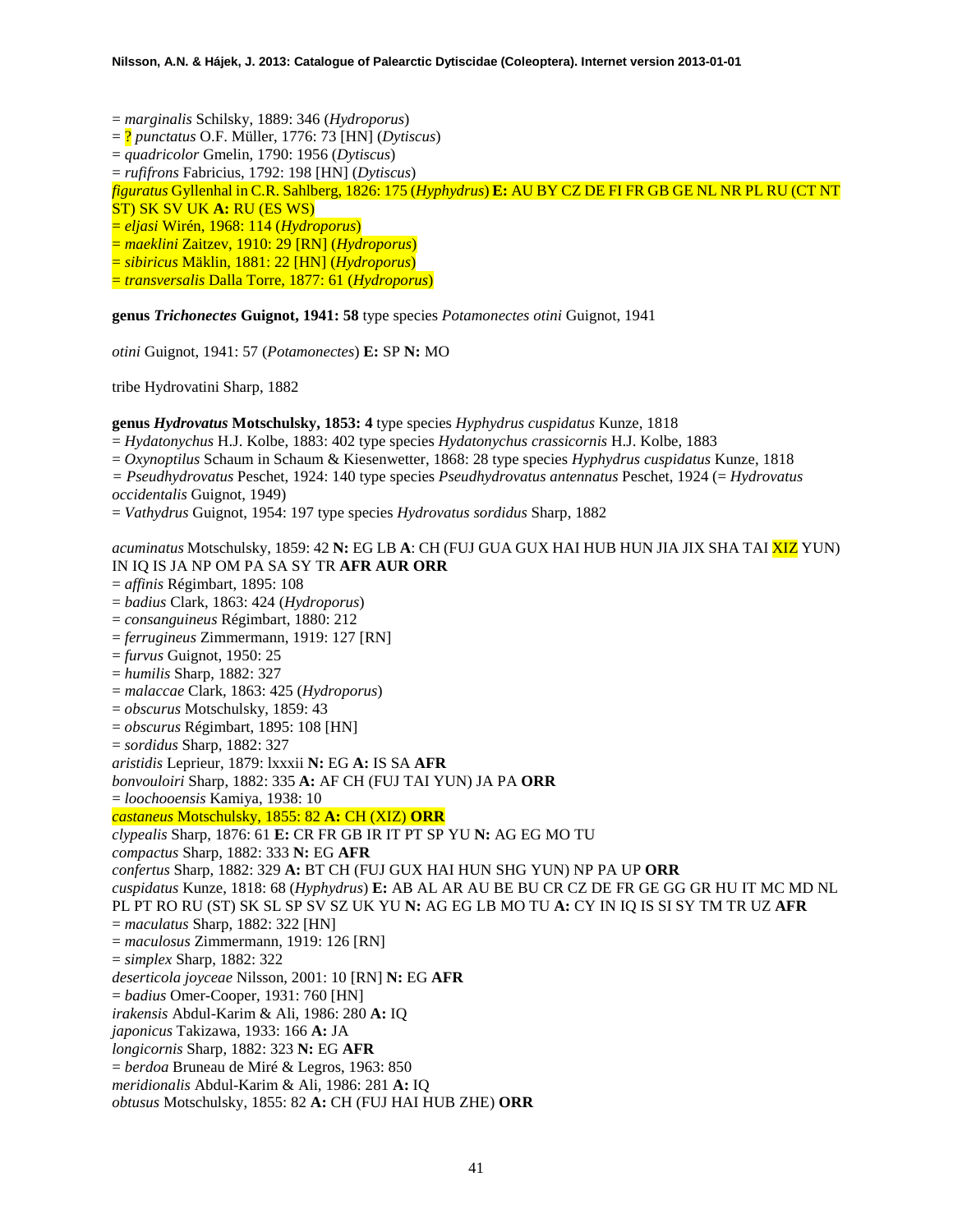= *marginalis* Schilsky, 1889: 346 (*Hydroporus*)
= ? *punctatus* O.F. Müller, 1776: 73 [HN] (*Dytiscus*)
= *quadricolor* Gmelin, 1790: 1956 (*Dytiscus*)
= *rufifrons* Fabricius, 1792: 198 [HN] (*Dytiscus*)
*figuratus* Gyllenhal in C.R. Sahlberg, 1826: 175 (*Hyphydrus*) **E:** AU BY CZ DE FI FR GB GE NL NR PL RU (CT NT ST) SK SV UK **A:** RU (ES WS)
= *eljasi* Wirén, 1968: 114 (*Hydroporus*)
= *maeklini* Zaitzev, 1910: 29 [RN] (*Hydroporus*)
= *sibiricus* Mäklin, 1881: 22 [HN] (*Hydroporus*)
= *transversalis* Dalla Torre, 1877: 61 (*Hydroporus*)

**genus *Trichonectes* Guignot, 1941: 58** type species *Potamonectes otini* Guignot, 1941

*otini* Guignot, 1941: 57 (*Potamonectes*) **E:** SP **N:** MO

tribe Hydrovatini Sharp, 1882

**genus *Hydrovatus* Motschulsky, 1853: 4** type species *Hyphydrus cuspidatus* Kunze, 1818
= *Hydatonychus* H.J. Kolbe, 1883: 402 type species *Hydatonychus crassicornis* H.J. Kolbe, 1883
= *Oxynoptilus* Schaum in Schaum & Kiesenwetter, 1868: 28 type species *Hyphydrus cuspidatus* Kunze, 1818
= *Pseudhydrovatus* Peschet, 1924: 140 type species *Pseudhydrovatus antennatus* Peschet, 1924 (= *Hydrovatus occidentalis* Guignot, 1949)
= *Vathydrus* Guignot, 1954: 197 type species *Hydrovatus sordidus* Sharp, 1882

*acuminatus* Motschulsky, 1859: 42 **N:** EG LB **A**: CH (FUJ GUA GUX HAI HUB HUN JIA JIX SHA TAI XIZ YUN) IN IQ IS JA NP OM PA SA SY TR **AFR AUR ORR**
= *affinis* Régimbart, 1895: 108
= *badius* Clark, 1863: 424 (*Hydroporus*)
= *consanguineus* Régimbart, 1880: 212
= *ferrugineus* Zimmermann, 1919: 127 [RN]
= *furvus* Guignot, 1950: 25
= *humilis* Sharp, 1882: 327
= *malaccae* Clark, 1863: 425 (*Hydroporus*)
= *obscurus* Motschulsky, 1859: 43
= *obscurus* Régimbart, 1895: 108 [HN]
= *sordidus* Sharp, 1882: 327
*aristidis* Leprieur, 1879: lxxxii **N:** EG **A:** IS SA **AFR**
*bonvouloiri* Sharp, 1882: 335 **A:** AF CH (FUJ TAI YUN) JA PA **ORR**
= *loochooensis* Kamiya, 1938: 10
*castaneus* Motschulsky, 1855: 82 **A:** CH (XIZ) **ORR**
*clypealis* Sharp, 1876: 61 **E:** CR FR GB IR IT PT SP YU **N:** AG EG MO TU
*compactus* Sharp, 1882: 333 **N:** EG **AFR**
*confertus* Sharp, 1882: 329 **A:** BT CH (FUJ GUX HAI HUN SHG YUN) NP PA UP **ORR**
*cuspidatus* Kunze, 1818: 68 (*Hyphydrus*) **E:** AB AL AR AU BE BU CR CZ DE FR GE GG GR HU IT MC MD NL PL PT RO RU (ST) SK SL SP SV SZ UK YU **N:** AG EG LB MO TU **A:** CY IN IQ IS SI SY TM TR UZ **AFR**
= *maculatus* Sharp, 1882: 322 [HN]
= *maculosus* Zimmermann, 1919: 126 [RN]
= *simplex* Sharp, 1882: 322
*deserticola joyceae* Nilsson, 2001: 10 [RN] **N:** EG **AFR**
= *badius* Omer-Cooper, 1931: 760 [HN]
*irakensis* Abdul-Karim & Ali, 1986: 280 **A:** IQ
*japonicus* Takizawa, 1933: 166 **A:** JA
*longicornis* Sharp, 1882: 323 **N:** EG **AFR**
= *berdoa* Bruneau de Miré & Legros, 1963: 850
*meridionalis* Abdul-Karim & Ali, 1986: 281 **A:** IQ
*obtusus* Motschulsky, 1855: 82 **A:** CH (FUJ HAI HUB ZHE) **ORR**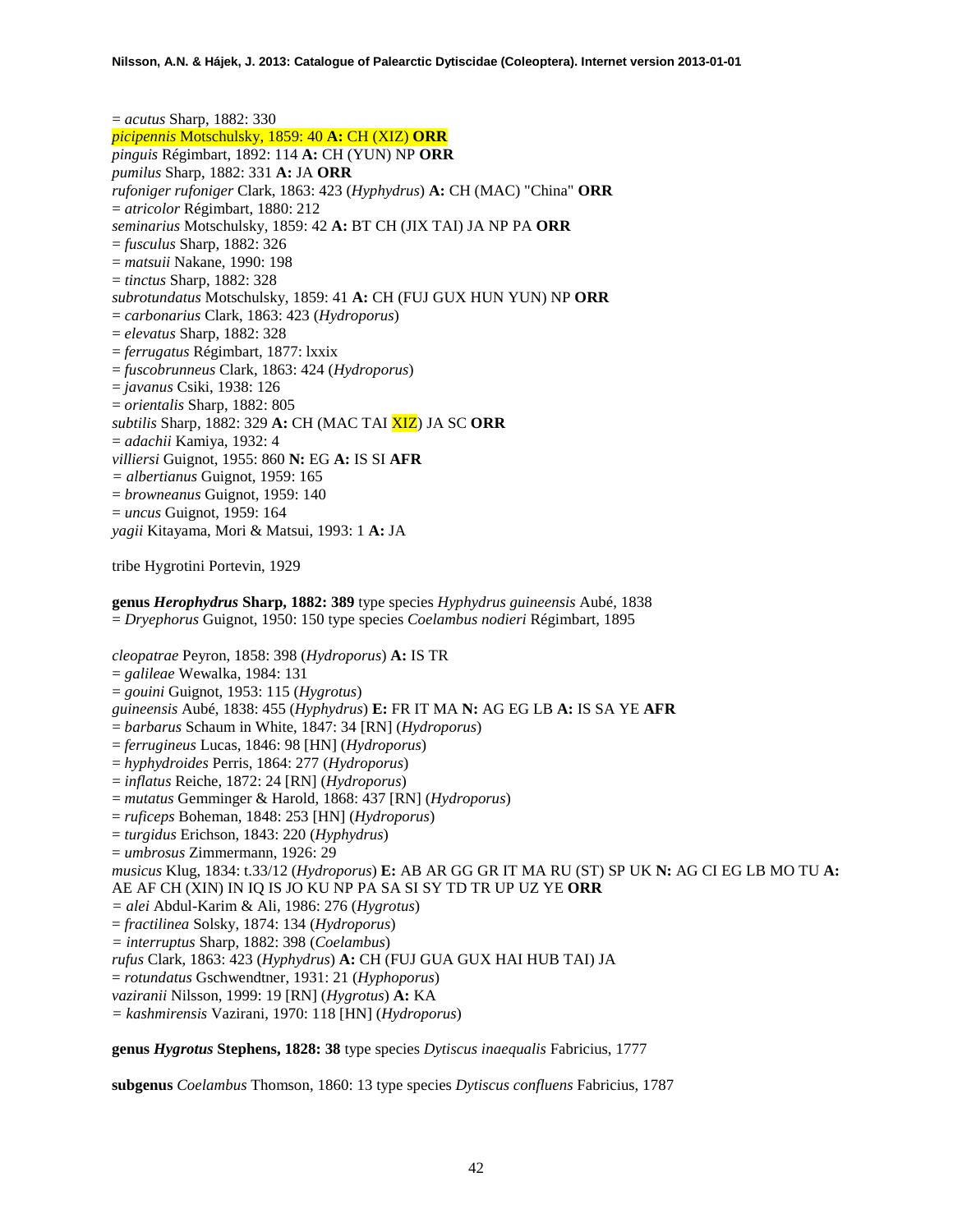= *acutus* Sharp, 1882: 330
*picipennis* Motschulsky, 1859: 40 **A:** CH (XIZ) **ORR**
*pinguis* Régimbart, 1892: 114 **A:** CH (YUN) NP **ORR**
*pumilus* Sharp, 1882: 331 **A:** JA **ORR**
*rufoniger rufoniger* Clark, 1863: 423 (*Hyphydrus*) **A:** CH (MAC) "China" **ORR**
= *atricolor* Régimbart, 1880: 212
*seminarius* Motschulsky, 1859: 42 **A:** BT CH (JIX TAI) JA NP PA **ORR**
= *fusculus* Sharp, 1882: 326
= *matsuii* Nakane, 1990: 198
= *tinctus* Sharp, 1882: 328
*subrotundatus* Motschulsky, 1859: 41 **A:** CH (FUJ GUX HUN YUN) NP **ORR**
= *carbonarius* Clark, 1863: 423 (*Hydroporus*)
= *elevatus* Sharp, 1882: 328
= *ferrugatus* Régimbart, 1877: lxxix
= *fuscobrunneus* Clark, 1863: 424 (*Hydroporus*)
= *javanus* Csiki, 1938: 126
= *orientalis* Sharp, 1882: 805
*subtilis* Sharp, 1882: 329 **A:** CH (MAC TAI XIZ) JA SC **ORR**
= *adachii* Kamiya, 1932: 4
*villiersi* Guignot, 1955: 860 **N:** EG **A:** IS SI **AFR**
= *albertianus* Guignot, 1959: 165
= *browneanus* Guignot, 1959: 140
= *uncus* Guignot, 1959: 164
*yagii* Kitayama, Mori & Matsui, 1993: 1 **A:** JA

tribe Hygrotini Portevin, 1929

**genus *Herophydrus* Sharp, 1882: 389** type species *Hyphydrus guineensis* Aubé, 1838
= *Dryephorus* Guignot, 1950: 150 type species *Coelambus nodieri* Régimbart, 1895

*cleopatrae* Peyron, 1858: 398 (*Hydroporus*) **A:** IS TR
= *galileae* Wewalka, 1984: 131
= *gouini* Guignot, 1953: 115 (*Hygrotus*)
*guineensis* Aubé, 1838: 455 (*Hyphydrus*) **E:** FR IT MA **N:** AG EG LB **A:** IS SA YE **AFR**
= *barbarus* Schaum in White, 1847: 34 [RN] (*Hydroporus*)
= *ferrugineus* Lucas, 1846: 98 [HN] (*Hydroporus*)
= *hyphydroides* Perris, 1864: 277 (*Hydroporus*)
= *inflatus* Reiche, 1872: 24 [RN] (*Hydroporus*)
= *mutatus* Gemminger & Harold, 1868: 437 [RN] (*Hydroporus*)
= *ruficeps* Boheman, 1848: 253 [HN] (*Hydroporus*)
= *turgidus* Erichson, 1843: 220 (*Hyphydrus*)
= *umbrosus* Zimmermann, 1926: 29
*musicus* Klug, 1834: t.33/12 (*Hydroporus*) **E:** AB AR GG GR IT MA RU (ST) SP UK **N:** AG CI EG LB MO TU **A:** AE AF CH (XIN) IN IQ IS JO KU NP PA SA SI SY TD TR UP UZ YE **ORR**
= *alei* Abdul-Karim & Ali, 1986: 276 (*Hygrotus*)
= *fractilinea* Solsky, 1874: 134 (*Hydroporus*)
= *interruptus* Sharp, 1882: 398 (*Coelambus*)
*rufus* Clark, 1863: 423 (*Hyphydrus*) **A:** CH (FUJ GUA GUX HAI HUB TAI) JA
= *rotundatus* Gschwendtner, 1931: 21 (*Hyphoporus*)
*vaziranii* Nilsson, 1999: 19 [RN] (*Hygrotus*) **A:** KA
= *kashmirensis* Vazirani, 1970: 118 [HN] (*Hydroporus*)

**genus *Hygrotus* Stephens, 1828: 38** type species *Dytiscus inaequalis* Fabricius, 1777

**subgenus** *Coelambus* Thomson, 1860: 13 type species *Dytiscus confluens* Fabricius, 1787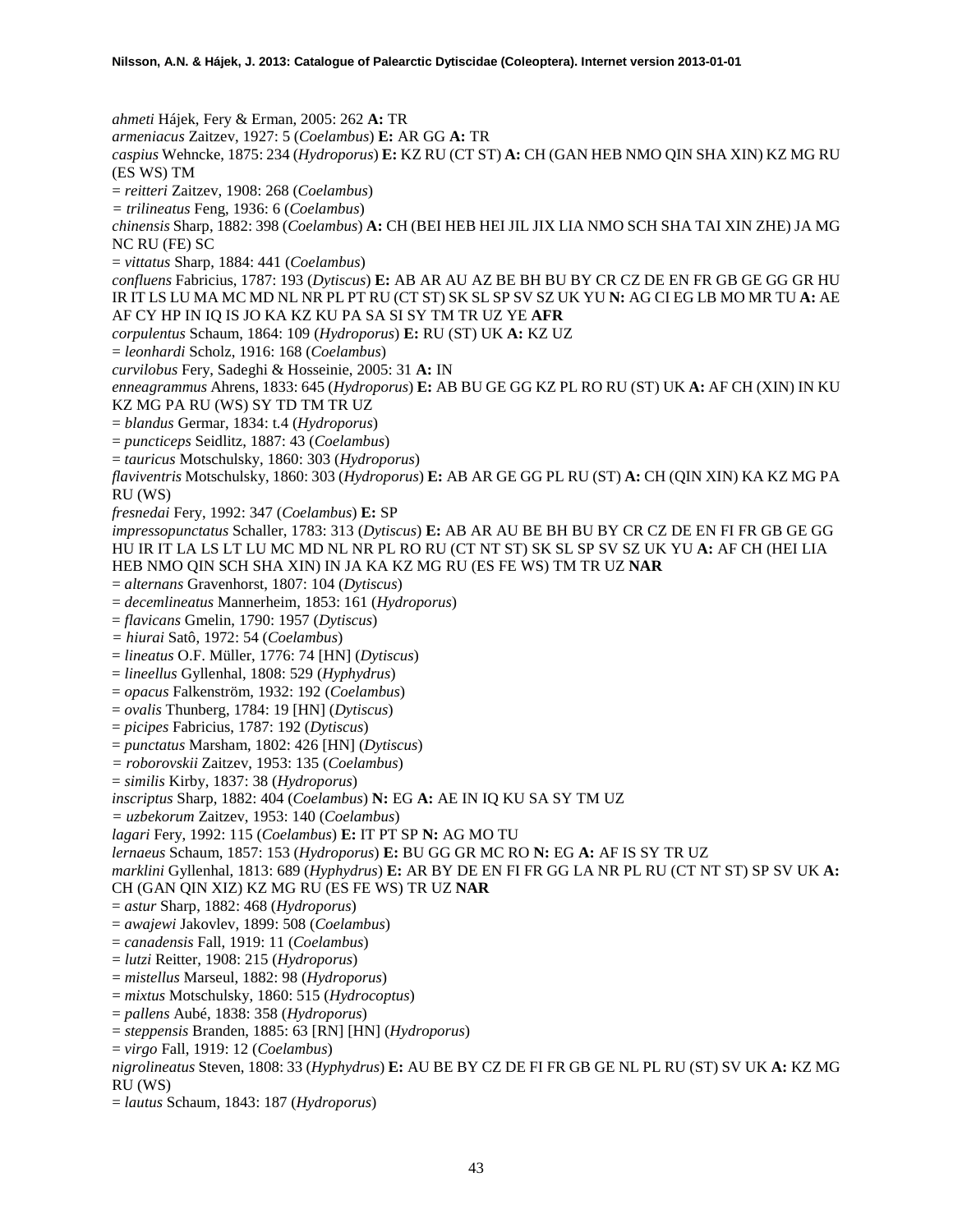*ahmeti* Hájek, Fery & Erman, 2005: 262 **A:** TR

*armeniacus* Zaitzev, 1927: 5 (*Coelambus*) **E:** AR GG **A:** TR

*caspius* Wehncke, 1875: 234 (*Hydroporus*) **E:** KZ RU (CT ST) **A:** CH (GAN HEB NMO QIN SHA XIN) KZ MG RU (ES WS) TM

= *reitteri* Zaitzev, 1908: 268 (*Coelambus*)

= *trilineatus* Feng, 1936: 6 (*Coelambus*)

*chinensis* Sharp, 1882: 398 (*Coelambus*) **A:** CH (BEI HEB HEI JIL JIX LIA NMO SCH SHA TAI XIN ZHE) JA MG NC RU (FE) SC

= *vittatus* Sharp, 1884: 441 (*Coelambus*)

*confluens* Fabricius, 1787: 193 (*Dytiscus*) **E:** AB AR AU AZ BE BH BU BY CR CZ DE EN FR GB GE GG GR HU IR IT LS LU MA MC MD NL NR PL PT RU (CT ST) SK SL SP SV SZ UK YU **N:** AG CI EG LB MO MR TU **A:** AE AF CY HP IN IQ IS JO KA KZ KU PA SA SI SY TM TR UZ YE **AFR**

*corpulentus* Schaum, 1864: 109 (*Hydroporus*) **E:** RU (ST) UK **A:** KZ UZ

= *leonhardi* Scholz, 1916: 168 (*Coelambus*)

*curvilobus* Fery, Sadeghi & Hosseinie, 2005: 31 **A:** IN

*enneagrammus* Ahrens, 1833: 645 (*Hydroporus*) **E:** AB BU GE GG KZ PL RO RU (ST) UK **A:** AF CH (XIN) IN KU KZ MG PA RU (WS) SY TD TM TR UZ

= *blandus* Germar, 1834: t.4 (*Hydroporus*)

= *puncticeps* Seidlitz, 1887: 43 (*Coelambus*)

= *tauricus* Motschulsky, 1860: 303 (*Hydroporus*)

*flaviventris* Motschulsky, 1860: 303 (*Hydroporus*) **E:** AB AR GE GG PL RU (ST) **A:** CH (QIN XIN) KA KZ MG PA RU (WS)

*fresnedai* Fery, 1992: 347 (*Coelambus*) **E:** SP

*impressopunctatus* Schaller, 1783: 313 (*Dytiscus*) **E:** AB AR AU BE BH BU BY CR CZ DE EN FI FR GB GE GG HU IR IT LA LS LT LU MC MD NL NR PL RO RU (CT NT ST) SK SL SP SV SZ UK YU **A:** AF CH (HEI LIA HEB NMO QIN SCH SHA XIN) IN JA KA KZ MG RU (ES FE WS) TM TR UZ **NAR**

= *alternans* Gravenhorst, 1807: 104 (*Dytiscus*)

= *decemlineatus* Mannerheim, 1853: 161 (*Hydroporus*)

= *flavicans* Gmelin, 1790: 1957 (*Dytiscus*)

= *hiurai* Satô, 1972: 54 (*Coelambus*)

= *lineatus* O.F. Müller, 1776: 74 [HN] (*Dytiscus*)

= *lineellus* Gyllenhal, 1808: 529 (*Hyphydrus*)

= *opacus* Falkenström, 1932: 192 (*Coelambus*)

= *ovalis* Thunberg, 1784: 19 [HN] (*Dytiscus*)

= *picipes* Fabricius, 1787: 192 (*Dytiscus*)

= *punctatus* Marsham, 1802: 426 [HN] (*Dytiscus*)

= *roborovskii* Zaitzev, 1953: 135 (*Coelambus*)

= *similis* Kirby, 1837: 38 (*Hydroporus*)

*inscriptus* Sharp, 1882: 404 (*Coelambus*) **N:** EG **A:** AE IN IQ KU SA SY TM UZ

= *uzbekorum* Zaitzev, 1953: 140 (*Coelambus*)

*lagari* Fery, 1992: 115 (*Coelambus*) **E:** IT PT SP **N:** AG MO TU

*lernaeus* Schaum, 1857: 153 (*Hydroporus*) **E:** BU GG GR MC RO **N:** EG **A:** AF IS SY TR UZ

*marklini* Gyllenhal, 1813: 689 (*Hyphydrus*) **E:** AR BY DE EN FI FR GG LA NR PL RU (CT NT ST) SP SV UK **A:** CH (GAN QIN XIZ) KZ MG RU (ES FE WS) TR UZ **NAR**

= *astur* Sharp, 1882: 468 (*Hydroporus*)

= *awajewi* Jakovlev, 1899: 508 (*Coelambus*)

= *canadensis* Fall, 1919: 11 (*Coelambus*)

= *lutzi* Reitter, 1908: 215 (*Hydroporus*)

= *mistellus* Marseul, 1882: 98 (*Hydroporus*)

= *mixtus* Motschulsky, 1860: 515 (*Hydrocoptus*)

= *pallens* Aubé, 1838: 358 (*Hydroporus*)

= *steppensis* Branden, 1885: 63 [RN] [HN] (*Hydroporus*)

= *virgo* Fall, 1919: 12 (*Coelambus*)

*nigrolineatus* Steven, 1808: 33 (*Hyphydrus*) **E:** AU BE BY CZ DE FI FR GB GE NL PL RU (ST) SV UK **A:** KZ MG RU (WS)

= *lautus* Schaum, 1843: 187 (*Hydroporus*)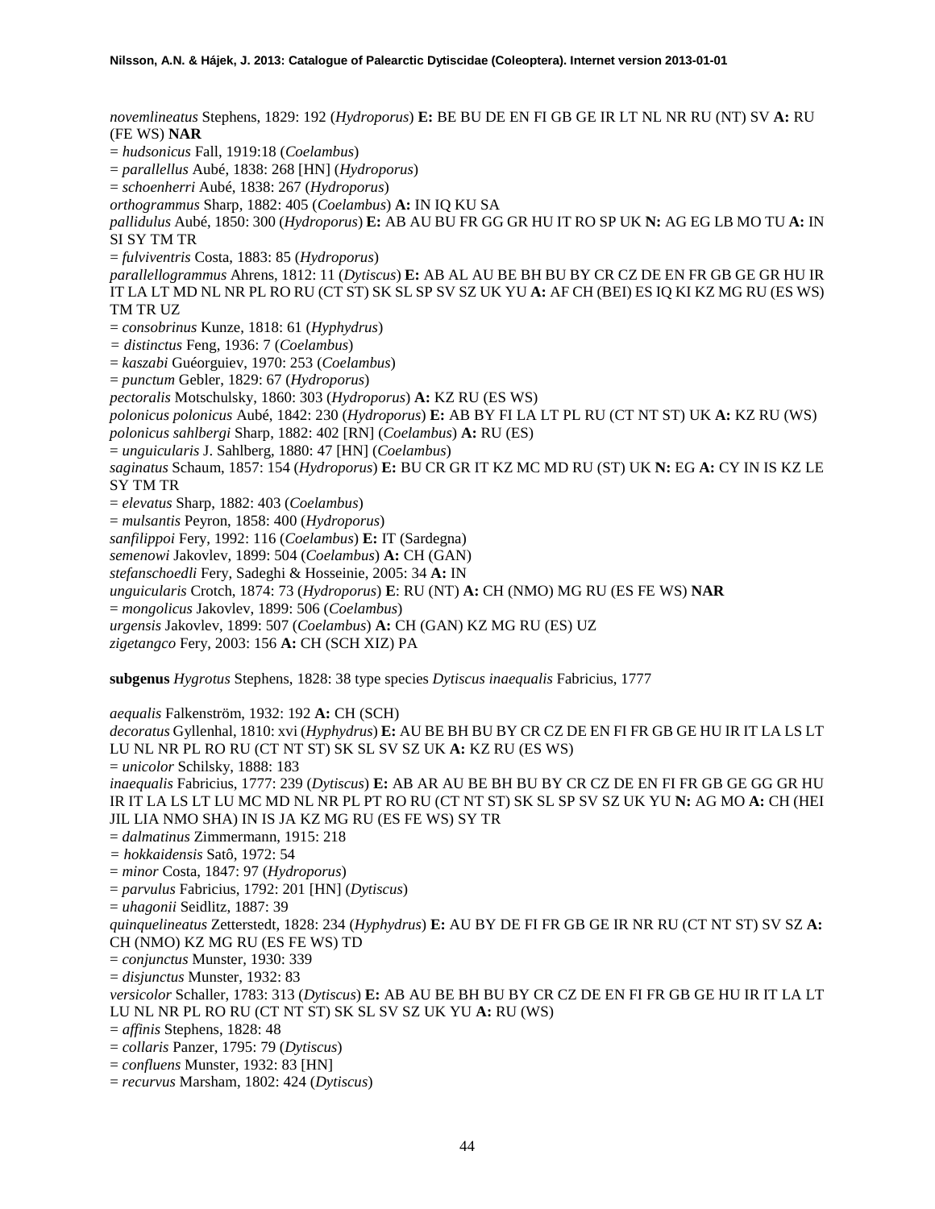*novemlineatus* Stephens, 1829: 192 (*Hydroporus*) **E:** BE BU DE EN FI GB GE IR LT NL NR RU (NT) SV **A:** RU (FE WS) **NAR**

= *hudsonicus* Fall, 1919:18 (*Coelambus*)

= *parallellus* Aubé, 1838: 268 [HN] (*Hydroporus*)

= *schoenherri* Aubé, 1838: 267 (*Hydroporus*)

*orthogrammus* Sharp, 1882: 405 (*Coelambus*) **A:** IN IQ KU SA

*pallidulus* Aubé, 1850: 300 (*Hydroporus*) **E:** AB AU BU FR GG GR HU IT RO SP UK **N:** AG EG LB MO TU **A:** IN SI SY TM TR

= *fulviventris* Costa, 1883: 85 (*Hydroporus*)

*parallellogrammus* Ahrens, 1812: 11 (*Dytiscus*) **E:** AB AL AU BE BH BU BY CR CZ DE EN FR GB GE GR HU IR IT LA LT MD NL NR PL RO RU (CT ST) SK SL SP SV SZ UK YU **A:** AF CH (BEI) ES IQ KI KZ MG RU (ES WS) TM TR UZ

= *consobrinus* Kunze, 1818: 61 (*Hyphydrus*)

= *distinctus* Feng, 1936: 7 (*Coelambus*)

= *kaszabi* Guéorguiev, 1970: 253 (*Coelambus*)

= *punctum* Gebler, 1829: 67 (*Hydroporus*)

*pectoralis* Motschulsky, 1860: 303 (*Hydroporus*) **A:** KZ RU (ES WS)

*polonicus polonicus* Aubé, 1842: 230 (*Hydroporus*) **E:** AB BY FI LA LT PL RU (CT NT ST) UK **A:** KZ RU (WS)

*polonicus sahlbergi* Sharp, 1882: 402 [RN] (*Coelambus*) **A:** RU (ES)

= *unguicularis* J. Sahlberg, 1880: 47 [HN] (*Coelambus*)

*saginatus* Schaum, 1857: 154 (*Hydroporus*) **E:** BU CR GR IT KZ MC MD RU (ST) UK **N:** EG **A:** CY IN IS KZ LE SY TM TR

= *elevatus* Sharp, 1882: 403 (*Coelambus*)

= *mulsantis* Peyron, 1858: 400 (*Hydroporus*)

*sanfilippoi* Fery, 1992: 116 (*Coelambus*) **E:** IT (Sardegna)

*semenowi* Jakovlev, 1899: 504 (*Coelambus*) **A:** CH (GAN)

*stefanschoedli* Fery, Sadeghi & Hosseinie, 2005: 34 **A:** IN

*unguicularis* Crotch, 1874: 73 (*Hydroporus*) **E**: RU (NT) **A:** CH (NMO) MG RU (ES FE WS) **NAR**

= *mongolicus* Jakovlev, 1899: 506 (*Coelambus*)

*urgensis* Jakovlev, 1899: 507 (*Coelambus*) **A:** CH (GAN) KZ MG RU (ES) UZ

*zigetangco* Fery, 2003: 156 **A:** CH (SCH XIZ) PA

**subgenus** *Hygrotus* Stephens, 1828: 38 type species *Dytiscus inaequalis* Fabricius, 1777

*aequalis* Falkenström, 1932: 192 **A:** CH (SCH)

*decoratus* Gyllenhal, 1810: xvi (*Hyphydrus*) **E:** AU BE BH BU BY CR CZ DE EN FI FR GB GE HU IR IT LA LS LT LU NL NR PL RO RU (CT NT ST) SK SL SV SZ UK **A:** KZ RU (ES WS)

= *unicolor* Schilsky, 1888: 183

*inaequalis* Fabricius, 1777: 239 (*Dytiscus*) **E:** AB AR AU BE BH BU BY CR CZ DE EN FI FR GB GE GG GR HU IR IT LA LS LT LU MC MD NL NR PL PT RO RU (CT NT ST) SK SL SP SV SZ UK YU **N:** AG MO **A:** CH (HEI JIL LIA NMO SHA) IN IS JA KZ MG RU (ES FE WS) SY TR

= *dalmatinus* Zimmermann, 1915: 218

= *hokkaidensis* Satô, 1972: 54

= *minor* Costa, 1847: 97 (*Hydroporus*)

= *parvulus* Fabricius, 1792: 201 [HN] (*Dytiscus*)

= *uhagonii* Seidlitz, 1887: 39

*quinquelineatus* Zetterstedt, 1828: 234 (*Hyphydrus*) **E:** AU BY DE FI FR GB GE IR NR RU (CT NT ST) SV SZ **A:** CH (NMO) KZ MG RU (ES FE WS) TD

= *conjunctus* Munster, 1930: 339

= *disjunctus* Munster, 1932: 83

*versicolor* Schaller, 1783: 313 (*Dytiscus*) **E:** AB AU BE BH BU BY CR CZ DE EN FI FR GB GE HU IR IT LA LT LU NL NR PL RO RU (CT NT ST) SK SL SV SZ UK YU **A:** RU (WS)

= *affinis* Stephens, 1828: 48

= *collaris* Panzer, 1795: 79 (*Dytiscus*)

= *confluens* Munster, 1932: 83 [HN]

= *recurvus* Marsham, 1802: 424 (*Dytiscus*)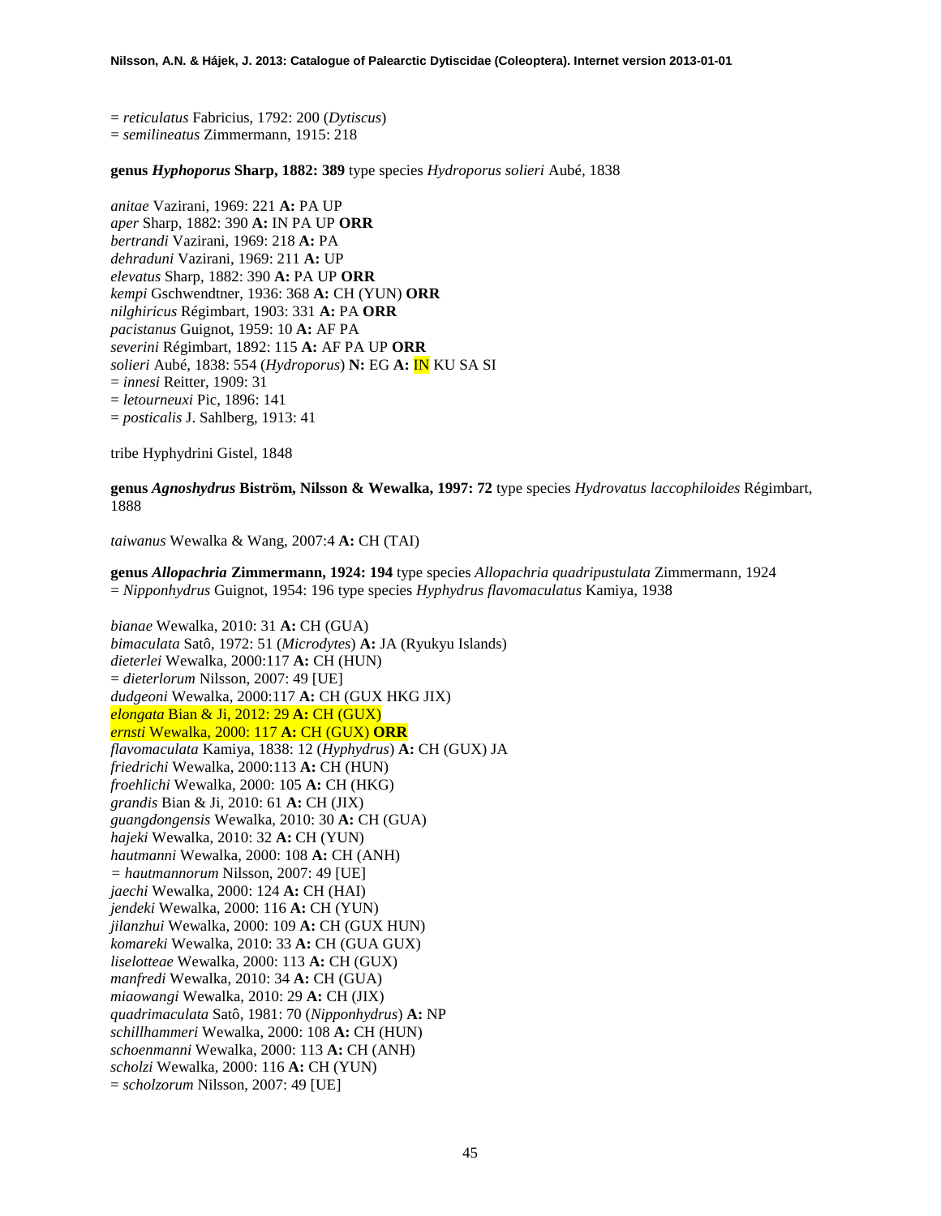= *reticulatus* Fabricius, 1792: 200 (*Dytiscus*)
= *semilineatus* Zimmermann, 1915: 218

**genus *Hyphoporus* Sharp, 1882: 389** type species *Hydroporus solieri* Aubé, 1838

*anitae* Vazirani, 1969: 221 **A:** PA UP
*aper* Sharp, 1882: 390 **A:** IN PA UP **ORR**
*bertrandi* Vazirani, 1969: 218 **A:** PA
*dehraduni* Vazirani, 1969: 211 **A:** UP
*elevatus* Sharp, 1882: 390 **A:** PA UP **ORR**
*kempi* Gschwendtner, 1936: 368 **A:** CH (YUN) **ORR**
*nilghiricus* Régimbart, 1903: 331 **A:** PA **ORR**
*pacistanus* Guignot, 1959: 10 **A:** AF PA
*severini* Régimbart, 1892: 115 **A:** AF PA UP **ORR**
*solieri* Aubé, 1838: 554 (*Hydroporus*) **N:** EG **A:** IN KU SA SI
= *innesi* Reitter, 1909: 31
= *letourneuxi* Pic, 1896: 141
= *posticalis* J. Sahlberg, 1913: 41

tribe Hyphydrini Gistel, 1848

**genus *Agnoshydrus* Biström, Nilsson & Wewalka, 1997: 72** type species *Hydrovatus laccophiloides* Régimbart, 1888

*taiwanus* Wewalka & Wang, 2007:4 **A:** CH (TAI)

**genus *Allopachria* Zimmermann, 1924: 194** type species *Allopachria quadripustulata* Zimmermann, 1924
= *Nipponhydrus* Guignot, 1954: 196 type species *Hyphydrus flavomaculatus* Kamiya, 1938

*bianae* Wewalka, 2010: 31 **A:** CH (GUA)
*bimaculata* Satô, 1972: 51 (*Microdytes*) **A:** JA (Ryukyu Islands)
*dieterlei* Wewalka, 2000:117 **A:** CH (HUN)
= *dieterlorum* Nilsson, 2007: 49 [UE]
*dudgeoni* Wewalka, 2000:117 **A:** CH (GUX HKG JIX)
*elongata* Bian & Ji, 2012: 29 **A:** CH (GUX)
*ernsti* Wewalka, 2000: 117 **A:** CH (GUX) **ORR**
*flavomaculata* Kamiya, 1838: 12 (*Hyphydrus*) **A:** CH (GUX) JA
*friedrichi* Wewalka, 2000:113 **A:** CH (HUN)
*froehlichi* Wewalka, 2000: 105 **A:** CH (HKG)
*grandis* Bian & Ji, 2010: 61 **A:** CH (JIX)
*guangdongensis* Wewalka, 2010: 30 **A:** CH (GUA)
*hajeki* Wewalka, 2010: 32 **A:** CH (YUN)
*hautmanni* Wewalka, 2000: 108 **A:** CH (ANH)
= *hautmannorum* Nilsson, 2007: 49 [UE]
*jaechi* Wewalka, 2000: 124 **A:** CH (HAI)
*jendeki* Wewalka, 2000: 116 **A:** CH (YUN)
*jilanzhui* Wewalka, 2000: 109 **A:** CH (GUX HUN)
*komareki* Wewalka, 2010: 33 **A:** CH (GUA GUX)
*liselotteae* Wewalka, 2000: 113 **A:** CH (GUX)
*manfredi* Wewalka, 2010: 34 **A:** CH (GUA)
*miaowangi* Wewalka, 2010: 29 **A:** CH (JIX)
*quadrimaculata* Satô, 1981: 70 (*Nipponhydrus*) **A:** NP
*schillhammeri* Wewalka, 2000: 108 **A:** CH (HUN)
*schoenmanni* Wewalka, 2000: 113 **A:** CH (ANH)
*scholzi* Wewalka, 2000: 116 **A:** CH (YUN)
= *scholzorum* Nilsson, 2007: 49 [UE]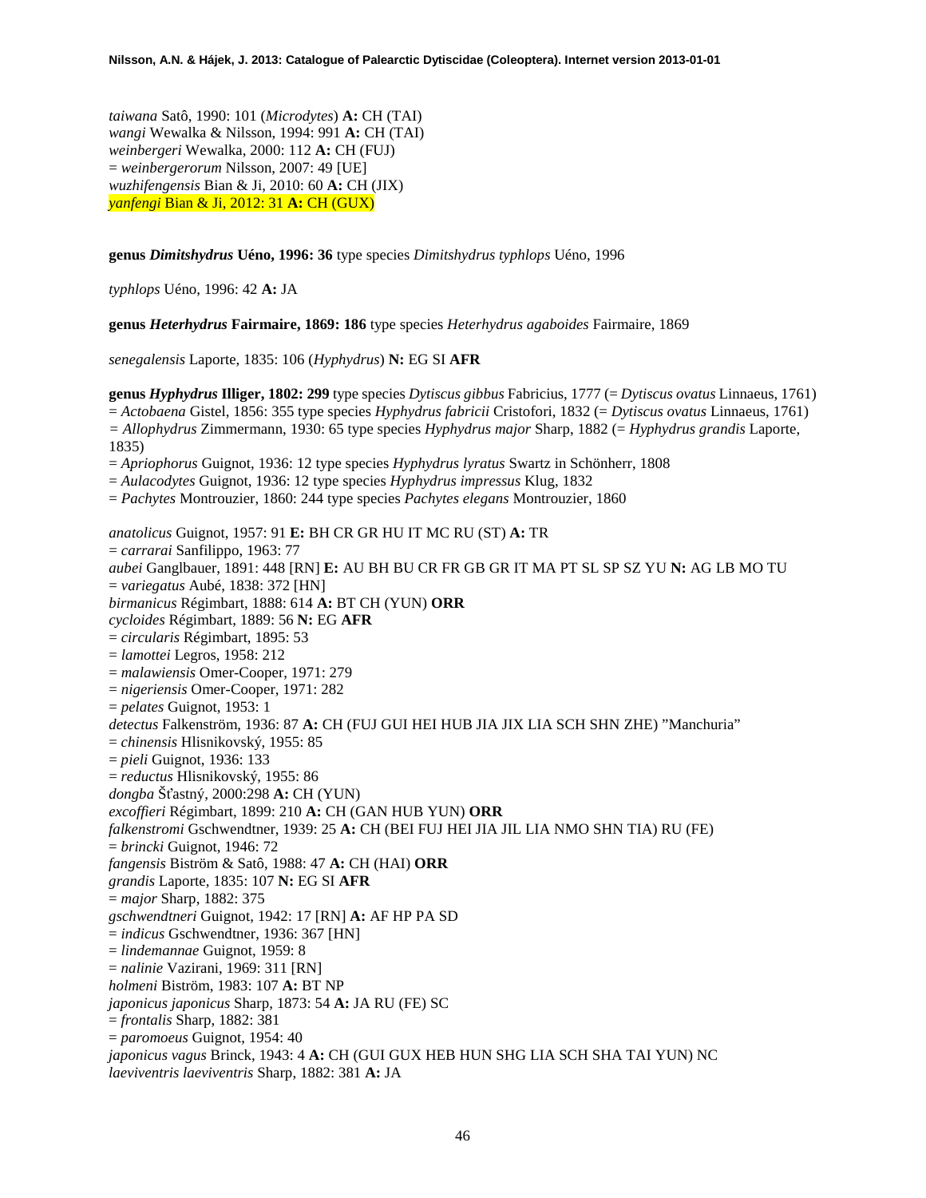*taiwana* Satô, 1990: 101 (*Microdytes*) **A:** CH (TAI)
*wangi* Wewalka & Nilsson, 1994: 991 **A:** CH (TAI)
*weinbergeri* Wewalka, 2000: 112 **A:** CH (FUJ)
= *weinbergerorum* Nilsson, 2007: 49 [UE]
*wuzhifengensis* Bian & Ji, 2010: 60 **A:** CH (JIX)
*yanfengi* Bian & Ji, 2012: 31 **A:** CH (GUX)

**genus *Dimitshydrus* Uéno, 1996: 36** type species *Dimitshydrus typhlops* Uéno, 1996

*typhlops* Uéno, 1996: 42 **A:** JA

**genus *Heterhydrus* Fairmaire, 1869: 186** type species *Heterhydrus agaboides* Fairmaire, 1869

*senegalensis* Laporte, 1835: 106 (*Hyphydrus*) **N:** EG SI **AFR**

**genus *Hyphydrus* Illiger, 1802: 299** type species *Dytiscus gibbus* Fabricius, 1777 (= *Dytiscus ovatus* Linnaeus, 1761)
= *Actobaena* Gistel, 1856: 355 type species *Hyphydrus fabricii* Cristofori, 1832 (= *Dytiscus ovatus* Linnaeus, 1761)
= *Allophydrus* Zimmermann, 1930: 65 type species *Hyphydrus major* Sharp, 1882 (= *Hyphydrus grandis* Laporte, 1835)
= *Apriophorus* Guignot, 1936: 12 type species *Hyphydrus lyratus* Swartz in Schönherr, 1808
= *Aulacodytes* Guignot, 1936: 12 type species *Hyphydrus impressus* Klug, 1832
= *Pachytes* Montrouzier, 1860: 244 type species *Pachytes elegans* Montrouzier, 1860

*anatolicus* Guignot, 1957: 91 **E:** BH CR GR HU IT MC RU (ST) **A:** TR
= *carrarai* Sanfilippo, 1963: 77
*aubei* Ganglbauer, 1891: 448 [RN] **E:** AU BH BU CR FR GB GR IT MA PT SL SP SZ YU **N:** AG LB MO TU
= *variegatus* Aubé, 1838: 372 [HN]
*birmanicus* Régimbart, 1888: 614 **A:** BT CH (YUN) **ORR**
*cycloides* Régimbart, 1889: 56 **N:** EG **AFR**
= *circularis* Régimbart, 1895: 53
= *lamottei* Legros, 1958: 212
= *malawiensis* Omer-Cooper, 1971: 279
= *nigeriensis* Omer-Cooper, 1971: 282
= *pelates* Guignot, 1953: 1
*detectus* Falkenström, 1936: 87 **A:** CH (FUJ GUI HEI HUB JIA JIX LIA SCH SHN ZHE) "Manchuria"
= *chinensis* Hlisnikovský, 1955: 85
= *pieli* Guignot, 1936: 133
= *reductus* Hlisnikovský, 1955: 86
*dongba* Šťastný, 2000:298 **A:** CH (YUN)
*excoffieri* Régimbart, 1899: 210 **A:** CH (GAN HUB YUN) **ORR**
*falkenstromi* Gschwendtner, 1939: 25 **A:** CH (BEI FUJ HEI JIA JIL LIA NMO SHN TIA) RU (FE)
= *brincki* Guignot, 1946: 72
*fangensis* Biström & Satô, 1988: 47 **A:** CH (HAI) **ORR**
*grandis* Laporte, 1835: 107 **N:** EG SI **AFR**
= *major* Sharp, 1882: 375
*gschwendtneri* Guignot, 1942: 17 [RN] **A:** AF HP PA SD
= *indicus* Gschwendtner, 1936: 367 [HN]
= *lindemannae* Guignot, 1959: 8
= *nalinie* Vazirani, 1969: 311 [RN]
*holmeni* Biström, 1983: 107 **A:** BT NP
*japonicus japonicus* Sharp, 1873: 54 **A:** JA RU (FE) SC
= *frontalis* Sharp, 1882: 381
= *paromoeus* Guignot, 1954: 40
*japonicus vagus* Brinck, 1943: 4 **A:** CH (GUI GUX HEB HUN SHG LIA SCH SHA TAI YUN) NC
*laeviventris laeviventris* Sharp, 1882: 381 **A:** JA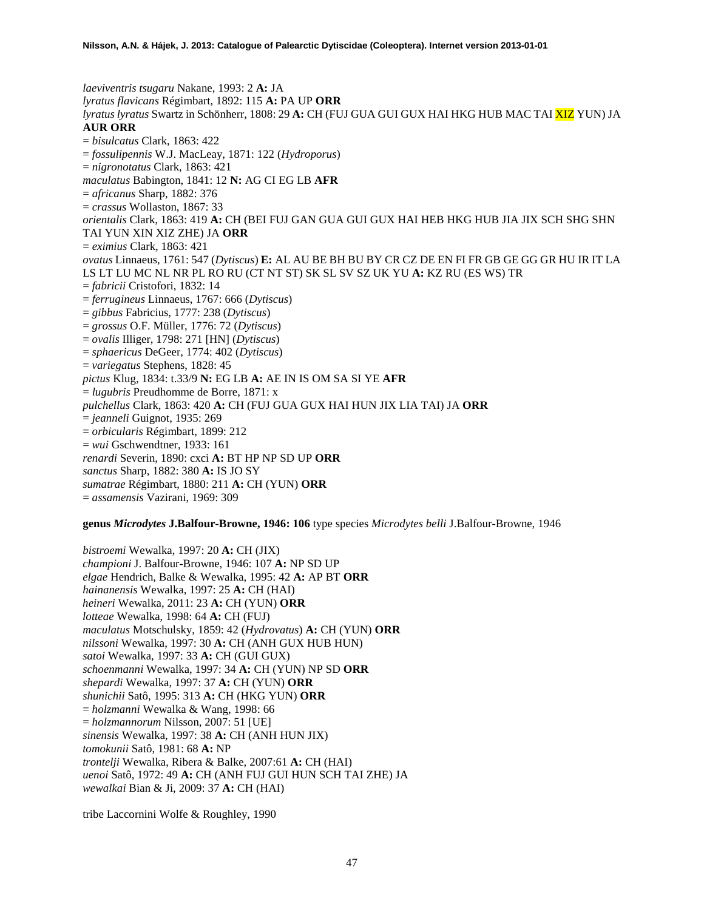*laeviventris tsugaru* Nakane, 1993: 2 **A:** JA
*lyratus flavicans* Régimbart, 1892: 115 **A:** PA UP **ORR**
*lyratus lyratus* Swartz in Schönherr, 1808: 29 **A:** CH (FUJ GUA GUI GUX HAI HKG HUB MAC TAI XIZ YUN) JA **AUR ORR**
= *bisulcatus* Clark, 1863: 422
= *fossulipennis* W.J. MacLeay, 1871: 122 (*Hydroporus*)
= *nigronotatus* Clark, 1863: 421
*maculatus* Babington, 1841: 12 **N:** AG CI EG LB **AFR**
= *africanus* Sharp, 1882: 376
= *crassus* Wollaston, 1867: 33
*orientalis* Clark, 1863: 419 **A:** CH (BEI FUJ GAN GUA GUI GUX HAI HEB HKG HUB JIA JIX SCH SHG SHN TAI YUN XIN XIZ ZHE) JA **ORR**
= *eximius* Clark, 1863: 421
*ovatus* Linnaeus, 1761: 547 (*Dytiscus*) **E:** AL AU BE BH BU BY CR CZ DE EN FI FR GB GE GG GR HU IR IT LA LS LT LU MC NL NR PL RO RU (CT NT ST) SK SL SV SZ UK YU **A:** KZ RU (ES WS) TR
= *fabricii* Cristofori, 1832: 14
= *ferrugineus* Linnaeus, 1767: 666 (*Dytiscus*)
= *gibbus* Fabricius, 1777: 238 (*Dytiscus*)
= *grossus* O.F. Müller, 1776: 72 (*Dytiscus*)
= *ovalis* Illiger, 1798: 271 [HN] (*Dytiscus*)
= *sphaericus* DeGeer, 1774: 402 (*Dytiscus*)
= *variegatus* Stephens, 1828: 45
*pictus* Klug, 1834: t.33/9 **N:** EG LB **A:** AE IN IS OM SA SI YE **AFR**
= *lugubris* Preudhomme de Borre, 1871: x
*pulchellus* Clark, 1863: 420 **A:** CH (FUJ GUA GUX HAI HUN JIX LIA TAI) JA **ORR**
= *jeanneli* Guignot, 1935: 269
= *orbicularis* Régimbart, 1899: 212
= *wui* Gschwendtner, 1933: 161
*renardi* Severin, 1890: cxci **A:** BT HP NP SD UP **ORR**
*sanctus* Sharp, 1882: 380 **A:** IS JO SY
*sumatrae* Régimbart, 1880: 211 **A:** CH (YUN) **ORR**
= *assamensis* Vazirani, 1969: 309

**genus *Microdytes* J.Balfour-Browne, 1946: 106** type species *Microdytes belli* J.Balfour-Browne, 1946

*bistroemi* Wewalka, 1997: 20 **A:** CH (JIX)
*championi* J. Balfour-Browne, 1946: 107 **A:** NP SD UP
*elgae* Hendrich, Balke & Wewalka, 1995: 42 **A:** AP BT **ORR**
*hainanensis* Wewalka, 1997: 25 **A:** CH (HAI)
*heineri* Wewalka, 2011: 23 **A:** CH (YUN) **ORR**
*lotteae* Wewalka, 1998: 64 **A:** CH (FUJ)
*maculatus* Motschulsky, 1859: 42 (*Hydrovatus*) **A:** CH (YUN) **ORR**
*nilssoni* Wewalka, 1997: 30 **A:** CH (ANH GUX HUB HUN)
*satoi* Wewalka, 1997: 33 **A:** CH (GUI GUX)
*schoenmanni* Wewalka, 1997: 34 **A:** CH (YUN) NP SD **ORR**
*shepardi* Wewalka, 1997: 37 **A:** CH (YUN) **ORR**
*shunichii* Satô, 1995: 313 **A:** CH (HKG YUN) **ORR**
= *holzmanni* Wewalka & Wang, 1998: 66
= *holzmannorum* Nilsson, 2007: 51 [UE]
*sinensis* Wewalka, 1997: 38 **A:** CH (ANH HUN JIX)
*tomokunii* Satô, 1981: 68 **A:** NP
*trontelji* Wewalka, Ribera & Balke, 2007:61 **A:** CH (HAI)
*uenoi* Satô, 1972: 49 **A:** CH (ANH FUJ GUI HUN SCH TAI ZHE) JA
*wewalkai* Bian & Ji, 2009: 37 **A:** CH (HAI)

tribe Laccornini Wolfe & Roughley, 1990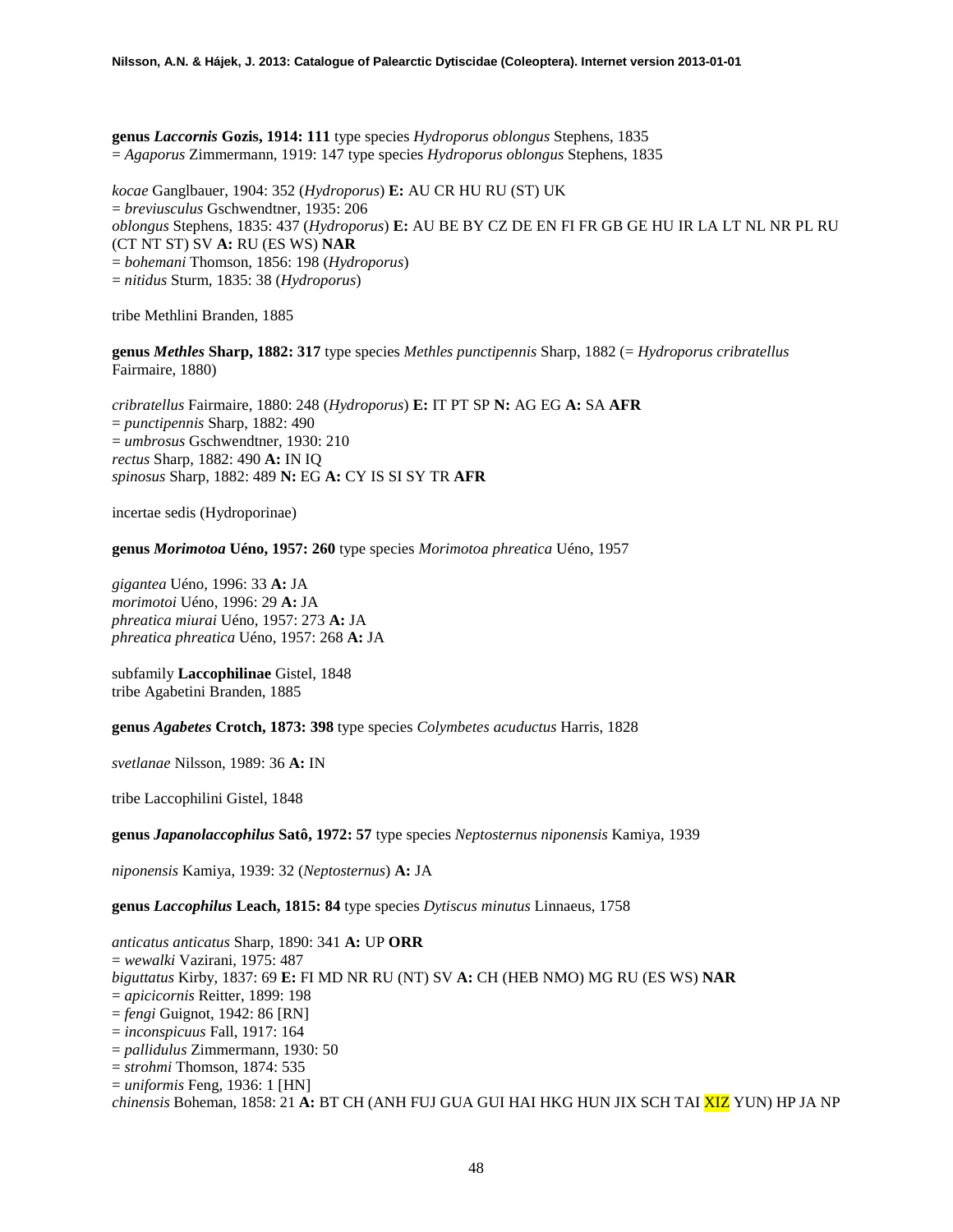**genus *Laccornis* Gozis, 1914: 111** type species *Hydroporus oblongus* Stephens, 1835
= *Agaporus* Zimmermann, 1919: 147 type species *Hydroporus oblongus* Stephens, 1835

*kocae* Ganglbauer, 1904: 352 (*Hydroporus*) **E:** AU CR HU RU (ST) UK
= *breviusculus* Gschwendtner, 1935: 206
*oblongus* Stephens, 1835: 437 (*Hydroporus*) **E:** AU BE BY CZ DE EN FI FR GB GE HU IR LA LT NL NR PL RU (CT NT ST) SV **A:** RU (ES WS) **NAR**
= *bohemani* Thomson, 1856: 198 (*Hydroporus*)
= *nitidus* Sturm, 1835: 38 (*Hydroporus*)

tribe Methlini Branden, 1885

**genus *Methles* Sharp, 1882: 317** type species *Methles punctipennis* Sharp, 1882 (= *Hydroporus cribratellus* Fairmaire, 1880)

*cribratellus* Fairmaire, 1880: 248 (*Hydroporus*) **E:** IT PT SP **N:** AG EG **A:** SA **AFR**
= *punctipennis* Sharp, 1882: 490
= *umbrosus* Gschwendtner, 1930: 210
*rectus* Sharp, 1882: 490 **A:** IN IQ
*spinosus* Sharp, 1882: 489 **N:** EG **A:** CY IS SI SY TR **AFR**

incertae sedis (Hydroporinae)

**genus *Morimotoa* Uéno, 1957: 260** type species *Morimotoa phreatica* Uéno, 1957

*gigantea* Uéno, 1996: 33 **A:** JA
*morimotoi* Uéno, 1996: 29 **A:** JA
*phreatica miurai* Uéno, 1957: 273 **A:** JA
*phreatica phreatica* Uéno, 1957: 268 **A:** JA

subfamily **Laccophilinae** Gistel, 1848
tribe Agabetini Branden, 1885

**genus *Agabetes* Crotch, 1873: 398** type species *Colymbetes acuductus* Harris, 1828

*svetlanae* Nilsson, 1989: 36 **A:** IN

tribe Laccophilini Gistel, 1848

**genus *Japanolaccophilus* Satô, 1972: 57** type species *Neptosternus niponensis* Kamiya, 1939

*niponensis* Kamiya, 1939: 32 (*Neptosternus*) **A:** JA

**genus *Laccophilus* Leach, 1815: 84** type species *Dytiscus minutus* Linnaeus, 1758

*anticatus anticatus* Sharp, 1890: 341 **A:** UP **ORR**
= *wewalki* Vazirani, 1975: 487
*biguttatus* Kirby, 1837: 69 **E:** FI MD NR RU (NT) SV **A:** CH (HEB NMO) MG RU (ES WS) **NAR**
= *apicicornis* Reitter, 1899: 198
= *fengi* Guignot, 1942: 86 [RN]
= *inconspicuus* Fall, 1917: 164
= *pallidulus* Zimmermann, 1930: 50
= *strohmi* Thomson, 1874: 535
= *uniformis* Feng, 1936: 1 [HN]
*chinensis* Boheman, 1858: 21 **A:** BT CH (ANH FUJ GUA GUI HAI HKG HUN JIX SCH TAI XIZ YUN) HP JA NP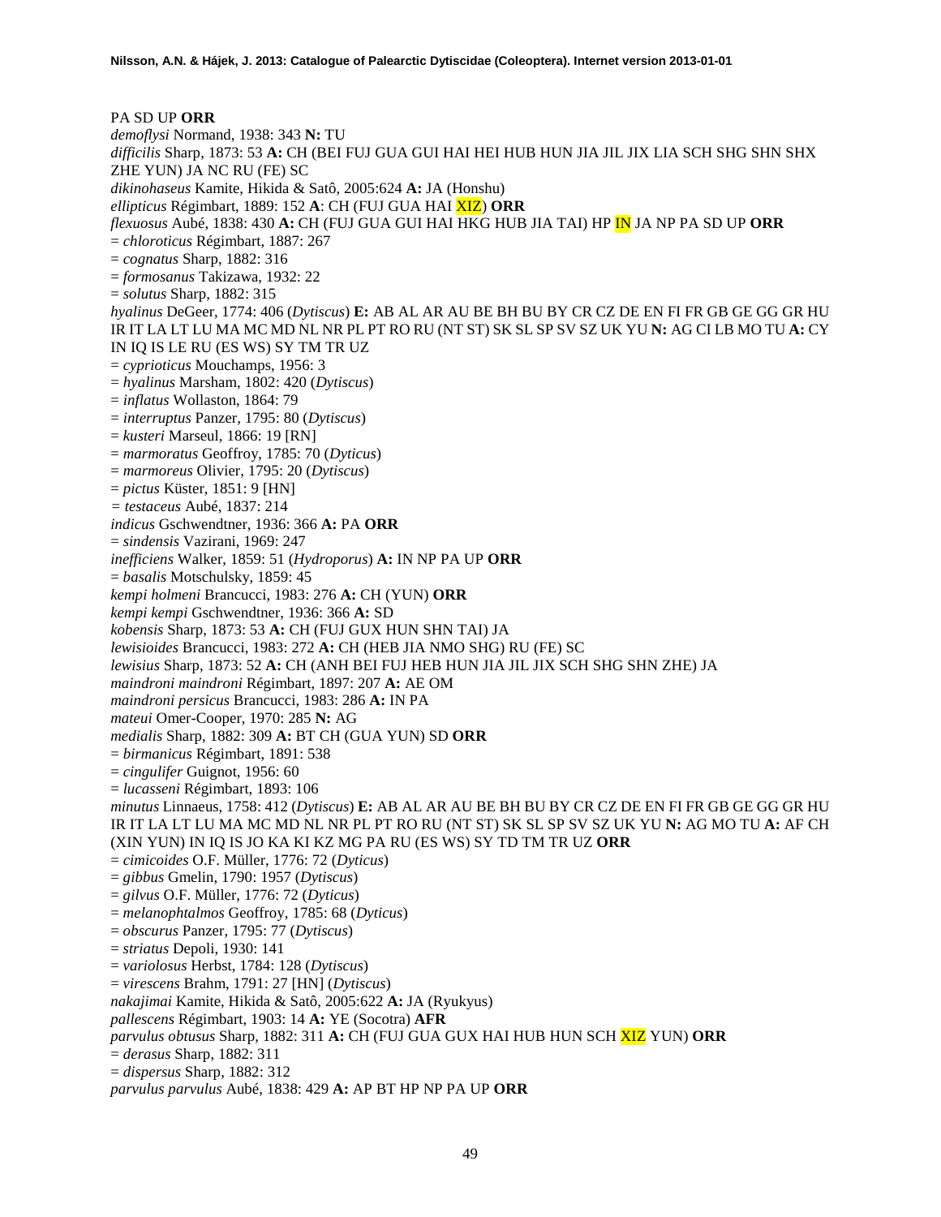PA SD UP **ORR**

*demoflysi* Normand, 1938: 343 **N:** TU

*difficilis* Sharp, 1873: 53 **A:** CH (BEI FUJ GUA GUI HAI HEI HUB HUN JIA JIL JIX LIA SCH SHG SHN SHX ZHE YUN) JA NC RU (FE) SC

*dikinohaseus* Kamite, Hikida & Satô, 2005:624 **A:** JA (Honshu)

*ellipticus* Régimbart, 1889: 152 **A**: CH (FUJ GUA HAI XIZ) **ORR**

*flexuosus* Aubé, 1838: 430 **A:** CH (FUJ GUA GUI HAI HKG HUB JIA TAI) HP IN JA NP PA SD UP **ORR**

= *chloroticus* Régimbart, 1887: 267

= *cognatus* Sharp, 1882: 316

= *formosanus* Takizawa, 1932: 22

= *solutus* Sharp, 1882: 315

*hyalinus* DeGeer, 1774: 406 (*Dytiscus*) **E:** AB AL AR AU BE BH BU BY CR CZ DE EN FI FR GB GE GG GR HU IR IT LA LT LU MA MC MD NL NR PL PT RO RU (NT ST) SK SL SP SV SZ UK YU **N:** AG CI LB MO TU **A:** CY IN IQ IS LE RU (ES WS) SY TM TR UZ

= *cyprioticus* Mouchamps, 1956: 3

= *hyalinus* Marsham, 1802: 420 (*Dytiscus*)

= *inflatus* Wollaston, 1864: 79

= *interruptus* Panzer, 1795: 80 (*Dytiscus*)

= *kusteri* Marseul, 1866: 19 [RN]

= *marmoratus* Geoffroy, 1785: 70 (*Dyticus*)

= *marmoreus* Olivier, 1795: 20 (*Dytiscus*)

= *pictus* Küster, 1851: 9 [HN]

= *testaceus* Aubé, 1837: 214

*indicus* Gschwendtner, 1936: 366 **A:** PA **ORR**

= *sindensis* Vazirani, 1969: 247

*inefficiens* Walker, 1859: 51 (*Hydroporus*) **A:** IN NP PA UP **ORR**

= *basalis* Motschulsky, 1859: 45

*kempi holmeni* Brancucci, 1983: 276 **A:** CH (YUN) **ORR**

*kempi kempi* Gschwendtner, 1936: 366 **A:** SD

*kobensis* Sharp, 1873: 53 **A:** CH (FUJ GUX HUN SHN TAI) JA

*lewisioides* Brancucci, 1983: 272 **A:** CH (HEB JIA NMO SHG) RU (FE) SC

*lewisius* Sharp, 1873: 52 **A:** CH (ANH BEI FUJ HEB HUN JIA JIL JIX SCH SHG SHN ZHE) JA

*maindroni maindroni* Régimbart, 1897: 207 **A:** AE OM

*maindroni persicus* Brancucci, 1983: 286 **A:** IN PA

*mateui* Omer-Cooper, 1970: 285 **N:** AG

*medialis* Sharp, 1882: 309 **A:** BT CH (GUA YUN) SD **ORR**

= *birmanicus* Régimbart, 1891: 538

= *cingulifer* Guignot, 1956: 60

= *lucasseni* Régimbart, 1893: 106

*minutus* Linnaeus, 1758: 412 (*Dytiscus*) **E:** AB AL AR AU BE BH BU BY CR CZ DE EN FI FR GB GE GG GR HU IR IT LA LT LU MA MC MD NL NR PL PT RO RU (NT ST) SK SL SP SV SZ UK YU **N:** AG MO TU **A:** AF CH (XIN YUN) IN IQ IS JO KA KI KZ MG PA RU (ES WS) SY TD TM TR UZ **ORR**

= *cimicoides* O.F. Müller, 1776: 72 (*Dyticus*)

= *gibbus* Gmelin, 1790: 1957 (*Dytiscus*)

= *gilvus* O.F. Müller, 1776: 72 (*Dyticus*)

= *melanophtalmos* Geoffroy, 1785: 68 (*Dyticus*)

= *obscurus* Panzer, 1795: 77 (*Dytiscus*)

= *striatus* Depoli, 1930: 141

= *variolosus* Herbst, 1784: 128 (*Dytiscus*)

= *virescens* Brahm, 1791: 27 [HN] (*Dytiscus*)

*nakajimai* Kamite, Hikida & Satô, 2005:622 **A:** JA (Ryukyus)

*pallescens* Régimbart, 1903: 14 **A:** YE (Socotra) **AFR**

*parvulus obtusus* Sharp, 1882: 311 **A:** CH (FUJ GUA GUX HAI HUB HUN SCH XIZ YUN) **ORR**

= *derasus* Sharp, 1882: 311

= *dispersus* Sharp, 1882: 312

*parvulus parvulus* Aubé, 1838: 429 **A:** AP BT HP NP PA UP **ORR**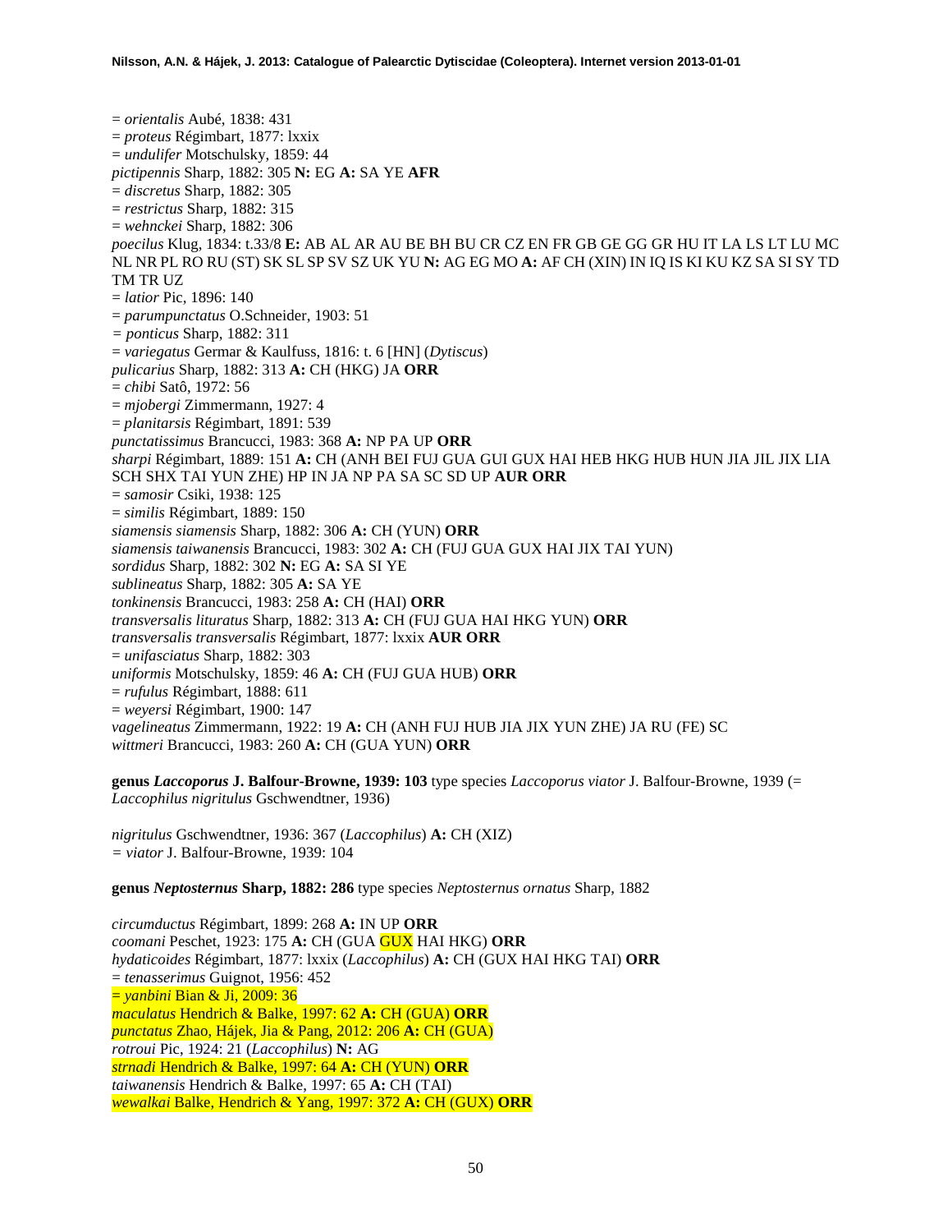= *orientalis* Aubé, 1838: 431
= *proteus* Régimbart, 1877: lxxix
= *undulifer* Motschulsky, 1859: 44
*pictipennis* Sharp, 1882: 305 **N:** EG **A:** SA YE **AFR**
= *discretus* Sharp, 1882: 305
= *restrictus* Sharp, 1882: 315
= *wehnckei* Sharp, 1882: 306
*poecilus* Klug, 1834: t.33/8 **E:** AB AL AR AU BE BH BU CR CZ EN FR GB GE GG GR HU IT LA LS LT LU MC NL NR PL RO RU (ST) SK SL SP SV SZ UK YU **N:** AG EG MO **A:** AF CH (XIN) IN IQ IS KI KU KZ SA SI SY TD TM TR UZ
= *latior* Pic, 1896: 140
= *parumpunctatus* O.Schneider, 1903: 51
= *ponticus* Sharp, 1882: 311
= *variegatus* Germar & Kaulfuss, 1816: t. 6 [HN] (*Dytiscus*)
*pulicarius* Sharp, 1882: 313 **A:** CH (HKG) JA **ORR**
= *chibi* Satô, 1972: 56
= *mjobergi* Zimmermann, 1927: 4
= *planitarsis* Régimbart, 1891: 539
*punctatissimus* Brancucci, 1983: 368 **A:** NP PA UP **ORR**
*sharpi* Régimbart, 1889: 151 **A:** CH (ANH BEI FUJ GUA GUI GUX HAI HEB HKG HUB HUN JIA JIL JIX LIA SCH SHX TAI YUN ZHE) HP IN JA NP PA SA SC SD UP **AUR ORR**
= *samosir* Csiki, 1938: 125
= *similis* Régimbart, 1889: 150
*siamensis siamensis* Sharp, 1882: 306 **A:** CH (YUN) **ORR**
*siamensis taiwanensis* Brancucci, 1983: 302 **A:** CH (FUJ GUA GUX HAI JIX TAI YUN)
*sordidus* Sharp, 1882: 302 **N:** EG **A:** SA SI YE
*sublineatus* Sharp, 1882: 305 **A:** SA YE
*tonkinensis* Brancucci, 1983: 258 **A:** CH (HAI) **ORR**
*transversalis lituratus* Sharp, 1882: 313 **A:** CH (FUJ GUA HAI HKG YUN) **ORR**
*transversalis transversalis* Régimbart, 1877: lxxix **AUR ORR**
= *unifasciatus* Sharp, 1882: 303
*uniformis* Motschulsky, 1859: 46 **A:** CH (FUJ GUA HUB) **ORR**
= *rufulus* Régimbart, 1888: 611
= *weyersi* Régimbart, 1900: 147
*vagelineatus* Zimmermann, 1922: 19 **A:** CH (ANH FUJ HUB JIA JIX YUN ZHE) JA RU (FE) SC
*wittmeri* Brancucci, 1983: 260 **A:** CH (GUA YUN) **ORR**

**genus *Laccoporus* J. Balfour-Browne, 1939: 103** type species *Laccoporus viator* J. Balfour-Browne, 1939 (= *Laccophilus nigritulus* Gschwendtner, 1936)

*nigritulus* Gschwendtner, 1936: 367 (*Laccophilus*) **A:** CH (XIZ)
= *viator* J. Balfour-Browne, 1939: 104

**genus *Neptosternus* Sharp, 1882: 286** type species *Neptosternus ornatus* Sharp, 1882

*circumductus* Régimbart, 1899: 268 **A:** IN UP **ORR**
*coomani* Peschet, 1923: 175 **A:** CH (GUA GUX HAI HKG) **ORR**
*hydaticoides* Régimbart, 1877: lxxix (*Laccophilus*) **A:** CH (GUX HAI HKG TAI) **ORR**
= *tenasserimus* Guignot, 1956: 452
= *yanbini* Bian & Ji, 2009: 36
*maculatus* Hendrich & Balke, 1997: 62 **A:** CH (GUA) **ORR**
*punctatus* Zhao, Hájek, Jia & Pang, 2012: 206 **A:** CH (GUA)
*rotroui* Pic, 1924: 21 (*Laccophilus*) **N:** AG
*strnadi* Hendrich & Balke, 1997: 64 **A:** CH (YUN) **ORR**
*taiwanensis* Hendrich & Balke, 1997: 65 **A:** CH (TAI)
*wewalkai* Balke, Hendrich & Yang, 1997: 372 **A:** CH (GUX) **ORR**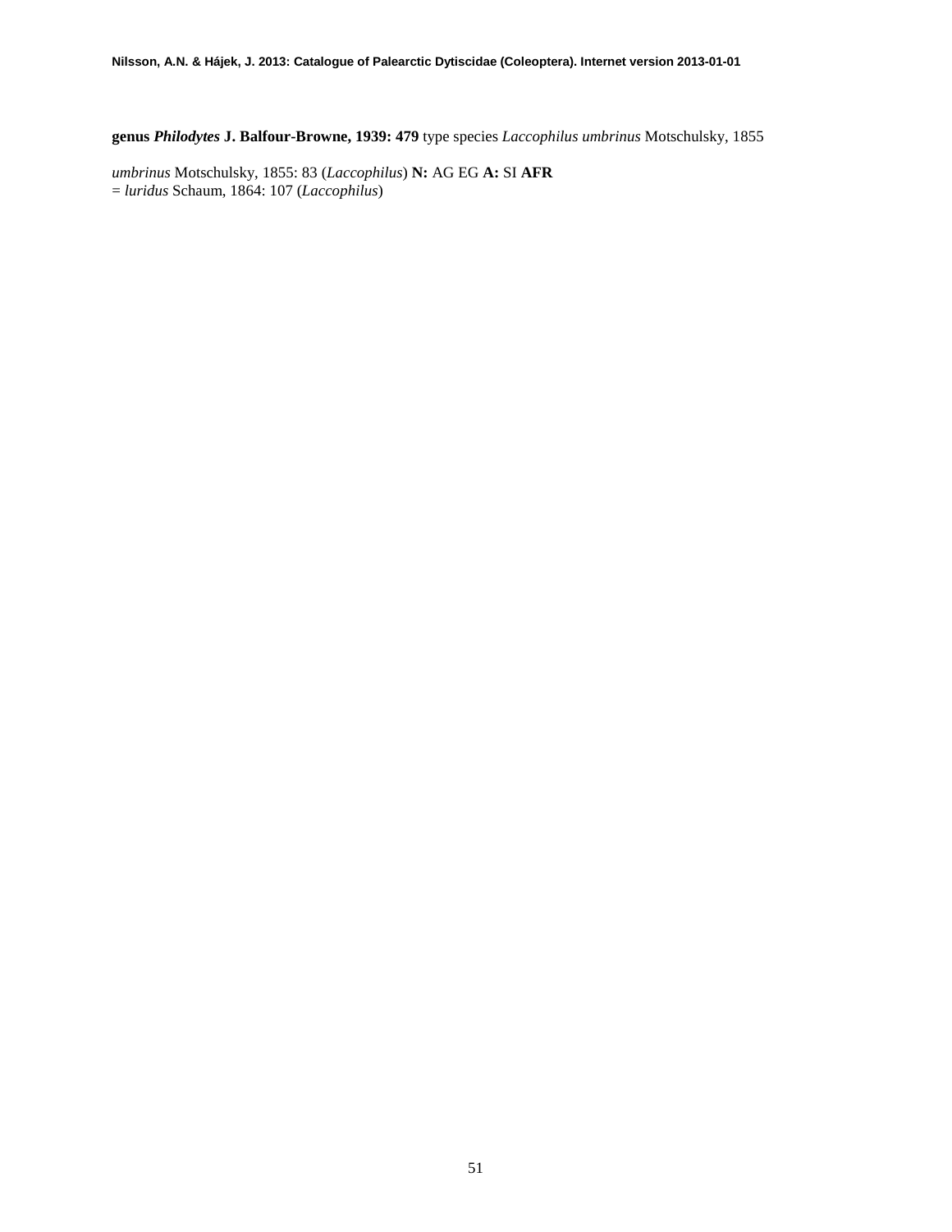**genus *Philodytes* J. Balfour-Browne, 1939: 479** type species *Laccophilus umbrinus* Motschulsky, 1855

*umbrinus* Motschulsky, 1855: 83 (*Laccophilus*) **N:** AG EG **A:** SI **AFR**
= *luridus* Schaum, 1864: 107 (*Laccophilus*)